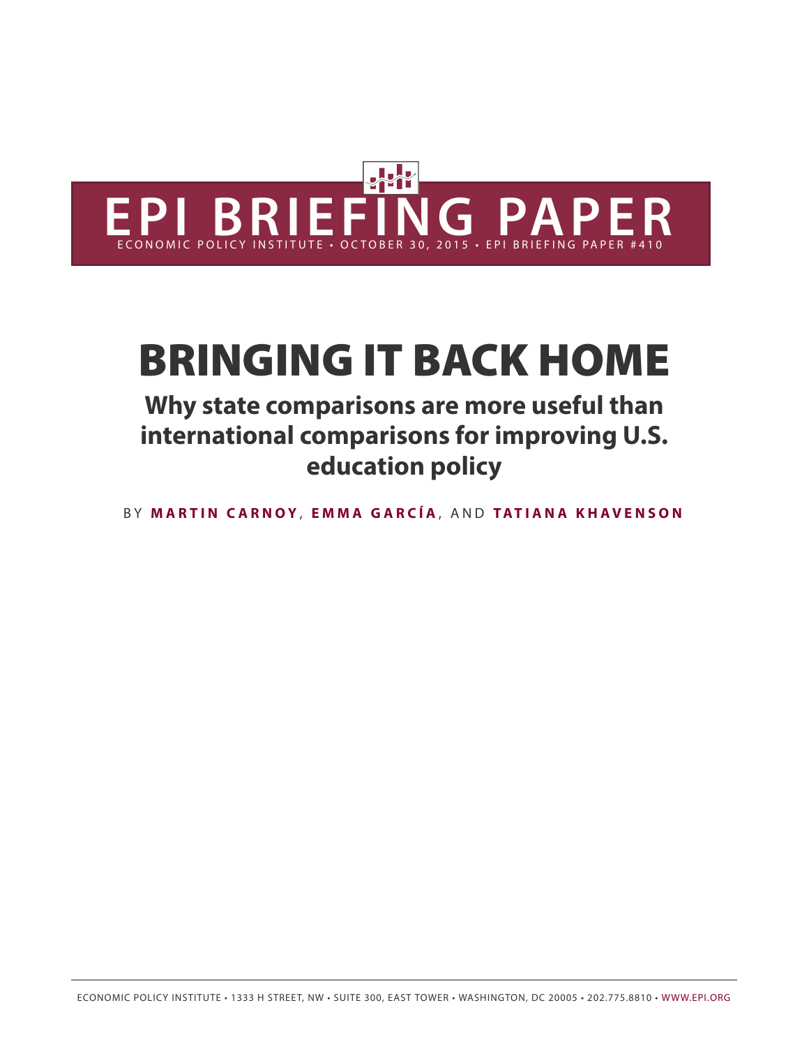EPI BRIEFING PAPER

ECONOMIC POLICY INSTITUTE • OCTOBER 30, 2015 • EPI BRIEFING PAPER #410

# BRINGING IT BACK HOME

## Why state comparisons are more useful than international comparisons for improving U.S. education policy

BY **MARTIN CARNOY**, **EMMA GARCÍA**, AND **TATIANA KHAVENSON**

ECONOMIC POLICY INSTITUTE • 1333 H STREET, NW • SUITE 300, EAST TOWER • WASHINGTON, DC 20005 • 202.775.8810 • WWW.EPI.ORG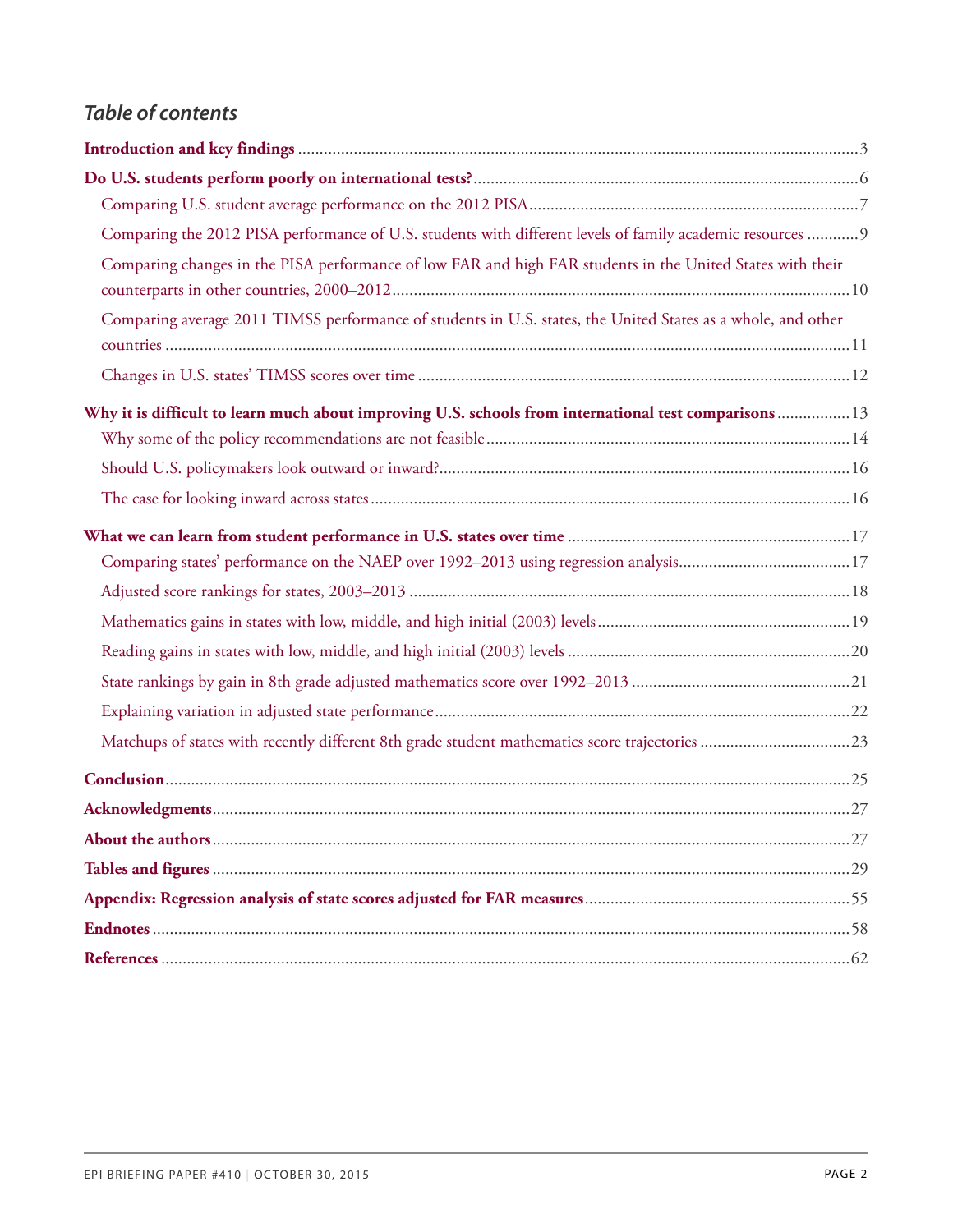## *Table of contents*

**Introduction and key findings** .......... 3

**Do U.S. students perform poorly on international tests?** .......... 6

- Comparing U.S. student average performance on the 2012 PISA .......... 7
- Comparing the 2012 PISA performance of U.S. students with different levels of family academic resources .......... 9
- Comparing changes in the PISA performance of low FAR and high FAR students in the United States with their counterparts in other countries, 2000–2012 .......... 10
- Comparing average 2011 TIMSS performance of students in U.S. states, the United States as a whole, and other countries .......... 11
- Changes in U.S. states' TIMSS scores over time .......... 12

**Why it is difficult to learn much about improving U.S. schools from international test comparisons** .......... 13

- Why some of the policy recommendations are not feasible .......... 14
- Should U.S. policymakers look outward or inward? .......... 16
- The case for looking inward across states .......... 16

**What we can learn from student performance in U.S. states over time** .......... 17

- Comparing states' performance on the NAEP over 1992–2013 using regression analysis .......... 17
- Adjusted score rankings for states, 2003–2013 .......... 18
- Mathematics gains in states with low, middle, and high initial (2003) levels .......... 19
- Reading gains in states with low, middle, and high initial (2003) levels .......... 20
- State rankings by gain in 8th grade adjusted mathematics score over 1992–2013 .......... 21
- Explaining variation in adjusted state performance .......... 22
- Matchups of states with recently different 8th grade student mathematics score trajectories .......... 23

**Conclusion** .......... 25

**Acknowledgments** .......... 27

**About the authors** .......... 27

**Tables and figures** .......... 29

**Appendix: Regression analysis of state scores adjusted for FAR measures** .......... 55

**Endnotes** .......... 58

**References** .......... 62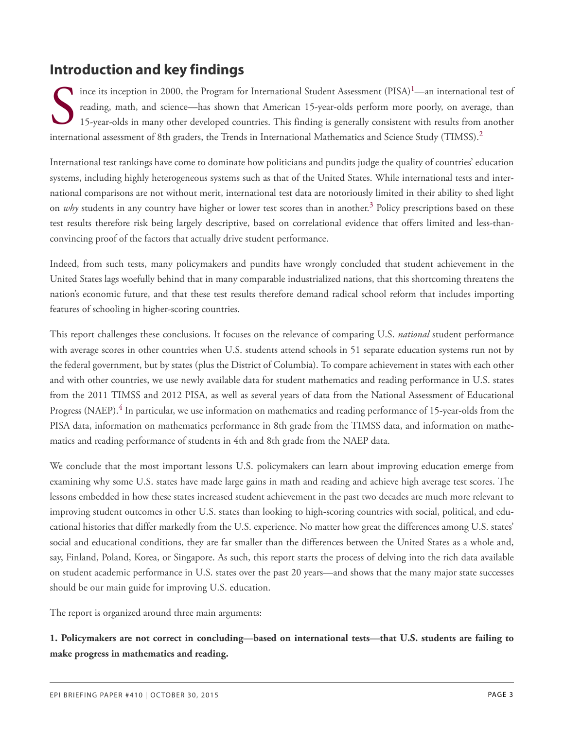## Introduction and key findings

Since its inception in 2000, the Program for International Student Assessment (PISA)[1]—an international test of reading, math, and science—has shown that American 15-year-olds perform more poorly, on average, than 15-year-olds in many other developed countries. This finding is generally consistent with results from another international assessment of 8th graders, the Trends in International Mathematics and Science Study (TIMSS).[2]

International test rankings have come to dominate how politicians and pundits judge the quality of countries' education systems, including highly heterogeneous systems such as that of the United States. While international tests and international comparisons are not without merit, international test data are notoriously limited in their ability to shed light on *why* students in any country have higher or lower test scores than in another.[3] Policy prescriptions based on these test results therefore risk being largely descriptive, based on correlational evidence that offers limited and less-than-convincing proof of the factors that actually drive student performance.

Indeed, from such tests, many policymakers and pundits have wrongly concluded that student achievement in the United States lags woefully behind that in many comparable industrialized nations, that this shortcoming threatens the nation's economic future, and that these test results therefore demand radical school reform that includes importing features of schooling in higher-scoring countries.

This report challenges these conclusions. It focuses on the relevance of comparing U.S. *national* student performance with average scores in other countries when U.S. students attend schools in 51 separate education systems run not by the federal government, but by states (plus the District of Columbia). To compare achievement in states with each other and with other countries, we use newly available data for student mathematics and reading performance in U.S. states from the 2011 TIMSS and 2012 PISA, as well as several years of data from the National Assessment of Educational Progress (NAEP).[4] In particular, we use information on mathematics and reading performance of 15-year-olds from the PISA data, information on mathematics performance in 8th grade from the TIMSS data, and information on mathematics and reading performance of students in 4th and 8th grade from the NAEP data.

We conclude that the most important lessons U.S. policymakers can learn about improving education emerge from examining why some U.S. states have made large gains in math and reading and achieve high average test scores. The lessons embedded in how these states increased student achievement in the past two decades are much more relevant to improving student outcomes in other U.S. states than looking to high-scoring countries with social, political, and educational histories that differ markedly from the U.S. experience. No matter how great the differences among U.S. states' social and educational conditions, they are far smaller than the differences between the United States as a whole and, say, Finland, Poland, Korea, or Singapore. As such, this report starts the process of delving into the rich data available on student academic performance in U.S. states over the past 20 years—and shows that the many major state successes should be our main guide for improving U.S. education.

The report is organized around three main arguments:

**1. Policymakers are not correct in concluding—based on international tests—that U.S. students are failing to make progress in mathematics and reading.**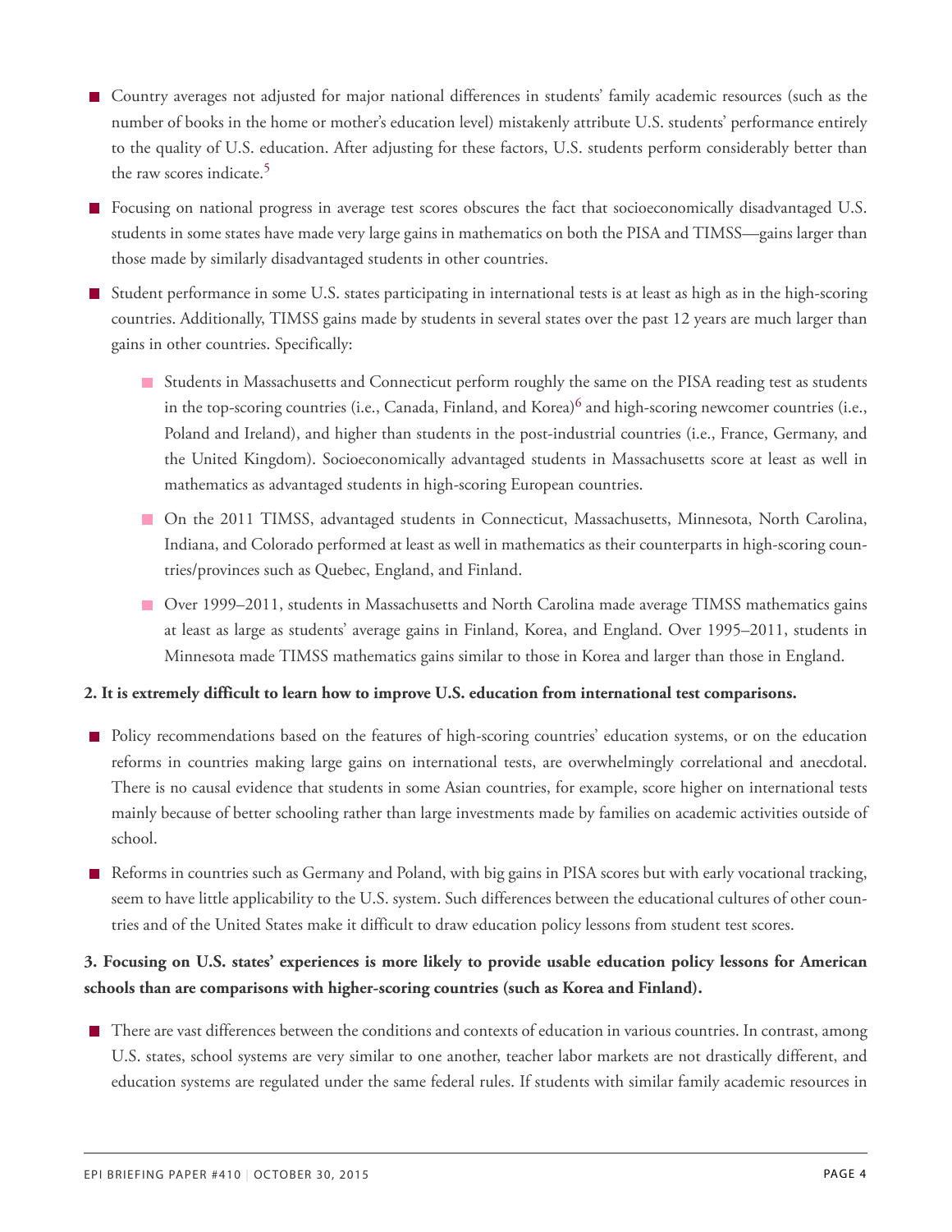- Country averages not adjusted for major national differences in students' family academic resources (such as the number of books in the home or mother's education level) mistakenly attribute U.S. students' performance entirely to the quality of U.S. education. After adjusting for these factors, U.S. students perform considerably better than the raw scores indicate.[5]
- Focusing on national progress in average test scores obscures the fact that socioeconomically disadvantaged U.S. students in some states have made very large gains in mathematics on both the PISA and TIMSS—gains larger than those made by similarly disadvantaged students in other countries.
- Student performance in some U.S. states participating in international tests is at least as high as in the high-scoring countries. Additionally, TIMSS gains made by students in several states over the past 12 years are much larger than gains in other countries. Specifically:
  - Students in Massachusetts and Connecticut perform roughly the same on the PISA reading test as students in the top-scoring countries (i.e., Canada, Finland, and Korea)[6] and high-scoring newcomer countries (i.e., Poland and Ireland), and higher than students in the post-industrial countries (i.e., France, Germany, and the United Kingdom). Socioeconomically advantaged students in Massachusetts score at least as well in mathematics as advantaged students in high-scoring European countries.
  - On the 2011 TIMSS, advantaged students in Connecticut, Massachusetts, Minnesota, North Carolina, Indiana, and Colorado performed at least as well in mathematics as their counterparts in high-scoring countries/provinces such as Quebec, England, and Finland.
  - Over 1999–2011, students in Massachusetts and North Carolina made average TIMSS mathematics gains at least as large as students' average gains in Finland, Korea, and England. Over 1995–2011, students in Minnesota made TIMSS mathematics gains similar to those in Korea and larger than those in England.

**2. It is extremely difficult to learn how to improve U.S. education from international test comparisons.**

- Policy recommendations based on the features of high-scoring countries' education systems, or on the education reforms in countries making large gains on international tests, are overwhelmingly correlational and anecdotal. There is no causal evidence that students in some Asian countries, for example, score higher on international tests mainly because of better schooling rather than large investments made by families on academic activities outside of school.
- Reforms in countries such as Germany and Poland, with big gains in PISA scores but with early vocational tracking, seem to have little applicability to the U.S. system. Such differences between the educational cultures of other countries and of the United States make it difficult to draw education policy lessons from student test scores.

**3. Focusing on U.S. states' experiences is more likely to provide usable education policy lessons for American schools than are comparisons with higher-scoring countries (such as Korea and Finland).**

- There are vast differences between the conditions and contexts of education in various countries. In contrast, among U.S. states, school systems are very similar to one another, teacher labor markets are not drastically different, and education systems are regulated under the same federal rules. If students with similar family academic resources in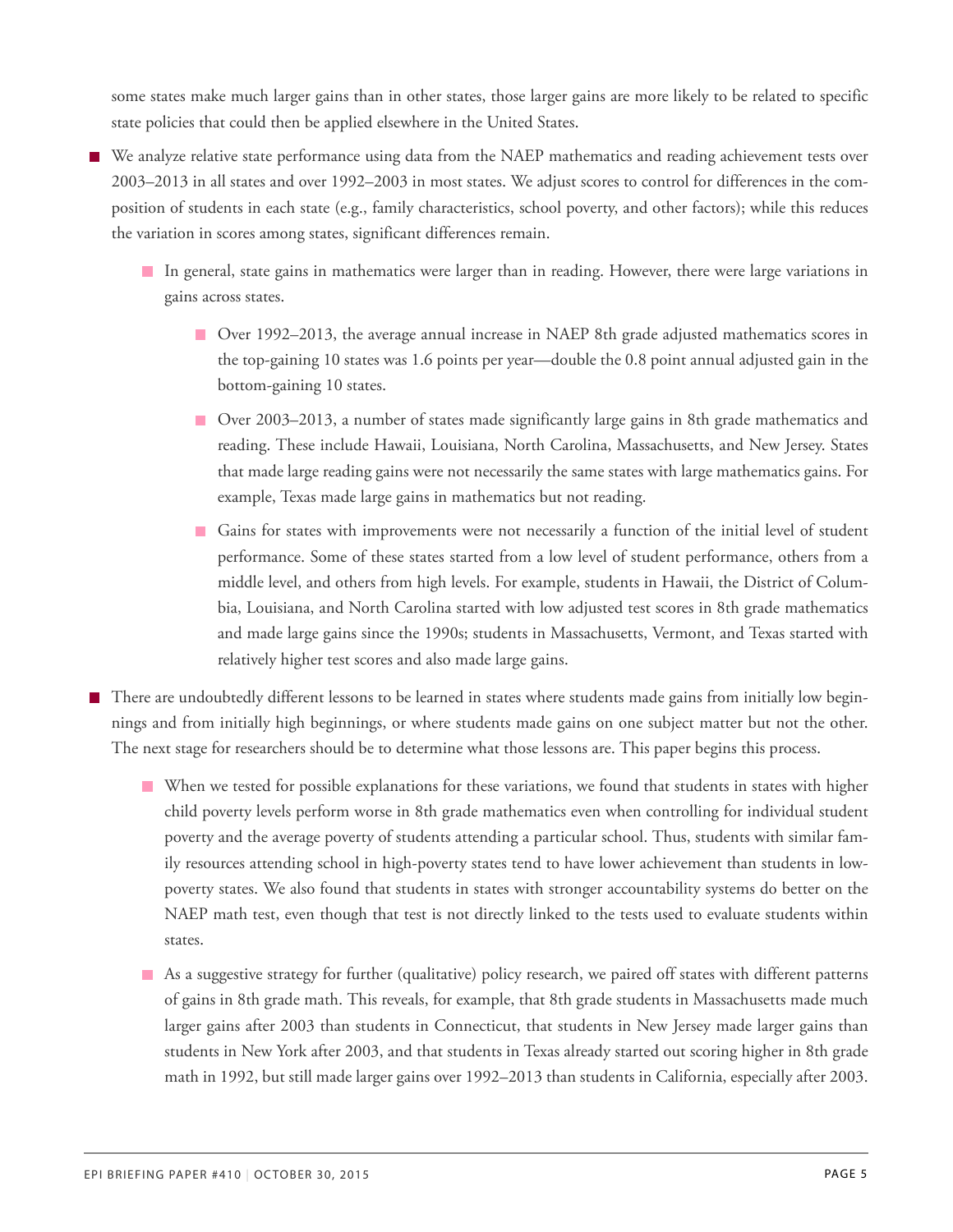some states make much larger gains than in other states, those larger gains are more likely to be related to specific state policies that could then be applied elsewhere in the United States.

- We analyze relative state performance using data from the NAEP mathematics and reading achievement tests over 2003–2013 in all states and over 1992–2003 in most states. We adjust scores to control for differences in the composition of students in each state (e.g., family characteristics, school poverty, and other factors); while this reduces the variation in scores among states, significant differences remain.
  - In general, state gains in mathematics were larger than in reading. However, there were large variations in gains across states.
    - Over 1992–2013, the average annual increase in NAEP 8th grade adjusted mathematics scores in the top-gaining 10 states was 1.6 points per year—double the 0.8 point annual adjusted gain in the bottom-gaining 10 states.
    - Over 2003–2013, a number of states made significantly large gains in 8th grade mathematics and reading. These include Hawaii, Louisiana, North Carolina, Massachusetts, and New Jersey. States that made large reading gains were not necessarily the same states with large mathematics gains. For example, Texas made large gains in mathematics but not reading.
    - Gains for states with improvements were not necessarily a function of the initial level of student performance. Some of these states started from a low level of student performance, others from a middle level, and others from high levels. For example, students in Hawaii, the District of Columbia, Louisiana, and North Carolina started with low adjusted test scores in 8th grade mathematics and made large gains since the 1990s; students in Massachusetts, Vermont, and Texas started with relatively higher test scores and also made large gains.
- There are undoubtedly different lessons to be learned in states where students made gains from initially low beginnings and from initially high beginnings, or where students made gains on one subject matter but not the other. The next stage for researchers should be to determine what those lessons are. This paper begins this process.
  - When we tested for possible explanations for these variations, we found that students in states with higher child poverty levels perform worse in 8th grade mathematics even when controlling for individual student poverty and the average poverty of students attending a particular school. Thus, students with similar family resources attending school in high-poverty states tend to have lower achievement than students in low-poverty states. We also found that students in states with stronger accountability systems do better on the NAEP math test, even though that test is not directly linked to the tests used to evaluate students within states.
  - As a suggestive strategy for further (qualitative) policy research, we paired off states with different patterns of gains in 8th grade math. This reveals, for example, that 8th grade students in Massachusetts made much larger gains after 2003 than students in Connecticut, that students in New Jersey made larger gains than students in New York after 2003, and that students in Texas already started out scoring higher in 8th grade math in 1992, but still made larger gains over 1992–2013 than students in California, especially after 2003.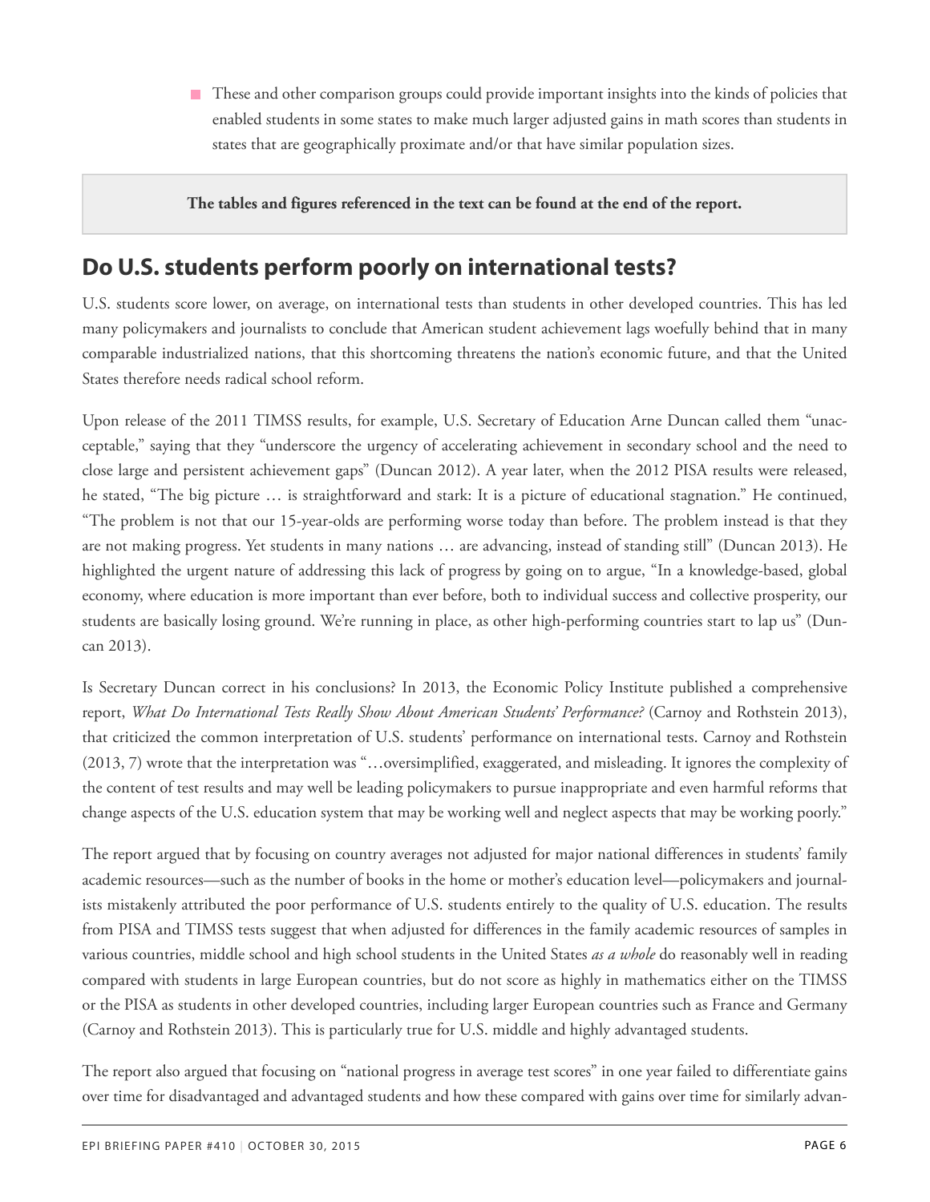- These and other comparison groups could provide important insights into the kinds of policies that enabled students in some states to make much larger adjusted gains in math scores than students in states that are geographically proximate and/or that have similar population sizes.

**The tables and figures referenced in the text can be found at the end of the report.**

## Do U.S. students perform poorly on international tests?

U.S. students score lower, on average, on international tests than students in other developed countries. This has led many policymakers and journalists to conclude that American student achievement lags woefully behind that in many comparable industrialized nations, that this shortcoming threatens the nation's economic future, and that the United States therefore needs radical school reform.

Upon release of the 2011 TIMSS results, for example, U.S. Secretary of Education Arne Duncan called them "unacceptable," saying that they "underscore the urgency of accelerating achievement in secondary school and the need to close large and persistent achievement gaps" (Duncan 2012). A year later, when the 2012 PISA results were released, he stated, "The big picture … is straightforward and stark: It is a picture of educational stagnation." He continued, "The problem is not that our 15-year-olds are performing worse today than before. The problem instead is that they are not making progress. Yet students in many nations … are advancing, instead of standing still" (Duncan 2013). He highlighted the urgent nature of addressing this lack of progress by going on to argue, "In a knowledge-based, global economy, where education is more important than ever before, both to individual success and collective prosperity, our students are basically losing ground. We're running in place, as other high-performing countries start to lap us" (Duncan 2013).

Is Secretary Duncan correct in his conclusions? In 2013, the Economic Policy Institute published a comprehensive report, *What Do International Tests Really Show About American Students' Performance?* (Carnoy and Rothstein 2013), that criticized the common interpretation of U.S. students' performance on international tests. Carnoy and Rothstein (2013, 7) wrote that the interpretation was "…oversimplified, exaggerated, and misleading. It ignores the complexity of the content of test results and may well be leading policymakers to pursue inappropriate and even harmful reforms that change aspects of the U.S. education system that may be working well and neglect aspects that may be working poorly."

The report argued that by focusing on country averages not adjusted for major national differences in students' family academic resources—such as the number of books in the home or mother's education level—policymakers and journalists mistakenly attributed the poor performance of U.S. students entirely to the quality of U.S. education. The results from PISA and TIMSS tests suggest that when adjusted for differences in the family academic resources of samples in various countries, middle school and high school students in the United States *as a whole* do reasonably well in reading compared with students in large European countries, but do not score as highly in mathematics either on the TIMSS or the PISA as students in other developed countries, including larger European countries such as France and Germany (Carnoy and Rothstein 2013). This is particularly true for U.S. middle and highly advantaged students.

The report also argued that focusing on "national progress in average test scores" in one year failed to differentiate gains over time for disadvantaged and advantaged students and how these compared with gains over time for similarly advan-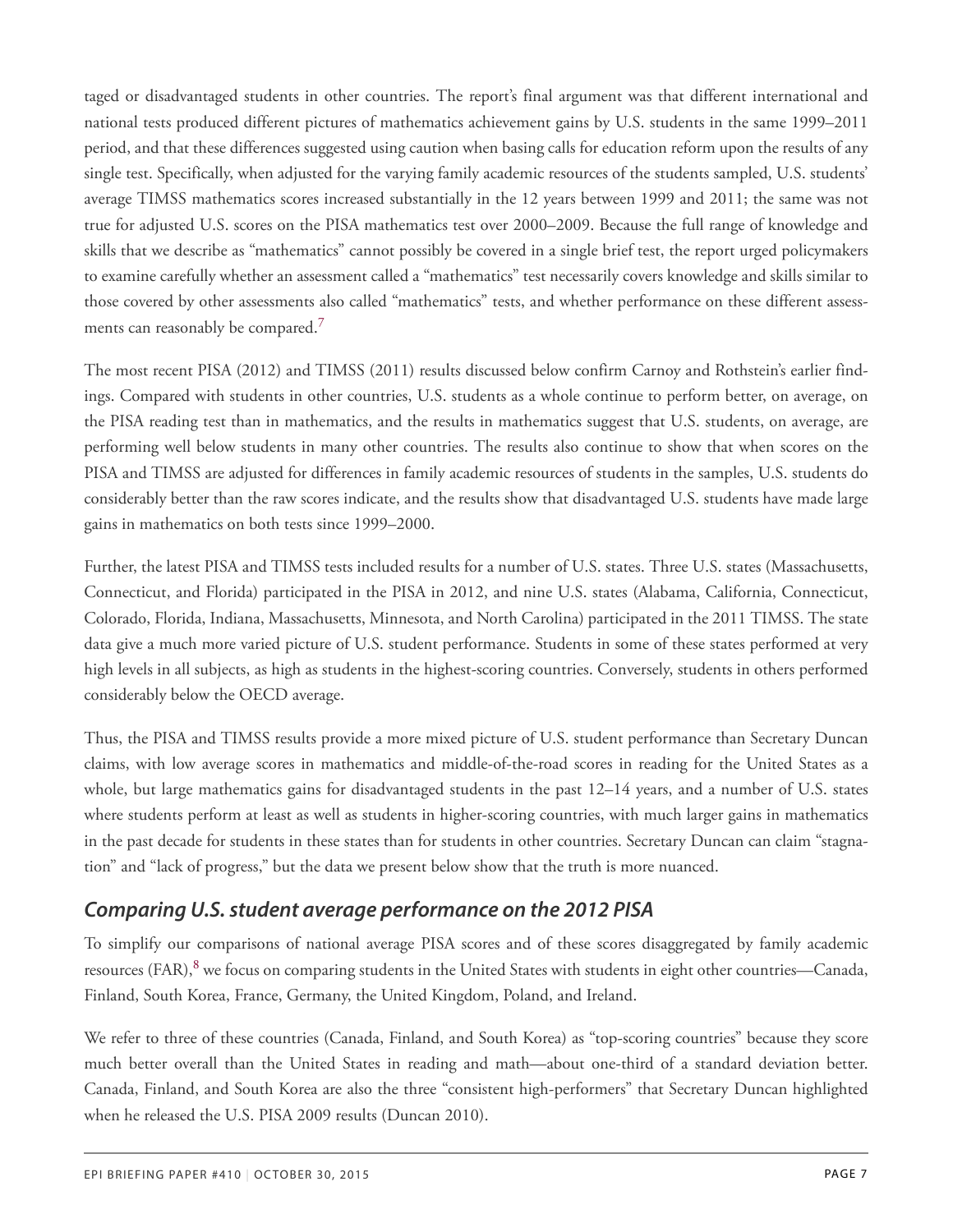taged or disadvantaged students in other countries. The report's final argument was that different international and national tests produced different pictures of mathematics achievement gains by U.S. students in the same 1999–2011 period, and that these differences suggested using caution when basing calls for education reform upon the results of any single test. Specifically, when adjusted for the varying family academic resources of the students sampled, U.S. students' average TIMSS mathematics scores increased substantially in the 12 years between 1999 and 2011; the same was not true for adjusted U.S. scores on the PISA mathematics test over 2000–2009. Because the full range of knowledge and skills that we describe as "mathematics" cannot possibly be covered in a single brief test, the report urged policymakers to examine carefully whether an assessment called a "mathematics" test necessarily covers knowledge and skills similar to those covered by other assessments also called "mathematics" tests, and whether performance on these different assessments can reasonably be compared.[7]

The most recent PISA (2012) and TIMSS (2011) results discussed below confirm Carnoy and Rothstein's earlier findings. Compared with students in other countries, U.S. students as a whole continue to perform better, on average, on the PISA reading test than in mathematics, and the results in mathematics suggest that U.S. students, on average, are performing well below students in many other countries. The results also continue to show that when scores on the PISA and TIMSS are adjusted for differences in family academic resources of students in the samples, U.S. students do considerably better than the raw scores indicate, and the results show that disadvantaged U.S. students have made large gains in mathematics on both tests since 1999–2000.

Further, the latest PISA and TIMSS tests included results for a number of U.S. states. Three U.S. states (Massachusetts, Connecticut, and Florida) participated in the PISA in 2012, and nine U.S. states (Alabama, California, Connecticut, Colorado, Florida, Indiana, Massachusetts, Minnesota, and North Carolina) participated in the 2011 TIMSS. The state data give a much more varied picture of U.S. student performance. Students in some of these states performed at very high levels in all subjects, as high as students in the highest-scoring countries. Conversely, students in others performed considerably below the OECD average.

Thus, the PISA and TIMSS results provide a more mixed picture of U.S. student performance than Secretary Duncan claims, with low average scores in mathematics and middle-of-the-road scores in reading for the United States as a whole, but large mathematics gains for disadvantaged students in the past 12–14 years, and a number of U.S. states where students perform at least as well as students in higher-scoring countries, with much larger gains in mathematics in the past decade for students in these states than for students in other countries. Secretary Duncan can claim "stagnation" and "lack of progress," but the data we present below show that the truth is more nuanced.

## *Comparing U.S. student average performance on the 2012 PISA*

To simplify our comparisons of national average PISA scores and of these scores disaggregated by family academic resources (FAR),[8] we focus on comparing students in the United States with students in eight other countries—Canada, Finland, South Korea, France, Germany, the United Kingdom, Poland, and Ireland.

We refer to three of these countries (Canada, Finland, and South Korea) as "top-scoring countries" because they score much better overall than the United States in reading and math—about one-third of a standard deviation better. Canada, Finland, and South Korea are also the three "consistent high-performers" that Secretary Duncan highlighted when he released the U.S. PISA 2009 results (Duncan 2010).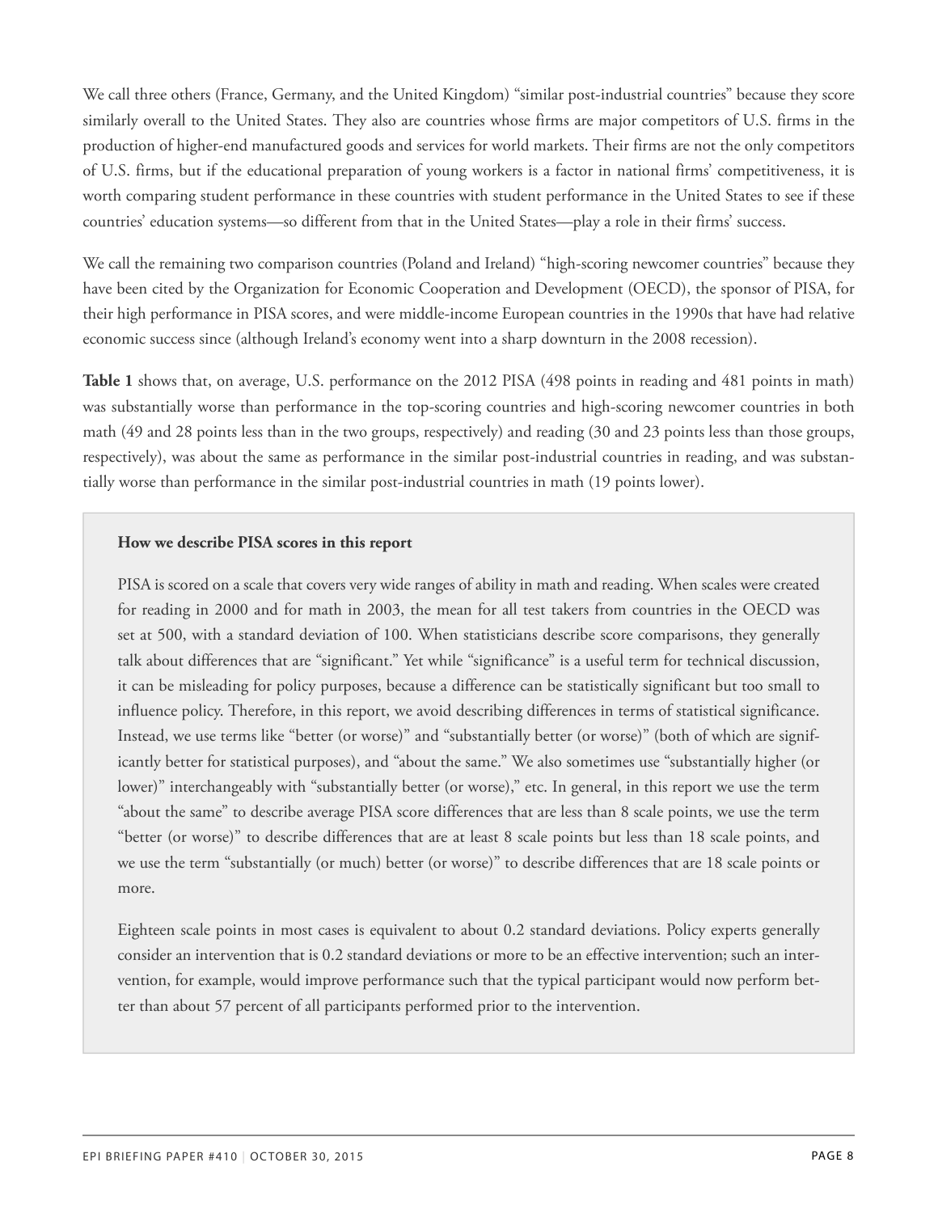We call three others (France, Germany, and the United Kingdom) "similar post-industrial countries" because they score similarly overall to the United States. They also are countries whose firms are major competitors of U.S. firms in the production of higher-end manufactured goods and services for world markets. Their firms are not the only competitors of U.S. firms, but if the educational preparation of young workers is a factor in national firms' competitiveness, it is worth comparing student performance in these countries with student performance in the United States to see if these countries' education systems—so different from that in the United States—play a role in their firms' success.

We call the remaining two comparison countries (Poland and Ireland) "high-scoring newcomer countries" because they have been cited by the Organization for Economic Cooperation and Development (OECD), the sponsor of PISA, for their high performance in PISA scores, and were middle-income European countries in the 1990s that have had relative economic success since (although Ireland's economy went into a sharp downturn in the 2008 recession).

**Table 1** shows that, on average, U.S. performance on the 2012 PISA (498 points in reading and 481 points in math) was substantially worse than performance in the top-scoring countries and high-scoring newcomer countries in both math (49 and 28 points less than in the two groups, respectively) and reading (30 and 23 points less than those groups, respectively), was about the same as performance in the similar post-industrial countries in reading, and was substantially worse than performance in the similar post-industrial countries in math (19 points lower).

**How we describe PISA scores in this report**

PISA is scored on a scale that covers very wide ranges of ability in math and reading. When scales were created for reading in 2000 and for math in 2003, the mean for all test takers from countries in the OECD was set at 500, with a standard deviation of 100. When statisticians describe score comparisons, they generally talk about differences that are "significant." Yet while "significance" is a useful term for technical discussion, it can be misleading for policy purposes, because a difference can be statistically significant but too small to influence policy. Therefore, in this report, we avoid describing differences in terms of statistical significance. Instead, we use terms like "better (or worse)" and "substantially better (or worse)" (both of which are significantly better for statistical purposes), and "about the same." We also sometimes use "substantially higher (or lower)" interchangeably with "substantially better (or worse)," etc. In general, in this report we use the term "about the same" to describe average PISA score differences that are less than 8 scale points, we use the term "better (or worse)" to describe differences that are at least 8 scale points but less than 18 scale points, and we use the term "substantially (or much) better (or worse)" to describe differences that are 18 scale points or more.

Eighteen scale points in most cases is equivalent to about 0.2 standard deviations. Policy experts generally consider an intervention that is 0.2 standard deviations or more to be an effective intervention; such an intervention, for example, would improve performance such that the typical participant would now perform better than about 57 percent of all participants performed prior to the intervention.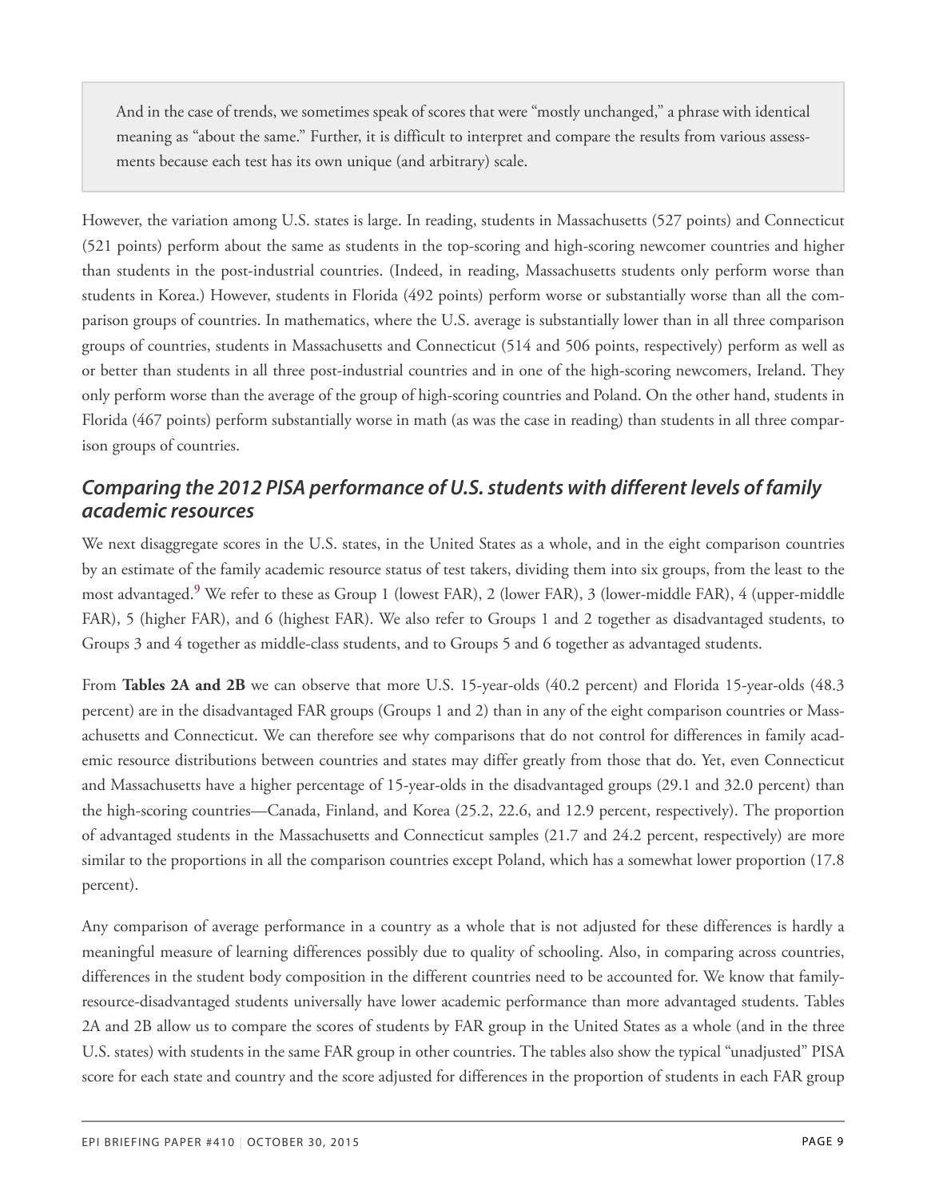> And in the case of trends, we sometimes speak of scores that were "mostly unchanged," a phrase with identical meaning as "about the same." Further, it is difficult to interpret and compare the results from various assessments because each test has its own unique (and arbitrary) scale.

However, the variation among U.S. states is large. In reading, students in Massachusetts (527 points) and Connecticut (521 points) perform about the same as students in the top-scoring and high-scoring newcomer countries and higher than students in the post-industrial countries. (Indeed, in reading, Massachusetts students only perform worse than students in Korea.) However, students in Florida (492 points) perform worse or substantially worse than all the comparison groups of countries. In mathematics, where the U.S. average is substantially lower than in all three comparison groups of countries, students in Massachusetts and Connecticut (514 and 506 points, respectively) perform as well as or better than students in all three post-industrial countries and in one of the high-scoring newcomers, Ireland. They only perform worse than the average of the group of high-scoring countries and Poland. On the other hand, students in Florida (467 points) perform substantially worse in math (as was the case in reading) than students in all three comparison groups of countries.

### *Comparing the 2012 PISA performance of U.S. students with different levels of family academic resources*

We next disaggregate scores in the U.S. states, in the United States as a whole, and in the eight comparison countries by an estimate of the family academic resource status of test takers, dividing them into six groups, from the least to the most advantaged.[9] We refer to these as Group 1 (lowest FAR), 2 (lower FAR), 3 (lower-middle FAR), 4 (upper-middle FAR), 5 (higher FAR), and 6 (highest FAR). We also refer to Groups 1 and 2 together as disadvantaged students, to Groups 3 and 4 together as middle-class students, and to Groups 5 and 6 together as advantaged students.

From **Tables 2A and 2B** we can observe that more U.S. 15-year-olds (40.2 percent) and Florida 15-year-olds (48.3 percent) are in the disadvantaged FAR groups (Groups 1 and 2) than in any of the eight comparison countries or Massachusetts and Connecticut. We can therefore see why comparisons that do not control for differences in family academic resource distributions between countries and states may differ greatly from those that do. Yet, even Connecticut and Massachusetts have a higher percentage of 15-year-olds in the disadvantaged groups (29.1 and 32.0 percent) than the high-scoring countries—Canada, Finland, and Korea (25.2, 22.6, and 12.9 percent, respectively). The proportion of advantaged students in the Massachusetts and Connecticut samples (21.7 and 24.2 percent, respectively) are more similar to the proportions in all the comparison countries except Poland, which has a somewhat lower proportion (17.8 percent).

Any comparison of average performance in a country as a whole that is not adjusted for these differences is hardly a meaningful measure of learning differences possibly due to quality of schooling. Also, in comparing across countries, differences in the student body composition in the different countries need to be accounted for. We know that family-resource-disadvantaged students universally have lower academic performance than more advantaged students. Tables 2A and 2B allow us to compare the scores of students by FAR group in the United States as a whole (and in the three U.S. states) with students in the same FAR group in other countries. The tables also show the typical "unadjusted" PISA score for each state and country and the score adjusted for differences in the proportion of students in each FAR group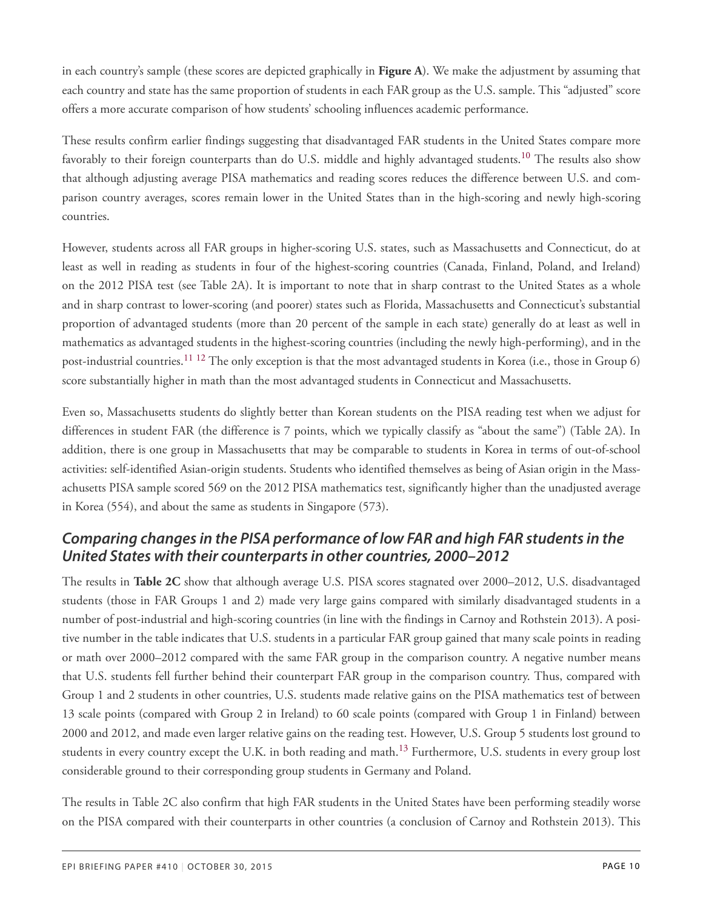in each country's sample (these scores are depicted graphically in **Figure A**). We make the adjustment by assuming that each country and state has the same proportion of students in each FAR group as the U.S. sample. This "adjusted" score offers a more accurate comparison of how students' schooling influences academic performance.

These results confirm earlier findings suggesting that disadvantaged FAR students in the United States compare more favorably to their foreign counterparts than do U.S. middle and highly advantaged students.[10] The results also show that although adjusting average PISA mathematics and reading scores reduces the difference between U.S. and comparison country averages, scores remain lower in the United States than in the high-scoring and newly high-scoring countries.

However, students across all FAR groups in higher-scoring U.S. states, such as Massachusetts and Connecticut, do at least as well in reading as students in four of the highest-scoring countries (Canada, Finland, Poland, and Ireland) on the 2012 PISA test (see Table 2A). It is important to note that in sharp contrast to the United States as a whole and in sharp contrast to lower-scoring (and poorer) states such as Florida, Massachusetts and Connecticut's substantial proportion of advantaged students (more than 20 percent of the sample in each state) generally do at least as well in mathematics as advantaged students in the highest-scoring countries (including the newly high-performing), and in the post-industrial countries.[11] [12] The only exception is that the most advantaged students in Korea (i.e., those in Group 6) score substantially higher in math than the most advantaged students in Connecticut and Massachusetts.

Even so, Massachusetts students do slightly better than Korean students on the PISA reading test when we adjust for differences in student FAR (the difference is 7 points, which we typically classify as "about the same") (Table 2A). In addition, there is one group in Massachusetts that may be comparable to students in Korea in terms of out-of-school activities: self-identified Asian-origin students. Students who identified themselves as being of Asian origin in the Massachusetts PISA sample scored 569 on the 2012 PISA mathematics test, significantly higher than the unadjusted average in Korea (554), and about the same as students in Singapore (573).

### *Comparing changes in the PISA performance of low FAR and high FAR students in the United States with their counterparts in other countries, 2000–2012*

The results in **Table 2C** show that although average U.S. PISA scores stagnated over 2000–2012, U.S. disadvantaged students (those in FAR Groups 1 and 2) made very large gains compared with similarly disadvantaged students in a number of post-industrial and high-scoring countries (in line with the findings in Carnoy and Rothstein 2013). A positive number in the table indicates that U.S. students in a particular FAR group gained that many scale points in reading or math over 2000–2012 compared with the same FAR group in the comparison country. A negative number means that U.S. students fell further behind their counterpart FAR group in the comparison country. Thus, compared with Group 1 and 2 students in other countries, U.S. students made relative gains on the PISA mathematics test of between 13 scale points (compared with Group 2 in Ireland) to 60 scale points (compared with Group 1 in Finland) between 2000 and 2012, and made even larger relative gains on the reading test. However, U.S. Group 5 students lost ground to students in every country except the U.K. in both reading and math.[13] Furthermore, U.S. students in every group lost considerable ground to their corresponding group students in Germany and Poland.

The results in Table 2C also confirm that high FAR students in the United States have been performing steadily worse on the PISA compared with their counterparts in other countries (a conclusion of Carnoy and Rothstein 2013). This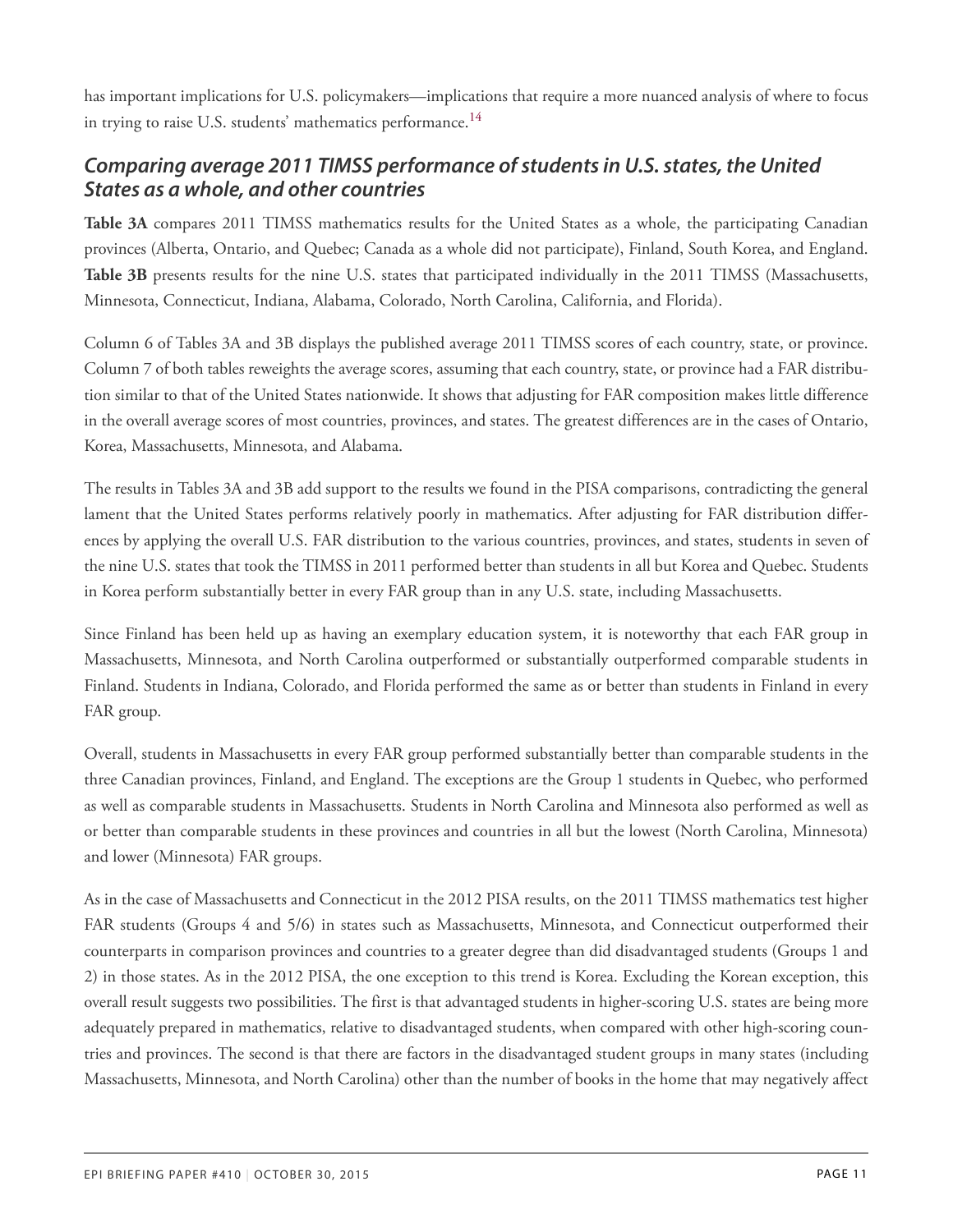has important implications for U.S. policymakers—implications that require a more nuanced analysis of where to focus in trying to raise U.S. students' mathematics performance.[14]

### *Comparing average 2011 TIMSS performance of students in U.S. states, the United States as a whole, and other countries*

**Table 3A** compares 2011 TIMSS mathematics results for the United States as a whole, the participating Canadian provinces (Alberta, Ontario, and Quebec; Canada as a whole did not participate), Finland, South Korea, and England. **Table 3B** presents results for the nine U.S. states that participated individually in the 2011 TIMSS (Massachusetts, Minnesota, Connecticut, Indiana, Alabama, Colorado, North Carolina, California, and Florida).

Column 6 of Tables 3A and 3B displays the published average 2011 TIMSS scores of each country, state, or province. Column 7 of both tables reweights the average scores, assuming that each country, state, or province had a FAR distribution similar to that of the United States nationwide. It shows that adjusting for FAR composition makes little difference in the overall average scores of most countries, provinces, and states. The greatest differences are in the cases of Ontario, Korea, Massachusetts, Minnesota, and Alabama.

The results in Tables 3A and 3B add support to the results we found in the PISA comparisons, contradicting the general lament that the United States performs relatively poorly in mathematics. After adjusting for FAR distribution differences by applying the overall U.S. FAR distribution to the various countries, provinces, and states, students in seven of the nine U.S. states that took the TIMSS in 2011 performed better than students in all but Korea and Quebec. Students in Korea perform substantially better in every FAR group than in any U.S. state, including Massachusetts.

Since Finland has been held up as having an exemplary education system, it is noteworthy that each FAR group in Massachusetts, Minnesota, and North Carolina outperformed or substantially outperformed comparable students in Finland. Students in Indiana, Colorado, and Florida performed the same as or better than students in Finland in every FAR group.

Overall, students in Massachusetts in every FAR group performed substantially better than comparable students in the three Canadian provinces, Finland, and England. The exceptions are the Group 1 students in Quebec, who performed as well as comparable students in Massachusetts. Students in North Carolina and Minnesota also performed as well as or better than comparable students in these provinces and countries in all but the lowest (North Carolina, Minnesota) and lower (Minnesota) FAR groups.

As in the case of Massachusetts and Connecticut in the 2012 PISA results, on the 2011 TIMSS mathematics test higher FAR students (Groups 4 and 5/6) in states such as Massachusetts, Minnesota, and Connecticut outperformed their counterparts in comparison provinces and countries to a greater degree than did disadvantaged students (Groups 1 and 2) in those states. As in the 2012 PISA, the one exception to this trend is Korea. Excluding the Korean exception, this overall result suggests two possibilities. The first is that advantaged students in higher-scoring U.S. states are being more adequately prepared in mathematics, relative to disadvantaged students, when compared with other high-scoring countries and provinces. The second is that there are factors in the disadvantaged student groups in many states (including Massachusetts, Minnesota, and North Carolina) other than the number of books in the home that may negatively affect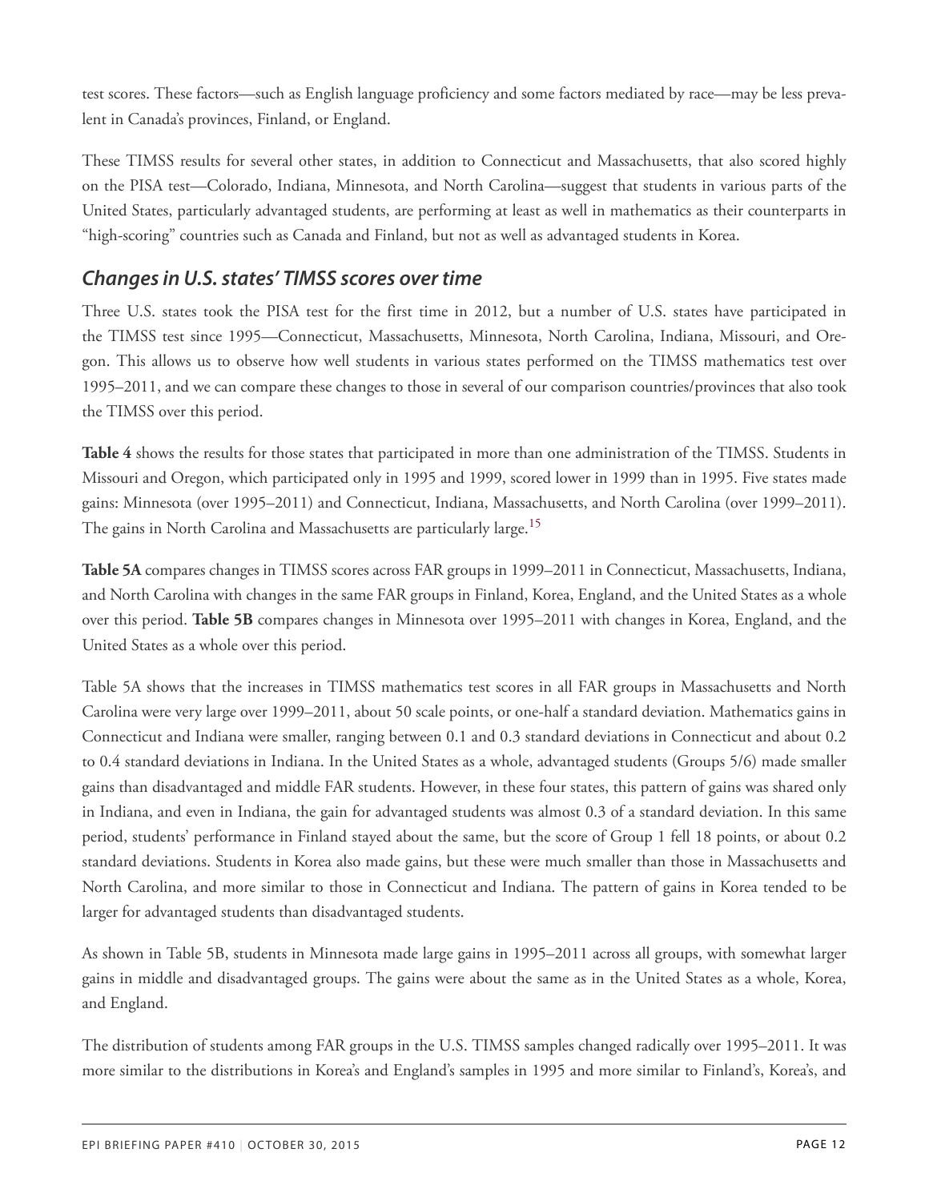test scores. These factors—such as English language proficiency and some factors mediated by race—may be less prevalent in Canada's provinces, Finland, or England.

These TIMSS results for several other states, in addition to Connecticut and Massachusetts, that also scored highly on the PISA test—Colorado, Indiana, Minnesota, and North Carolina—suggest that students in various parts of the United States, particularly advantaged students, are performing at least as well in mathematics as their counterparts in "high-scoring" countries such as Canada and Finland, but not as well as advantaged students in Korea.

## *Changes in U.S. states' TIMSS scores over time*

Three U.S. states took the PISA test for the first time in 2012, but a number of U.S. states have participated in the TIMSS test since 1995—Connecticut, Massachusetts, Minnesota, North Carolina, Indiana, Missouri, and Oregon. This allows us to observe how well students in various states performed on the TIMSS mathematics test over 1995–2011, and we can compare these changes to those in several of our comparison countries/provinces that also took the TIMSS over this period.

**Table 4** shows the results for those states that participated in more than one administration of the TIMSS. Students in Missouri and Oregon, which participated only in 1995 and 1999, scored lower in 1999 than in 1995. Five states made gains: Minnesota (over 1995–2011) and Connecticut, Indiana, Massachusetts, and North Carolina (over 1999–2011). The gains in North Carolina and Massachusetts are particularly large.[15]

**Table 5A** compares changes in TIMSS scores across FAR groups in 1999–2011 in Connecticut, Massachusetts, Indiana, and North Carolina with changes in the same FAR groups in Finland, Korea, England, and the United States as a whole over this period. **Table 5B** compares changes in Minnesota over 1995–2011 with changes in Korea, England, and the United States as a whole over this period.

Table 5A shows that the increases in TIMSS mathematics test scores in all FAR groups in Massachusetts and North Carolina were very large over 1999–2011, about 50 scale points, or one-half a standard deviation. Mathematics gains in Connecticut and Indiana were smaller, ranging between 0.1 and 0.3 standard deviations in Connecticut and about 0.2 to 0.4 standard deviations in Indiana. In the United States as a whole, advantaged students (Groups 5/6) made smaller gains than disadvantaged and middle FAR students. However, in these four states, this pattern of gains was shared only in Indiana, and even in Indiana, the gain for advantaged students was almost 0.3 of a standard deviation. In this same period, students' performance in Finland stayed about the same, but the score of Group 1 fell 18 points, or about 0.2 standard deviations. Students in Korea also made gains, but these were much smaller than those in Massachusetts and North Carolina, and more similar to those in Connecticut and Indiana. The pattern of gains in Korea tended to be larger for advantaged students than disadvantaged students.

As shown in Table 5B, students in Minnesota made large gains in 1995–2011 across all groups, with somewhat larger gains in middle and disadvantaged groups. The gains were about the same as in the United States as a whole, Korea, and England.

The distribution of students among FAR groups in the U.S. TIMSS samples changed radically over 1995–2011. It was more similar to the distributions in Korea's and England's samples in 1995 and more similar to Finland's, Korea's, and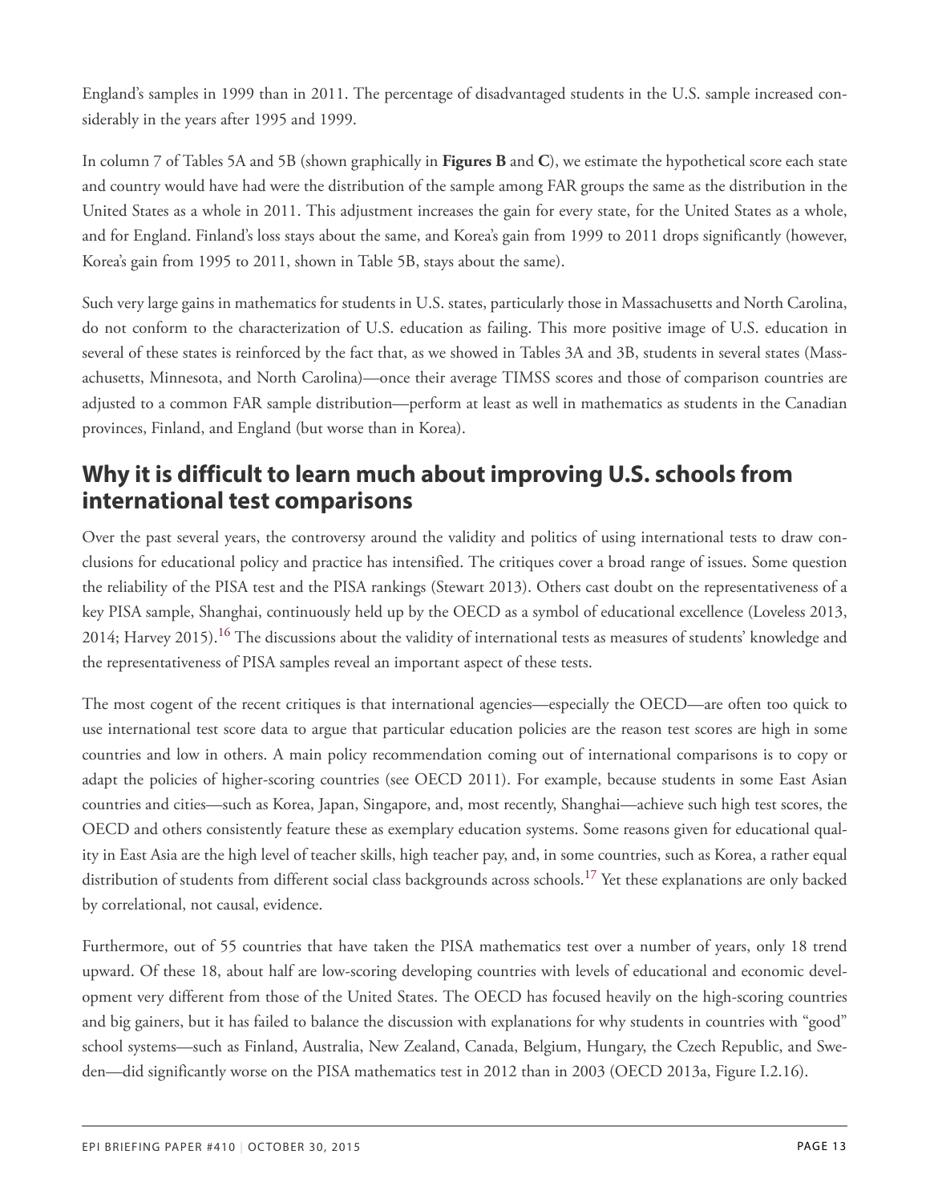England's samples in 1999 than in 2011. The percentage of disadvantaged students in the U.S. sample increased considerably in the years after 1995 and 1999.

In column 7 of Tables 5A and 5B (shown graphically in **Figures B** and **C**), we estimate the hypothetical score each state and country would have had were the distribution of the sample among FAR groups the same as the distribution in the United States as a whole in 2011. This adjustment increases the gain for every state, for the United States as a whole, and for England. Finland's loss stays about the same, and Korea's gain from 1999 to 2011 drops significantly (however, Korea's gain from 1995 to 2011, shown in Table 5B, stays about the same).

Such very large gains in mathematics for students in U.S. states, particularly those in Massachusetts and North Carolina, do not conform to the characterization of U.S. education as failing. This more positive image of U.S. education in several of these states is reinforced by the fact that, as we showed in Tables 3A and 3B, students in several states (Massachusetts, Minnesota, and North Carolina)—once their average TIMSS scores and those of comparison countries are adjusted to a common FAR sample distribution—perform at least as well in mathematics as students in the Canadian provinces, Finland, and England (but worse than in Korea).

## Why it is difficult to learn much about improving U.S. schools from international test comparisons

Over the past several years, the controversy around the validity and politics of using international tests to draw conclusions for educational policy and practice has intensified. The critiques cover a broad range of issues. Some question the reliability of the PISA test and the PISA rankings (Stewart 2013). Others cast doubt on the representativeness of a key PISA sample, Shanghai, continuously held up by the OECD as a symbol of educational excellence (Loveless 2013, 2014; Harvey 2015).[16] The discussions about the validity of international tests as measures of students' knowledge and the representativeness of PISA samples reveal an important aspect of these tests.

The most cogent of the recent critiques is that international agencies—especially the OECD—are often too quick to use international test score data to argue that particular education policies are the reason test scores are high in some countries and low in others. A main policy recommendation coming out of international comparisons is to copy or adapt the policies of higher-scoring countries (see OECD 2011). For example, because students in some East Asian countries and cities—such as Korea, Japan, Singapore, and, most recently, Shanghai—achieve such high test scores, the OECD and others consistently feature these as exemplary education systems. Some reasons given for educational quality in East Asia are the high level of teacher skills, high teacher pay, and, in some countries, such as Korea, a rather equal distribution of students from different social class backgrounds across schools.[17] Yet these explanations are only backed by correlational, not causal, evidence.

Furthermore, out of 55 countries that have taken the PISA mathematics test over a number of years, only 18 trend upward. Of these 18, about half are low-scoring developing countries with levels of educational and economic development very different from those of the United States. The OECD has focused heavily on the high-scoring countries and big gainers, but it has failed to balance the discussion with explanations for why students in countries with "good" school systems—such as Finland, Australia, New Zealand, Canada, Belgium, Hungary, the Czech Republic, and Sweden—did significantly worse on the PISA mathematics test in 2012 than in 2003 (OECD 2013a, Figure I.2.16).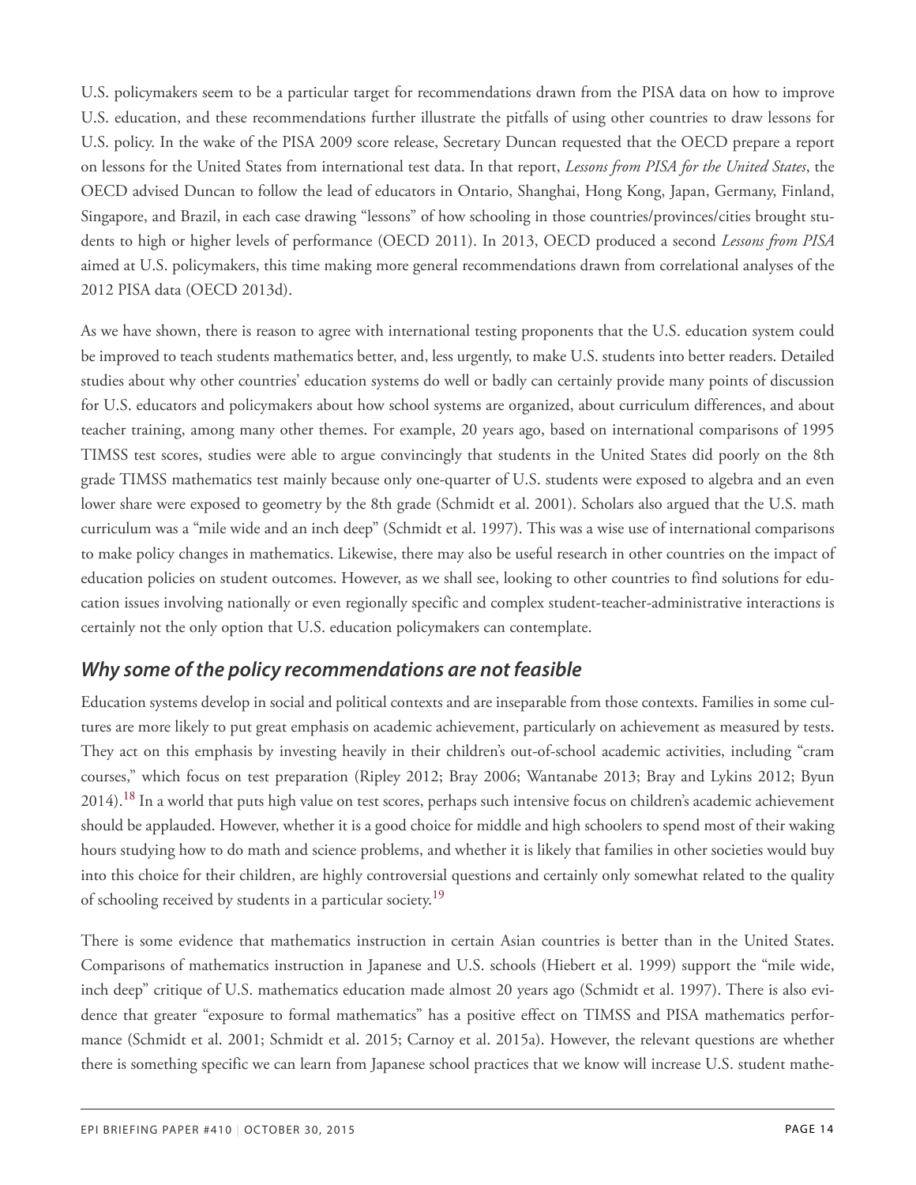U.S. policymakers seem to be a particular target for recommendations drawn from the PISA data on how to improve U.S. education, and these recommendations further illustrate the pitfalls of using other countries to draw lessons for U.S. policy. In the wake of the PISA 2009 score release, Secretary Duncan requested that the OECD prepare a report on lessons for the United States from international test data. In that report, *Lessons from PISA for the United States*, the OECD advised Duncan to follow the lead of educators in Ontario, Shanghai, Hong Kong, Japan, Germany, Finland, Singapore, and Brazil, in each case drawing "lessons" of how schooling in those countries/provinces/cities brought students to high or higher levels of performance (OECD 2011). In 2013, OECD produced a second *Lessons from PISA* aimed at U.S. policymakers, this time making more general recommendations drawn from correlational analyses of the 2012 PISA data (OECD 2013d).

As we have shown, there is reason to agree with international testing proponents that the U.S. education system could be improved to teach students mathematics better, and, less urgently, to make U.S. students into better readers. Detailed studies about why other countries' education systems do well or badly can certainly provide many points of discussion for U.S. educators and policymakers about how school systems are organized, about curriculum differences, and about teacher training, among many other themes. For example, 20 years ago, based on international comparisons of 1995 TIMSS test scores, studies were able to argue convincingly that students in the United States did poorly on the 8th grade TIMSS mathematics test mainly because only one-quarter of U.S. students were exposed to algebra and an even lower share were exposed to geometry by the 8th grade (Schmidt et al. 2001). Scholars also argued that the U.S. math curriculum was a "mile wide and an inch deep" (Schmidt et al. 1997). This was a wise use of international comparisons to make policy changes in mathematics. Likewise, there may also be useful research in other countries on the impact of education policies on student outcomes. However, as we shall see, looking to other countries to find solutions for education issues involving nationally or even regionally specific and complex student-teacher-administrative interactions is certainly not the only option that U.S. education policymakers can contemplate.

### *Why some of the policy recommendations are not feasible*

Education systems develop in social and political contexts and are inseparable from those contexts. Families in some cultures are more likely to put great emphasis on academic achievement, particularly on achievement as measured by tests. They act on this emphasis by investing heavily in their children's out-of-school academic activities, including "cram courses," which focus on test preparation (Ripley 2012; Bray 2006; Wantanabe 2013; Bray and Lykins 2012; Byun 2014).[18] In a world that puts high value on test scores, perhaps such intensive focus on children's academic achievement should be applauded. However, whether it is a good choice for middle and high schoolers to spend most of their waking hours studying how to do math and science problems, and whether it is likely that families in other societies would buy into this choice for their children, are highly controversial questions and certainly only somewhat related to the quality of schooling received by students in a particular society.[19]

There is some evidence that mathematics instruction in certain Asian countries is better than in the United States. Comparisons of mathematics instruction in Japanese and U.S. schools (Hiebert et al. 1999) support the "mile wide, inch deep" critique of U.S. mathematics education made almost 20 years ago (Schmidt et al. 1997). There is also evidence that greater "exposure to formal mathematics" has a positive effect on TIMSS and PISA mathematics performance (Schmidt et al. 2001; Schmidt et al. 2015; Carnoy et al. 2015a). However, the relevant questions are whether there is something specific we can learn from Japanese school practices that we know will increase U.S. student mathe-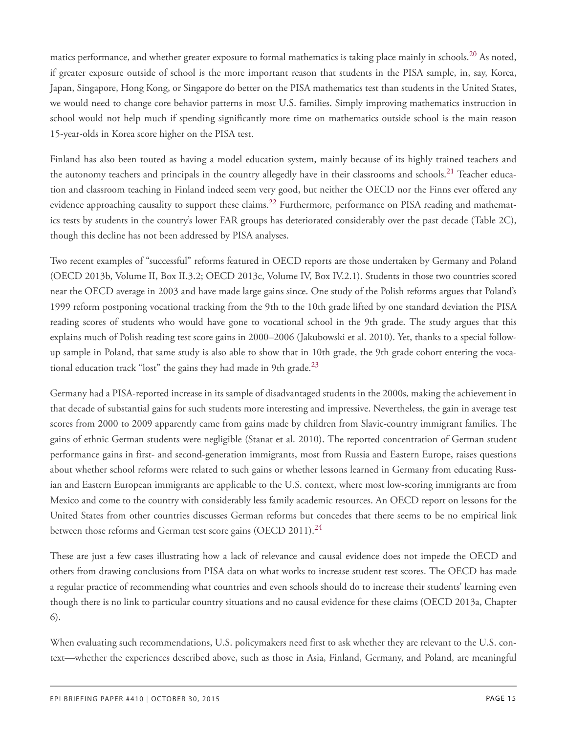matics performance, and whether greater exposure to formal mathematics is taking place mainly in schools.[20] As noted, if greater exposure outside of school is the more important reason that students in the PISA sample, in, say, Korea, Japan, Singapore, Hong Kong, or Singapore do better on the PISA mathematics test than students in the United States, we would need to change core behavior patterns in most U.S. families. Simply improving mathematics instruction in school would not help much if spending significantly more time on mathematics outside school is the main reason 15-year-olds in Korea score higher on the PISA test.

Finland has also been touted as having a model education system, mainly because of its highly trained teachers and the autonomy teachers and principals in the country allegedly have in their classrooms and schools.[21] Teacher education and classroom teaching in Finland indeed seem very good, but neither the OECD nor the Finns ever offered any evidence approaching causality to support these claims.[22] Furthermore, performance on PISA reading and mathematics tests by students in the country's lower FAR groups has deteriorated considerably over the past decade (Table 2C), though this decline has not been addressed by PISA analyses.

Two recent examples of "successful" reforms featured in OECD reports are those undertaken by Germany and Poland (OECD 2013b, Volume II, Box II.3.2; OECD 2013c, Volume IV, Box IV.2.1). Students in those two countries scored near the OECD average in 2003 and have made large gains since. One study of the Polish reforms argues that Poland's 1999 reform postponing vocational tracking from the 9th to the 10th grade lifted by one standard deviation the PISA reading scores of students who would have gone to vocational school in the 9th grade. The study argues that this explains much of Polish reading test score gains in 2000–2006 (Jakubowski et al. 2010). Yet, thanks to a special follow-up sample in Poland, that same study is also able to show that in 10th grade, the 9th grade cohort entering the vocational education track "lost" the gains they had made in 9th grade.[23]

Germany had a PISA-reported increase in its sample of disadvantaged students in the 2000s, making the achievement in that decade of substantial gains for such students more interesting and impressive. Nevertheless, the gain in average test scores from 2000 to 2009 apparently came from gains made by children from Slavic-country immigrant families. The gains of ethnic German students were negligible (Stanat et al. 2010). The reported concentration of German student performance gains in first- and second-generation immigrants, most from Russia and Eastern Europe, raises questions about whether school reforms were related to such gains or whether lessons learned in Germany from educating Russian and Eastern European immigrants are applicable to the U.S. context, where most low-scoring immigrants are from Mexico and come to the country with considerably less family academic resources. An OECD report on lessons for the United States from other countries discusses German reforms but concedes that there seems to be no empirical link between those reforms and German test score gains (OECD 2011).[24]

These are just a few cases illustrating how a lack of relevance and causal evidence does not impede the OECD and others from drawing conclusions from PISA data on what works to increase student test scores. The OECD has made a regular practice of recommending what countries and even schools should do to increase their students' learning even though there is no link to particular country situations and no causal evidence for these claims (OECD 2013a, Chapter 6).

When evaluating such recommendations, U.S. policymakers need first to ask whether they are relevant to the U.S. context—whether the experiences described above, such as those in Asia, Finland, Germany, and Poland, are meaningful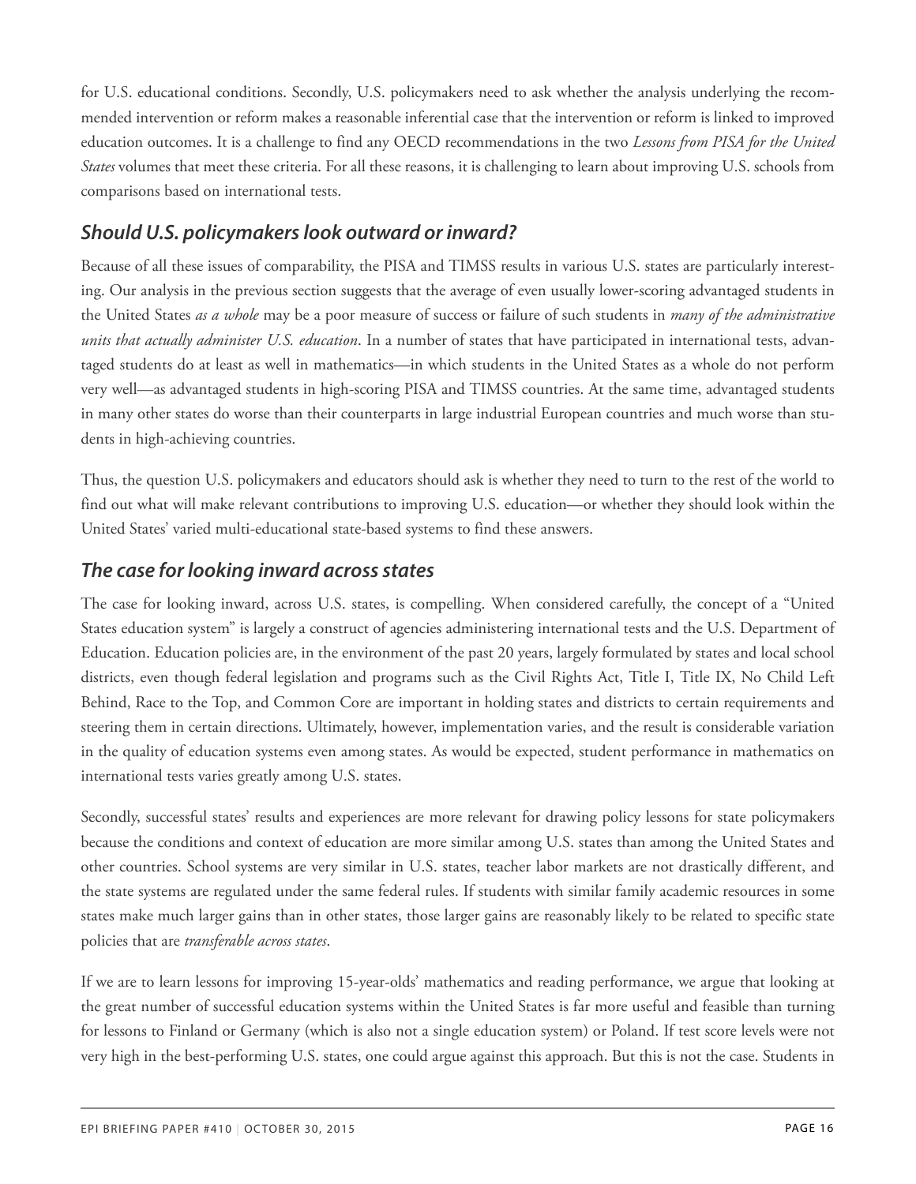for U.S. educational conditions. Secondly, U.S. policymakers need to ask whether the analysis underlying the recommended intervention or reform makes a reasonable inferential case that the intervention or reform is linked to improved education outcomes. It is a challenge to find any OECD recommendations in the two *Lessons from PISA for the United States* volumes that meet these criteria. For all these reasons, it is challenging to learn about improving U.S. schools from comparisons based on international tests.

## *Should U.S. policymakers look outward or inward?*

Because of all these issues of comparability, the PISA and TIMSS results in various U.S. states are particularly interesting. Our analysis in the previous section suggests that the average of even usually lower-scoring advantaged students in the United States *as a whole* may be a poor measure of success or failure of such students in *many of the administrative units that actually administer U.S. education*. In a number of states that have participated in international tests, advantaged students do at least as well in mathematics—in which students in the United States as a whole do not perform very well—as advantaged students in high-scoring PISA and TIMSS countries. At the same time, advantaged students in many other states do worse than their counterparts in large industrial European countries and much worse than students in high-achieving countries.

Thus, the question U.S. policymakers and educators should ask is whether they need to turn to the rest of the world to find out what will make relevant contributions to improving U.S. education—or whether they should look within the United States' varied multi-educational state-based systems to find these answers.

## *The case for looking inward across states*

The case for looking inward, across U.S. states, is compelling. When considered carefully, the concept of a "United States education system" is largely a construct of agencies administering international tests and the U.S. Department of Education. Education policies are, in the environment of the past 20 years, largely formulated by states and local school districts, even though federal legislation and programs such as the Civil Rights Act, Title I, Title IX, No Child Left Behind, Race to the Top, and Common Core are important in holding states and districts to certain requirements and steering them in certain directions. Ultimately, however, implementation varies, and the result is considerable variation in the quality of education systems even among states. As would be expected, student performance in mathematics on international tests varies greatly among U.S. states.

Secondly, successful states' results and experiences are more relevant for drawing policy lessons for state policymakers because the conditions and context of education are more similar among U.S. states than among the United States and other countries. School systems are very similar in U.S. states, teacher labor markets are not drastically different, and the state systems are regulated under the same federal rules. If students with similar family academic resources in some states make much larger gains than in other states, those larger gains are reasonably likely to be related to specific state policies that are *transferable across states*.

If we are to learn lessons for improving 15-year-olds' mathematics and reading performance, we argue that looking at the great number of successful education systems within the United States is far more useful and feasible than turning for lessons to Finland or Germany (which is also not a single education system) or Poland. If test score levels were not very high in the best-performing U.S. states, one could argue against this approach. But this is not the case. Students in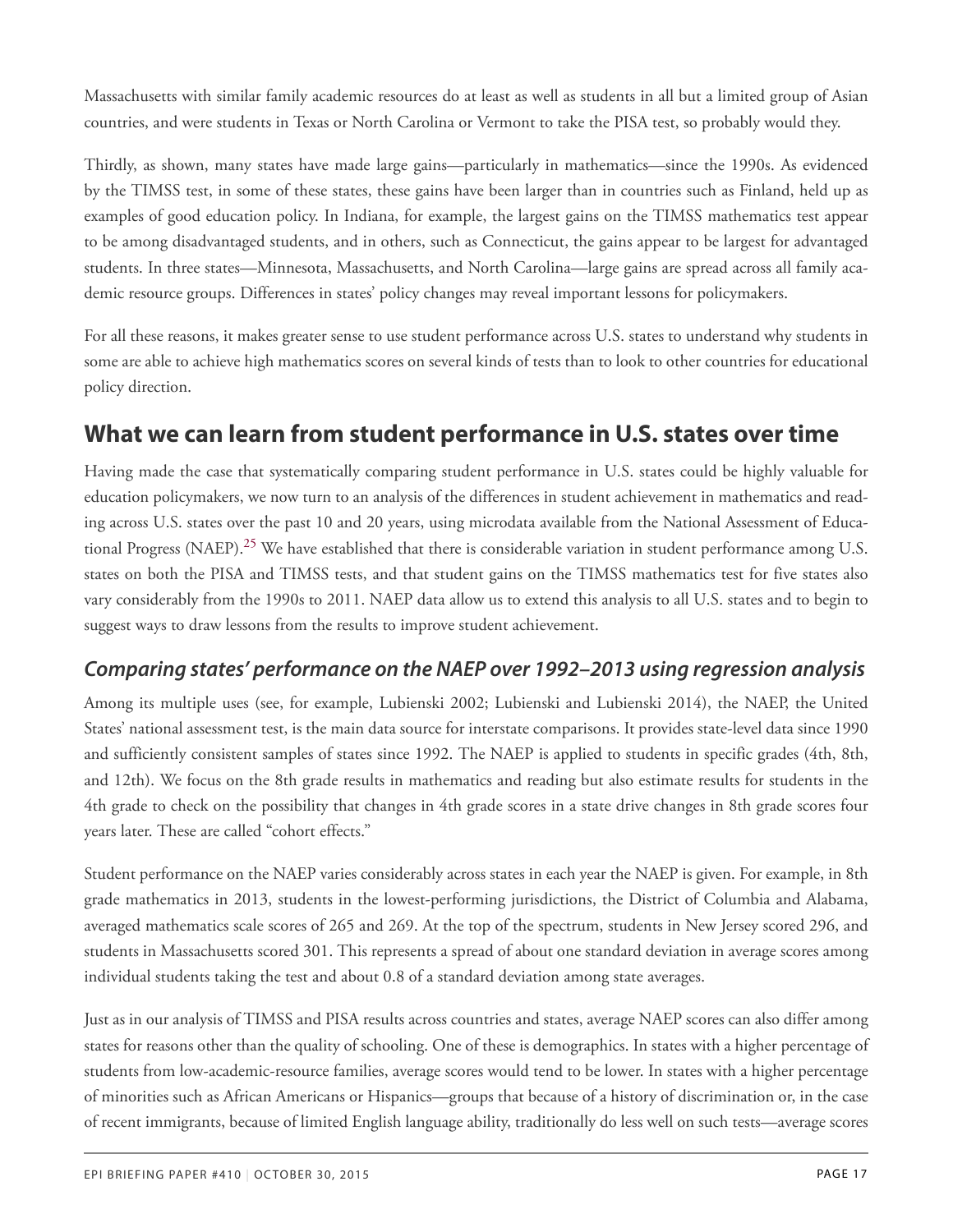Massachusetts with similar family academic resources do at least as well as students in all but a limited group of Asian countries, and were students in Texas or North Carolina or Vermont to take the PISA test, so probably would they.

Thirdly, as shown, many states have made large gains—particularly in mathematics—since the 1990s. As evidenced by the TIMSS test, in some of these states, these gains have been larger than in countries such as Finland, held up as examples of good education policy. In Indiana, for example, the largest gains on the TIMSS mathematics test appear to be among disadvantaged students, and in others, such as Connecticut, the gains appear to be largest for advantaged students. In three states—Minnesota, Massachusetts, and North Carolina—large gains are spread across all family academic resource groups. Differences in states' policy changes may reveal important lessons for policymakers.

For all these reasons, it makes greater sense to use student performance across U.S. states to understand why students in some are able to achieve high mathematics scores on several kinds of tests than to look to other countries for educational policy direction.

## What we can learn from student performance in U.S. states over time

Having made the case that systematically comparing student performance in U.S. states could be highly valuable for education policymakers, we now turn to an analysis of the differences in student achievement in mathematics and reading across U.S. states over the past 10 and 20 years, using microdata available from the National Assessment of Educational Progress (NAEP).[25] We have established that there is considerable variation in student performance among U.S. states on both the PISA and TIMSS tests, and that student gains on the TIMSS mathematics test for five states also vary considerably from the 1990s to 2011. NAEP data allow us to extend this analysis to all U.S. states and to begin to suggest ways to draw lessons from the results to improve student achievement.

### *Comparing states' performance on the NAEP over 1992–2013 using regression analysis*

Among its multiple uses (see, for example, Lubienski 2002; Lubienski and Lubienski 2014), the NAEP, the United States' national assessment test, is the main data source for interstate comparisons. It provides state-level data since 1990 and sufficiently consistent samples of states since 1992. The NAEP is applied to students in specific grades (4th, 8th, and 12th). We focus on the 8th grade results in mathematics and reading but also estimate results for students in the 4th grade to check on the possibility that changes in 4th grade scores in a state drive changes in 8th grade scores four years later. These are called "cohort effects."

Student performance on the NAEP varies considerably across states in each year the NAEP is given. For example, in 8th grade mathematics in 2013, students in the lowest-performing jurisdictions, the District of Columbia and Alabama, averaged mathematics scale scores of 265 and 269. At the top of the spectrum, students in New Jersey scored 296, and students in Massachusetts scored 301. This represents a spread of about one standard deviation in average scores among individual students taking the test and about 0.8 of a standard deviation among state averages.

Just as in our analysis of TIMSS and PISA results across countries and states, average NAEP scores can also differ among states for reasons other than the quality of schooling. One of these is demographics. In states with a higher percentage of students from low-academic-resource families, average scores would tend to be lower. In states with a higher percentage of minorities such as African Americans or Hispanics—groups that because of a history of discrimination or, in the case of recent immigrants, because of limited English language ability, traditionally do less well on such tests—average scores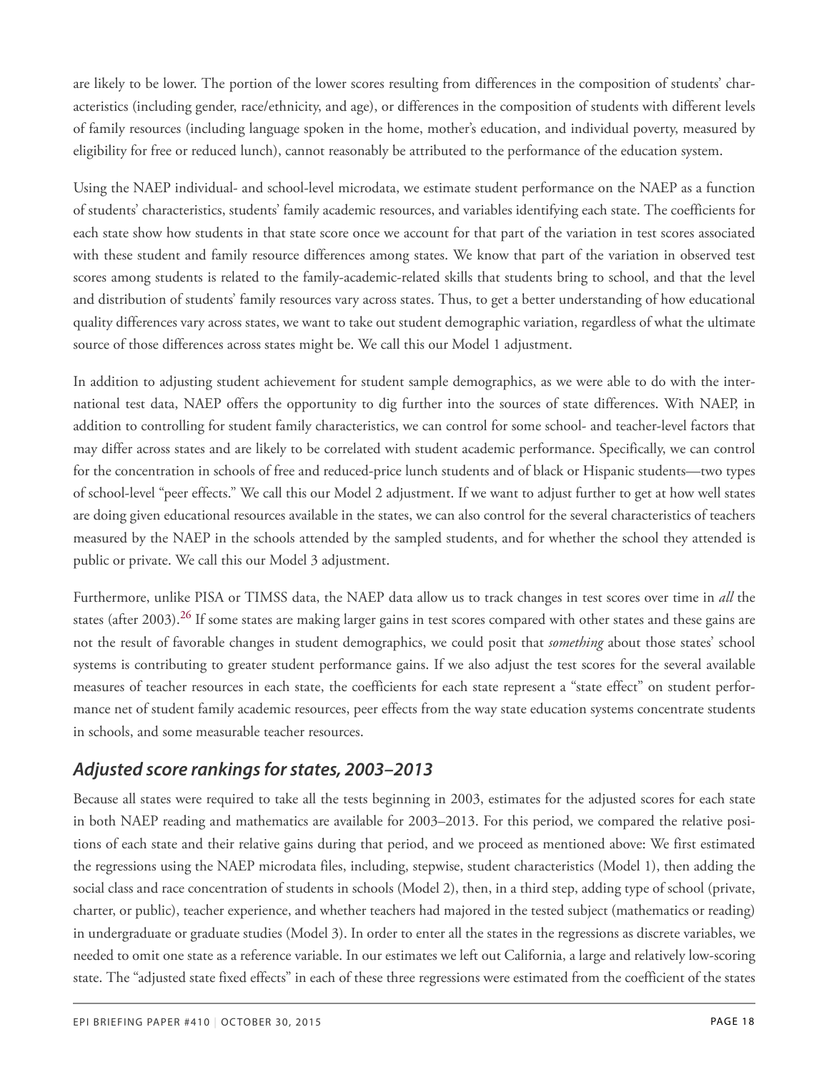are likely to be lower. The portion of the lower scores resulting from differences in the composition of students' characteristics (including gender, race/ethnicity, and age), or differences in the composition of students with different levels of family resources (including language spoken in the home, mother's education, and individual poverty, measured by eligibility for free or reduced lunch), cannot reasonably be attributed to the performance of the education system.

Using the NAEP individual- and school-level microdata, we estimate student performance on the NAEP as a function of students' characteristics, students' family academic resources, and variables identifying each state. The coefficients for each state show how students in that state score once we account for that part of the variation in test scores associated with these student and family resource differences among states. We know that part of the variation in observed test scores among students is related to the family-academic-related skills that students bring to school, and that the level and distribution of students' family resources vary across states. Thus, to get a better understanding of how educational quality differences vary across states, we want to take out student demographic variation, regardless of what the ultimate source of those differences across states might be. We call this our Model 1 adjustment.

In addition to adjusting student achievement for student sample demographics, as we were able to do with the international test data, NAEP offers the opportunity to dig further into the sources of state differences. With NAEP, in addition to controlling for student family characteristics, we can control for some school- and teacher-level factors that may differ across states and are likely to be correlated with student academic performance. Specifically, we can control for the concentration in schools of free and reduced-price lunch students and of black or Hispanic students—two types of school-level "peer effects." We call this our Model 2 adjustment. If we want to adjust further to get at how well states are doing given educational resources available in the states, we can also control for the several characteristics of teachers measured by the NAEP in the schools attended by the sampled students, and for whether the school they attended is public or private. We call this our Model 3 adjustment.

Furthermore, unlike PISA or TIMSS data, the NAEP data allow us to track changes in test scores over time in *all* the states (after 2003).[26] If some states are making larger gains in test scores compared with other states and these gains are not the result of favorable changes in student demographics, we could posit that *something* about those states' school systems is contributing to greater student performance gains. If we also adjust the test scores for the several available measures of teacher resources in each state, the coefficients for each state represent a "state effect" on student performance net of student family academic resources, peer effects from the way state education systems concentrate students in schools, and some measurable teacher resources.

## *Adjusted score rankings for states, 2003–2013*

Because all states were required to take all the tests beginning in 2003, estimates for the adjusted scores for each state in both NAEP reading and mathematics are available for 2003–2013. For this period, we compared the relative positions of each state and their relative gains during that period, and we proceed as mentioned above: We first estimated the regressions using the NAEP microdata files, including, stepwise, student characteristics (Model 1), then adding the social class and race concentration of students in schools (Model 2), then, in a third step, adding type of school (private, charter, or public), teacher experience, and whether teachers had majored in the tested subject (mathematics or reading) in undergraduate or graduate studies (Model 3). In order to enter all the states in the regressions as discrete variables, we needed to omit one state as a reference variable. In our estimates we left out California, a large and relatively low-scoring state. The "adjusted state fixed effects" in each of these three regressions were estimated from the coefficient of the states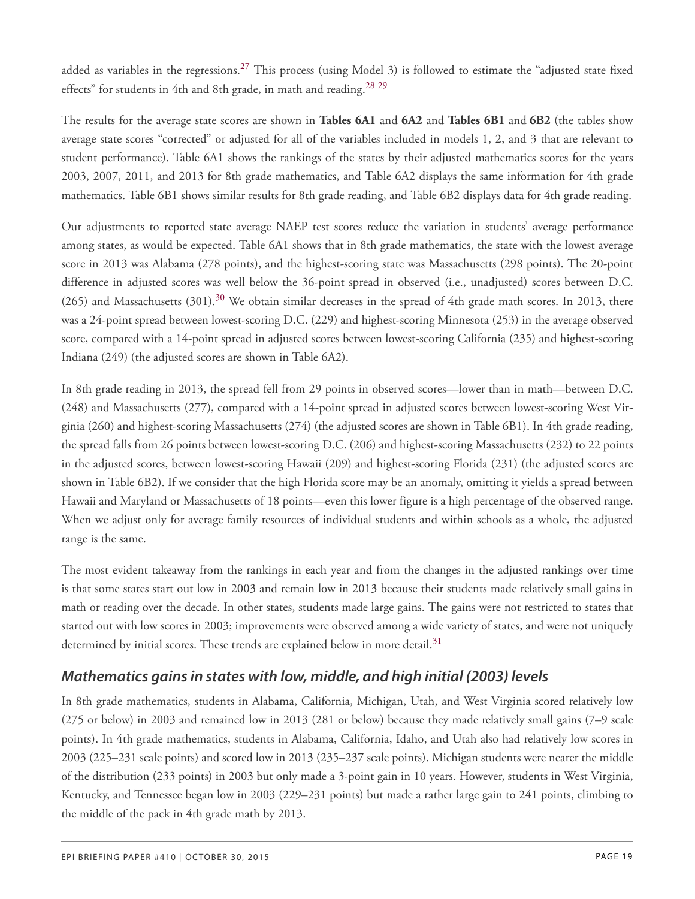added as variables in the regressions.[27] This process (using Model 3) is followed to estimate the "adjusted state fixed effects" for students in 4th and 8th grade, in math and reading.[28] [29]

The results for the average state scores are shown in **Tables 6A1** and **6A2** and **Tables 6B1** and **6B2** (the tables show average state scores "corrected" or adjusted for all of the variables included in models 1, 2, and 3 that are relevant to student performance). Table 6A1 shows the rankings of the states by their adjusted mathematics scores for the years 2003, 2007, 2011, and 2013 for 8th grade mathematics, and Table 6A2 displays the same information for 4th grade mathematics. Table 6B1 shows similar results for 8th grade reading, and Table 6B2 displays data for 4th grade reading.

Our adjustments to reported state average NAEP test scores reduce the variation in students' average performance among states, as would be expected. Table 6A1 shows that in 8th grade mathematics, the state with the lowest average score in 2013 was Alabama (278 points), and the highest-scoring state was Massachusetts (298 points). The 20-point difference in adjusted scores was well below the 36-point spread in observed (i.e., unadjusted) scores between D.C. (265) and Massachusetts (301).[30] We obtain similar decreases in the spread of 4th grade math scores. In 2013, there was a 24-point spread between lowest-scoring D.C. (229) and highest-scoring Minnesota (253) in the average observed score, compared with a 14-point spread in adjusted scores between lowest-scoring California (235) and highest-scoring Indiana (249) (the adjusted scores are shown in Table 6A2).

In 8th grade reading in 2013, the spread fell from 29 points in observed scores—lower than in math—between D.C. (248) and Massachusetts (277), compared with a 14-point spread in adjusted scores between lowest-scoring West Virginia (260) and highest-scoring Massachusetts (274) (the adjusted scores are shown in Table 6B1). In 4th grade reading, the spread falls from 26 points between lowest-scoring D.C. (206) and highest-scoring Massachusetts (232) to 22 points in the adjusted scores, between lowest-scoring Hawaii (209) and highest-scoring Florida (231) (the adjusted scores are shown in Table 6B2). If we consider that the high Florida score may be an anomaly, omitting it yields a spread between Hawaii and Maryland or Massachusetts of 18 points—even this lower figure is a high percentage of the observed range. When we adjust only for average family resources of individual students and within schools as a whole, the adjusted range is the same.

The most evident takeaway from the rankings in each year and from the changes in the adjusted rankings over time is that some states start out low in 2003 and remain low in 2013 because their students made relatively small gains in math or reading over the decade. In other states, students made large gains. The gains were not restricted to states that started out with low scores in 2003; improvements were observed among a wide variety of states, and were not uniquely determined by initial scores. These trends are explained below in more detail.[31]

### *Mathematics gains in states with low, middle, and high initial (2003) levels*

In 8th grade mathematics, students in Alabama, California, Michigan, Utah, and West Virginia scored relatively low (275 or below) in 2003 and remained low in 2013 (281 or below) because they made relatively small gains (7–9 scale points). In 4th grade mathematics, students in Alabama, California, Idaho, and Utah also had relatively low scores in 2003 (225–231 scale points) and scored low in 2013 (235–237 scale points). Michigan students were nearer the middle of the distribution (233 points) in 2003 but only made a 3-point gain in 10 years. However, students in West Virginia, Kentucky, and Tennessee began low in 2003 (229–231 points) but made a rather large gain to 241 points, climbing to the middle of the pack in 4th grade math by 2013.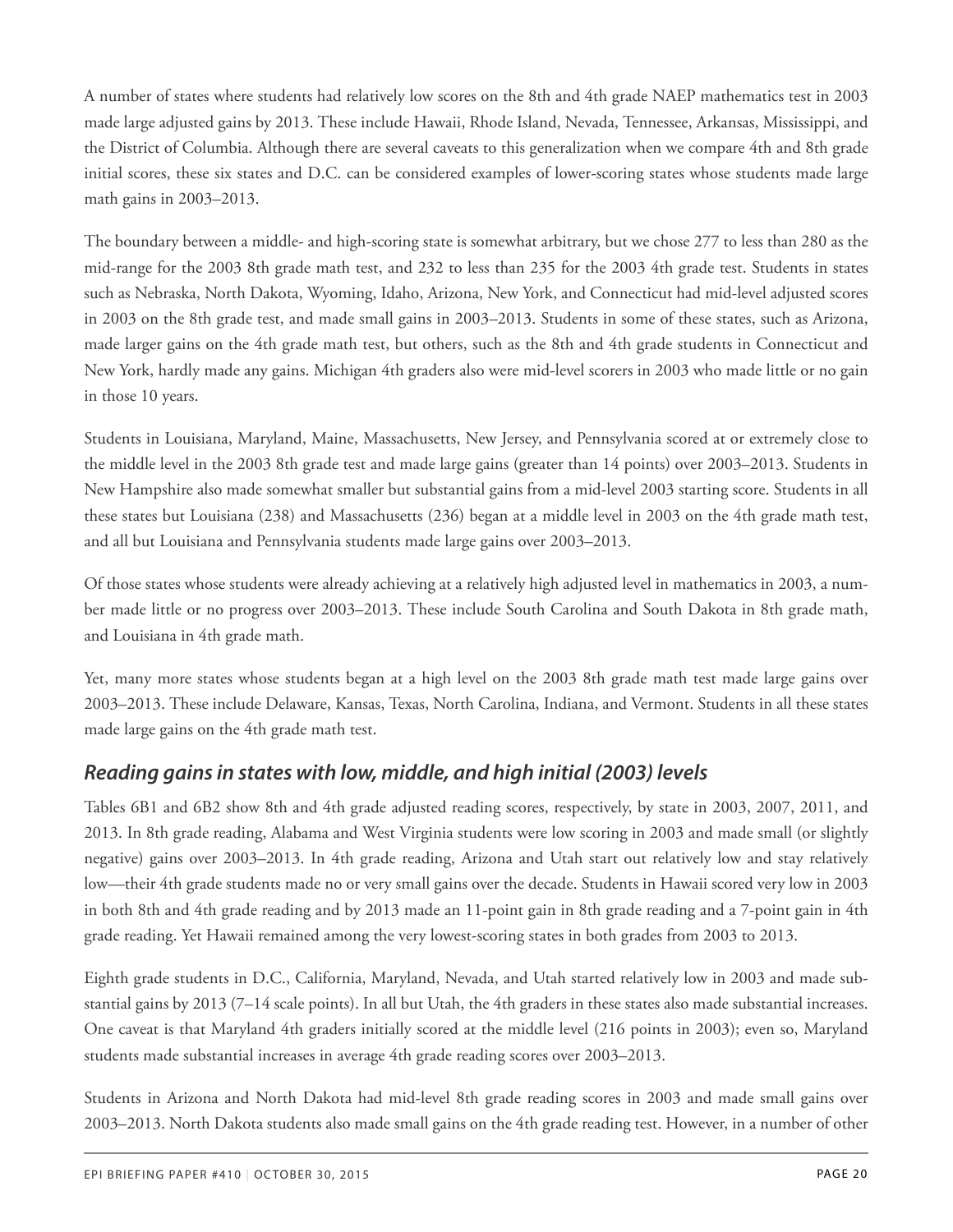A number of states where students had relatively low scores on the 8th and 4th grade NAEP mathematics test in 2003 made large adjusted gains by 2013. These include Hawaii, Rhode Island, Nevada, Tennessee, Arkansas, Mississippi, and the District of Columbia. Although there are several caveats to this generalization when we compare 4th and 8th grade initial scores, these six states and D.C. can be considered examples of lower-scoring states whose students made large math gains in 2003–2013.

The boundary between a middle- and high-scoring state is somewhat arbitrary, but we chose 277 to less than 280 as the mid-range for the 2003 8th grade math test, and 232 to less than 235 for the 2003 4th grade test. Students in states such as Nebraska, North Dakota, Wyoming, Idaho, Arizona, New York, and Connecticut had mid-level adjusted scores in 2003 on the 8th grade test, and made small gains in 2003–2013. Students in some of these states, such as Arizona, made larger gains on the 4th grade math test, but others, such as the 8th and 4th grade students in Connecticut and New York, hardly made any gains. Michigan 4th graders also were mid-level scorers in 2003 who made little or no gain in those 10 years.

Students in Louisiana, Maryland, Maine, Massachusetts, New Jersey, and Pennsylvania scored at or extremely close to the middle level in the 2003 8th grade test and made large gains (greater than 14 points) over 2003–2013. Students in New Hampshire also made somewhat smaller but substantial gains from a mid-level 2003 starting score. Students in all these states but Louisiana (238) and Massachusetts (236) began at a middle level in 2003 on the 4th grade math test, and all but Louisiana and Pennsylvania students made large gains over 2003–2013.

Of those states whose students were already achieving at a relatively high adjusted level in mathematics in 2003, a number made little or no progress over 2003–2013. These include South Carolina and South Dakota in 8th grade math, and Louisiana in 4th grade math.

Yet, many more states whose students began at a high level on the 2003 8th grade math test made large gains over 2003–2013. These include Delaware, Kansas, Texas, North Carolina, Indiana, and Vermont. Students in all these states made large gains on the 4th grade math test.

### *Reading gains in states with low, middle, and high initial (2003) levels*

Tables 6B1 and 6B2 show 8th and 4th grade adjusted reading scores, respectively, by state in 2003, 2007, 2011, and 2013. In 8th grade reading, Alabama and West Virginia students were low scoring in 2003 and made small (or slightly negative) gains over 2003–2013. In 4th grade reading, Arizona and Utah start out relatively low and stay relatively low—their 4th grade students made no or very small gains over the decade. Students in Hawaii scored very low in 2003 in both 8th and 4th grade reading and by 2013 made an 11-point gain in 8th grade reading and a 7-point gain in 4th grade reading. Yet Hawaii remained among the very lowest-scoring states in both grades from 2003 to 2013.

Eighth grade students in D.C., California, Maryland, Nevada, and Utah started relatively low in 2003 and made substantial gains by 2013 (7–14 scale points). In all but Utah, the 4th graders in these states also made substantial increases. One caveat is that Maryland 4th graders initially scored at the middle level (216 points in 2003); even so, Maryland students made substantial increases in average 4th grade reading scores over 2003–2013.

Students in Arizona and North Dakota had mid-level 8th grade reading scores in 2003 and made small gains over 2003–2013. North Dakota students also made small gains on the 4th grade reading test. However, in a number of other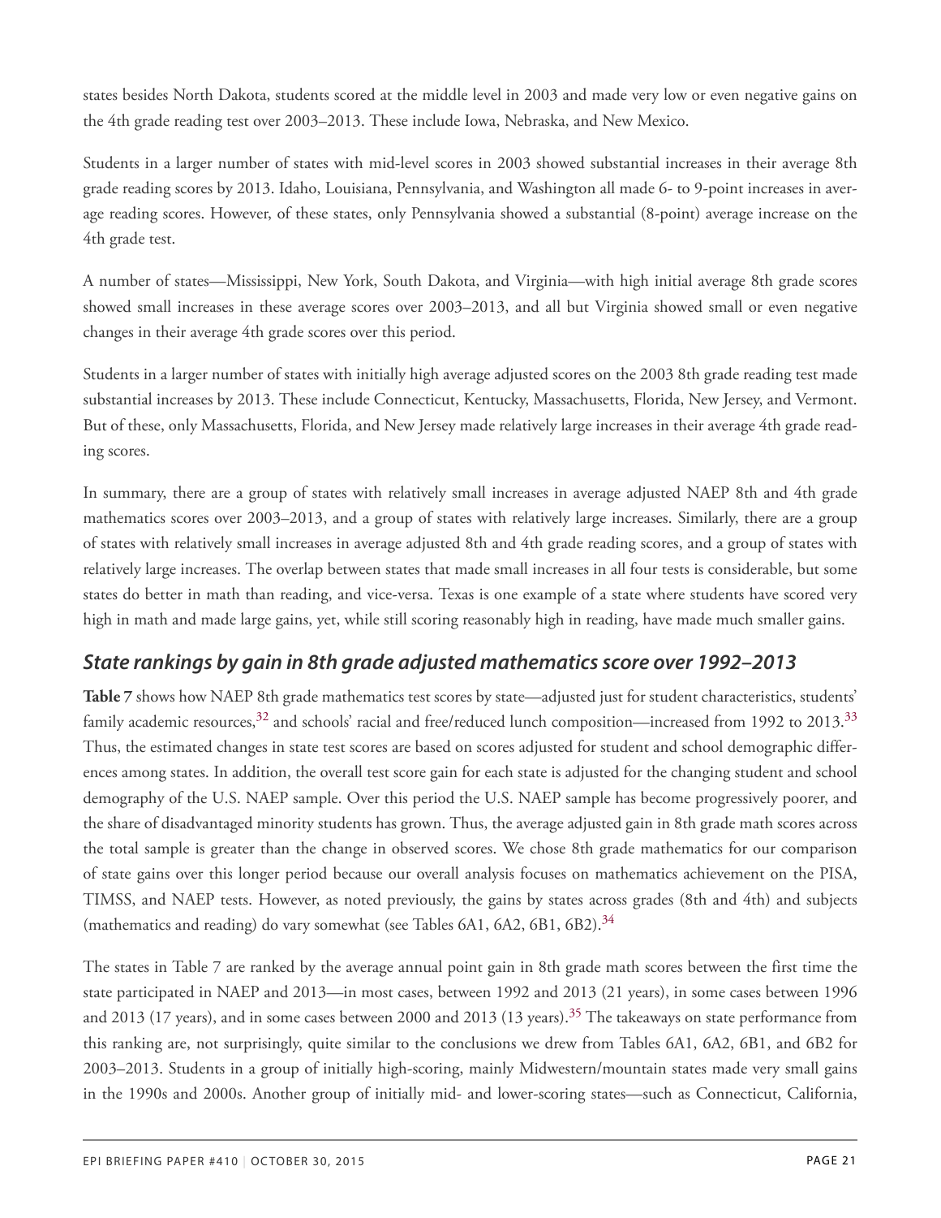states besides North Dakota, students scored at the middle level in 2003 and made very low or even negative gains on the 4th grade reading test over 2003–2013. These include Iowa, Nebraska, and New Mexico.

Students in a larger number of states with mid-level scores in 2003 showed substantial increases in their average 8th grade reading scores by 2013. Idaho, Louisiana, Pennsylvania, and Washington all made 6- to 9-point increases in average reading scores. However, of these states, only Pennsylvania showed a substantial (8-point) average increase on the 4th grade test.

A number of states—Mississippi, New York, South Dakota, and Virginia—with high initial average 8th grade scores showed small increases in these average scores over 2003–2013, and all but Virginia showed small or even negative changes in their average 4th grade scores over this period.

Students in a larger number of states with initially high average adjusted scores on the 2003 8th grade reading test made substantial increases by 2013. These include Connecticut, Kentucky, Massachusetts, Florida, New Jersey, and Vermont. But of these, only Massachusetts, Florida, and New Jersey made relatively large increases in their average 4th grade reading scores.

In summary, there are a group of states with relatively small increases in average adjusted NAEP 8th and 4th grade mathematics scores over 2003–2013, and a group of states with relatively large increases. Similarly, there are a group of states with relatively small increases in average adjusted 8th and 4th grade reading scores, and a group of states with relatively large increases. The overlap between states that made small increases in all four tests is considerable, but some states do better in math than reading, and vice-versa. Texas is one example of a state where students have scored very high in math and made large gains, yet, while still scoring reasonably high in reading, have made much smaller gains.

## *State rankings by gain in 8th grade adjusted mathematics score over 1992–2013*

**Table 7** shows how NAEP 8th grade mathematics test scores by state—adjusted just for student characteristics, students' family academic resources,[32] and schools' racial and free/reduced lunch composition—increased from 1992 to 2013.[33] Thus, the estimated changes in state test scores are based on scores adjusted for student and school demographic differences among states. In addition, the overall test score gain for each state is adjusted for the changing student and school demography of the U.S. NAEP sample. Over this period the U.S. NAEP sample has become progressively poorer, and the share of disadvantaged minority students has grown. Thus, the average adjusted gain in 8th grade math scores across the total sample is greater than the change in observed scores. We chose 8th grade mathematics for our comparison of state gains over this longer period because our overall analysis focuses on mathematics achievement on the PISA, TIMSS, and NAEP tests. However, as noted previously, the gains by states across grades (8th and 4th) and subjects (mathematics and reading) do vary somewhat (see Tables 6A1, 6A2, 6B1, 6B2).[34]

The states in Table 7 are ranked by the average annual point gain in 8th grade math scores between the first time the state participated in NAEP and 2013—in most cases, between 1992 and 2013 (21 years), in some cases between 1996 and 2013 (17 years), and in some cases between 2000 and 2013 (13 years).[35] The takeaways on state performance from this ranking are, not surprisingly, quite similar to the conclusions we drew from Tables 6A1, 6A2, 6B1, and 6B2 for 2003–2013. Students in a group of initially high-scoring, mainly Midwestern/mountain states made very small gains in the 1990s and 2000s. Another group of initially mid- and lower-scoring states—such as Connecticut, California,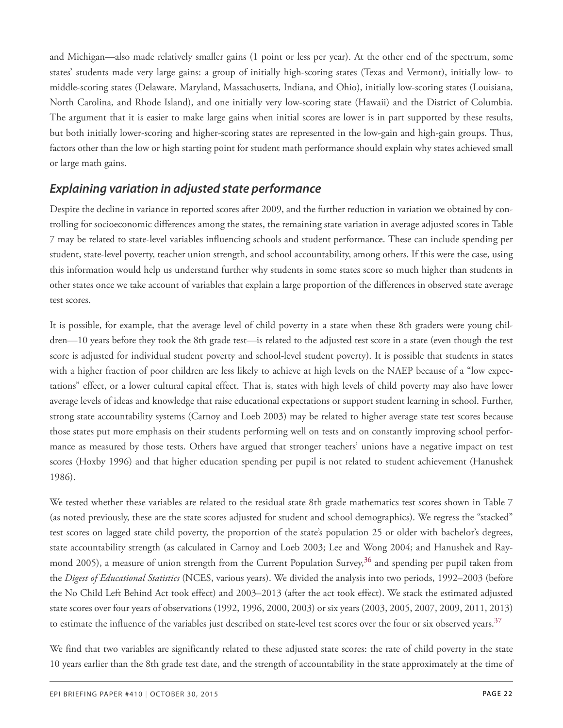and Michigan—also made relatively smaller gains (1 point or less per year). At the other end of the spectrum, some states' students made very large gains: a group of initially high-scoring states (Texas and Vermont), initially low- to middle-scoring states (Delaware, Maryland, Massachusetts, Indiana, and Ohio), initially low-scoring states (Louisiana, North Carolina, and Rhode Island), and one initially very low-scoring state (Hawaii) and the District of Columbia. The argument that it is easier to make large gains when initial scores are lower is in part supported by these results, but both initially lower-scoring and higher-scoring states are represented in the low-gain and high-gain groups. Thus, factors other than the low or high starting point for student math performance should explain why states achieved small or large math gains.

## *Explaining variation in adjusted state performance*

Despite the decline in variance in reported scores after 2009, and the further reduction in variation we obtained by controlling for socioeconomic differences among the states, the remaining state variation in average adjusted scores in Table 7 may be related to state-level variables influencing schools and student performance. These can include spending per student, state-level poverty, teacher union strength, and school accountability, among others. If this were the case, using this information would help us understand further why students in some states score so much higher than students in other states once we take account of variables that explain a large proportion of the differences in observed state average test scores.

It is possible, for example, that the average level of child poverty in a state when these 8th graders were young children—10 years before they took the 8th grade test—is related to the adjusted test score in a state (even though the test score is adjusted for individual student poverty and school-level student poverty). It is possible that students in states with a higher fraction of poor children are less likely to achieve at high levels on the NAEP because of a "low expectations" effect, or a lower cultural capital effect. That is, states with high levels of child poverty may also have lower average levels of ideas and knowledge that raise educational expectations or support student learning in school. Further, strong state accountability systems (Carnoy and Loeb 2003) may be related to higher average state test scores because those states put more emphasis on their students performing well on tests and on constantly improving school performance as measured by those tests. Others have argued that stronger teachers' unions have a negative impact on test scores (Hoxby 1996) and that higher education spending per pupil is not related to student achievement (Hanushek 1986).

We tested whether these variables are related to the residual state 8th grade mathematics test scores shown in Table 7 (as noted previously, these are the state scores adjusted for student and school demographics). We regress the "stacked" test scores on lagged state child poverty, the proportion of the state's population 25 or older with bachelor's degrees, state accountability strength (as calculated in Carnoy and Loeb 2003; Lee and Wong 2004; and Hanushek and Raymond 2005), a measure of union strength from the Current Population Survey,[36] and spending per pupil taken from the *Digest of Educational Statistics* (NCES, various years). We divided the analysis into two periods, 1992–2003 (before the No Child Left Behind Act took effect) and 2003–2013 (after the act took effect). We stack the estimated adjusted state scores over four years of observations (1992, 1996, 2000, 2003) or six years (2003, 2005, 2007, 2009, 2011, 2013) to estimate the influence of the variables just described on state-level test scores over the four or six observed years.[37]

We find that two variables are significantly related to these adjusted state scores: the rate of child poverty in the state 10 years earlier than the 8th grade test date, and the strength of accountability in the state approximately at the time of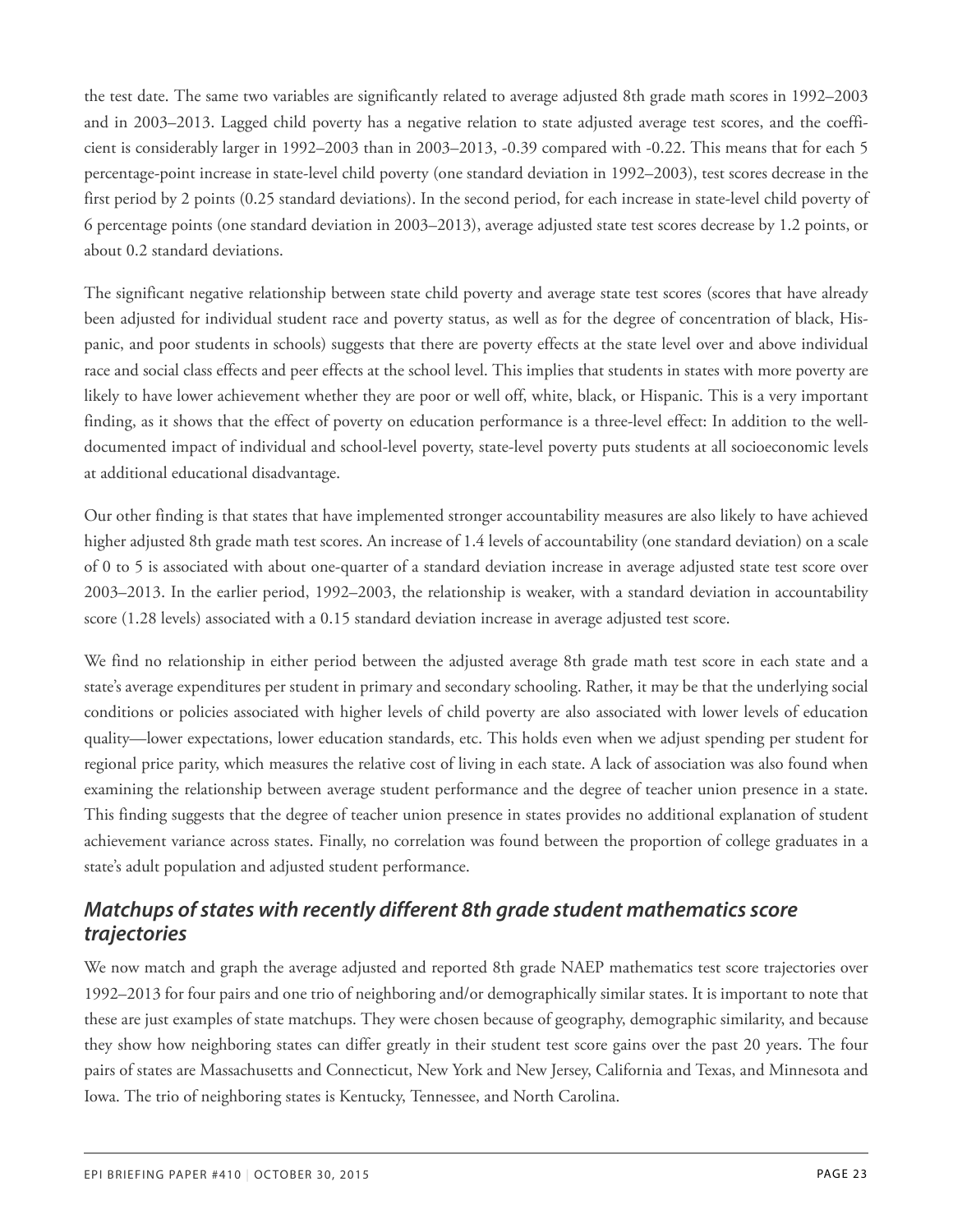the test date. The same two variables are significantly related to average adjusted 8th grade math scores in 1992–2003 and in 2003–2013. Lagged child poverty has a negative relation to state adjusted average test scores, and the coefficient is considerably larger in 1992–2003 than in 2003–2013, -0.39 compared with -0.22. This means that for each 5 percentage-point increase in state-level child poverty (one standard deviation in 1992–2003), test scores decrease in the first period by 2 points (0.25 standard deviations). In the second period, for each increase in state-level child poverty of 6 percentage points (one standard deviation in 2003–2013), average adjusted state test scores decrease by 1.2 points, or about 0.2 standard deviations.

The significant negative relationship between state child poverty and average state test scores (scores that have already been adjusted for individual student race and poverty status, as well as for the degree of concentration of black, Hispanic, and poor students in schools) suggests that there are poverty effects at the state level over and above individual race and social class effects and peer effects at the school level. This implies that students in states with more poverty are likely to have lower achievement whether they are poor or well off, white, black, or Hispanic. This is a very important finding, as it shows that the effect of poverty on education performance is a three-level effect: In addition to the well-documented impact of individual and school-level poverty, state-level poverty puts students at all socioeconomic levels at additional educational disadvantage.

Our other finding is that states that have implemented stronger accountability measures are also likely to have achieved higher adjusted 8th grade math test scores. An increase of 1.4 levels of accountability (one standard deviation) on a scale of 0 to 5 is associated with about one-quarter of a standard deviation increase in average adjusted state test score over 2003–2013. In the earlier period, 1992–2003, the relationship is weaker, with a standard deviation in accountability score (1.28 levels) associated with a 0.15 standard deviation increase in average adjusted test score.

We find no relationship in either period between the adjusted average 8th grade math test score in each state and a state's average expenditures per student in primary and secondary schooling. Rather, it may be that the underlying social conditions or policies associated with higher levels of child poverty are also associated with lower levels of education quality—lower expectations, lower education standards, etc. This holds even when we adjust spending per student for regional price parity, which measures the relative cost of living in each state. A lack of association was also found when examining the relationship between average student performance and the degree of teacher union presence in a state. This finding suggests that the degree of teacher union presence in states provides no additional explanation of student achievement variance across states. Finally, no correlation was found between the proportion of college graduates in a state's adult population and adjusted student performance.

## *Matchups of states with recently different 8th grade student mathematics score trajectories*

We now match and graph the average adjusted and reported 8th grade NAEP mathematics test score trajectories over 1992–2013 for four pairs and one trio of neighboring and/or demographically similar states. It is important to note that these are just examples of state matchups. They were chosen because of geography, demographic similarity, and because they show how neighboring states can differ greatly in their student test score gains over the past 20 years. The four pairs of states are Massachusetts and Connecticut, New York and New Jersey, California and Texas, and Minnesota and Iowa. The trio of neighboring states is Kentucky, Tennessee, and North Carolina.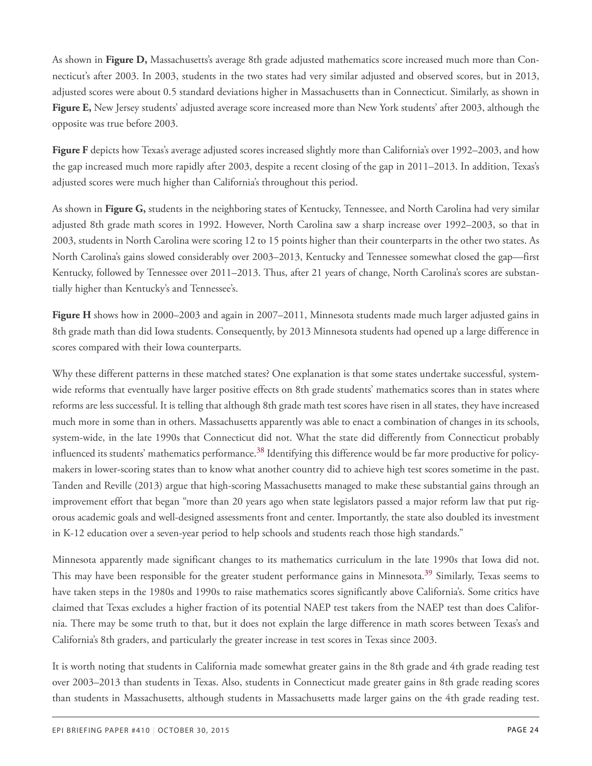As shown in **Figure D,** Massachusetts's average 8th grade adjusted mathematics score increased much more than Connecticut's after 2003. In 2003, students in the two states had very similar adjusted and observed scores, but in 2013, adjusted scores were about 0.5 standard deviations higher in Massachusetts than in Connecticut. Similarly, as shown in **Figure E,** New Jersey students' adjusted average score increased more than New York students' after 2003, although the opposite was true before 2003.

**Figure F** depicts how Texas's average adjusted scores increased slightly more than California's over 1992–2003, and how the gap increased much more rapidly after 2003, despite a recent closing of the gap in 2011–2013. In addition, Texas's adjusted scores were much higher than California's throughout this period.

As shown in **Figure G,** students in the neighboring states of Kentucky, Tennessee, and North Carolina had very similar adjusted 8th grade math scores in 1992. However, North Carolina saw a sharp increase over 1992–2003, so that in 2003, students in North Carolina were scoring 12 to 15 points higher than their counterparts in the other two states. As North Carolina's gains slowed considerably over 2003–2013, Kentucky and Tennessee somewhat closed the gap—first Kentucky, followed by Tennessee over 2011–2013. Thus, after 21 years of change, North Carolina's scores are substantially higher than Kentucky's and Tennessee's.

**Figure H** shows how in 2000–2003 and again in 2007–2011, Minnesota students made much larger adjusted gains in 8th grade math than did Iowa students. Consequently, by 2013 Minnesota students had opened up a large difference in scores compared with their Iowa counterparts.

Why these different patterns in these matched states? One explanation is that some states undertake successful, system-wide reforms that eventually have larger positive effects on 8th grade students' mathematics scores than in states where reforms are less successful. It is telling that although 8th grade math test scores have risen in all states, they have increased much more in some than in others. Massachusetts apparently was able to enact a combination of changes in its schools, system-wide, in the late 1990s that Connecticut did not. What the state did differently from Connecticut probably influenced its students' mathematics performance.[38] Identifying this difference would be far more productive for policymakers in lower-scoring states than to know what another country did to achieve high test scores sometime in the past. Tanden and Reville (2013) argue that high-scoring Massachusetts managed to make these substantial gains through an improvement effort that began "more than 20 years ago when state legislators passed a major reform law that put rigorous academic goals and well-designed assessments front and center. Importantly, the state also doubled its investment in K-12 education over a seven-year period to help schools and students reach those high standards."

Minnesota apparently made significant changes to its mathematics curriculum in the late 1990s that Iowa did not. This may have been responsible for the greater student performance gains in Minnesota.[39] Similarly, Texas seems to have taken steps in the 1980s and 1990s to raise mathematics scores significantly above California's. Some critics have claimed that Texas excludes a higher fraction of its potential NAEP test takers from the NAEP test than does California. There may be some truth to that, but it does not explain the large difference in math scores between Texas's and California's 8th graders, and particularly the greater increase in test scores in Texas since 2003.

It is worth noting that students in California made somewhat greater gains in the 8th grade and 4th grade reading test over 2003–2013 than students in Texas. Also, students in Connecticut made greater gains in 8th grade reading scores than students in Massachusetts, although students in Massachusetts made larger gains on the 4th grade reading test.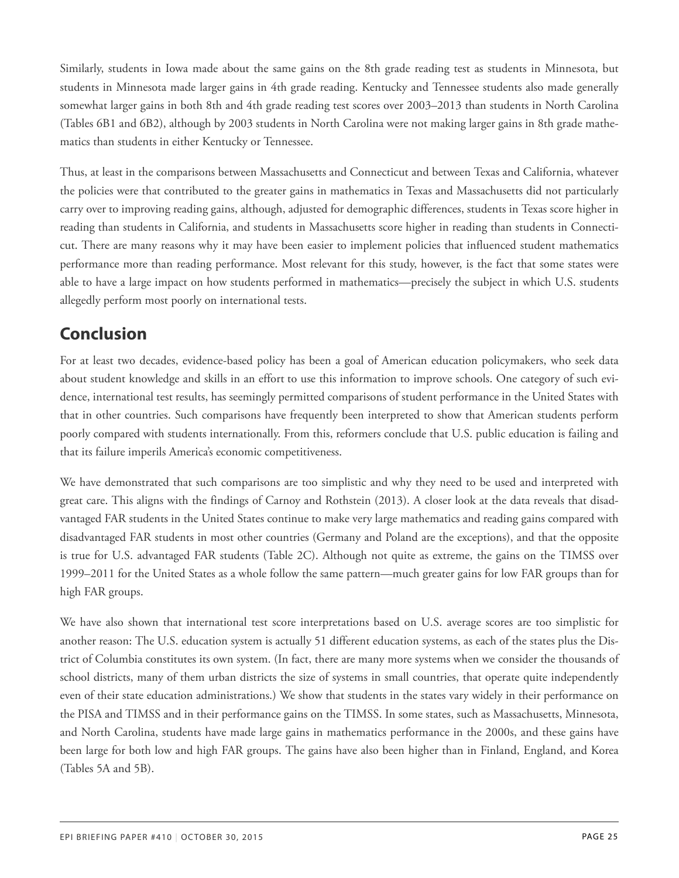Similarly, students in Iowa made about the same gains on the 8th grade reading test as students in Minnesota, but students in Minnesota made larger gains in 4th grade reading. Kentucky and Tennessee students also made generally somewhat larger gains in both 8th and 4th grade reading test scores over 2003–2013 than students in North Carolina (Tables 6B1 and 6B2), although by 2003 students in North Carolina were not making larger gains in 8th grade mathematics than students in either Kentucky or Tennessee.

Thus, at least in the comparisons between Massachusetts and Connecticut and between Texas and California, whatever the policies were that contributed to the greater gains in mathematics in Texas and Massachusetts did not particularly carry over to improving reading gains, although, adjusted for demographic differences, students in Texas score higher in reading than students in California, and students in Massachusetts score higher in reading than students in Connecticut. There are many reasons why it may have been easier to implement policies that influenced student mathematics performance more than reading performance. Most relevant for this study, however, is the fact that some states were able to have a large impact on how students performed in mathematics—precisely the subject in which U.S. students allegedly perform most poorly on international tests.

## Conclusion

For at least two decades, evidence-based policy has been a goal of American education policymakers, who seek data about student knowledge and skills in an effort to use this information to improve schools. One category of such evidence, international test results, has seemingly permitted comparisons of student performance in the United States with that in other countries. Such comparisons have frequently been interpreted to show that American students perform poorly compared with students internationally. From this, reformers conclude that U.S. public education is failing and that its failure imperils America's economic competitiveness.

We have demonstrated that such comparisons are too simplistic and why they need to be used and interpreted with great care. This aligns with the findings of Carnoy and Rothstein (2013). A closer look at the data reveals that disadvantaged FAR students in the United States continue to make very large mathematics and reading gains compared with disadvantaged FAR students in most other countries (Germany and Poland are the exceptions), and that the opposite is true for U.S. advantaged FAR students (Table 2C). Although not quite as extreme, the gains on the TIMSS over 1999–2011 for the United States as a whole follow the same pattern—much greater gains for low FAR groups than for high FAR groups.

We have also shown that international test score interpretations based on U.S. average scores are too simplistic for another reason: The U.S. education system is actually 51 different education systems, as each of the states plus the District of Columbia constitutes its own system. (In fact, there are many more systems when we consider the thousands of school districts, many of them urban districts the size of systems in small countries, that operate quite independently even of their state education administrations.) We show that students in the states vary widely in their performance on the PISA and TIMSS and in their performance gains on the TIMSS. In some states, such as Massachusetts, Minnesota, and North Carolina, students have made large gains in mathematics performance in the 2000s, and these gains have been large for both low and high FAR groups. The gains have also been higher than in Finland, England, and Korea (Tables 5A and 5B).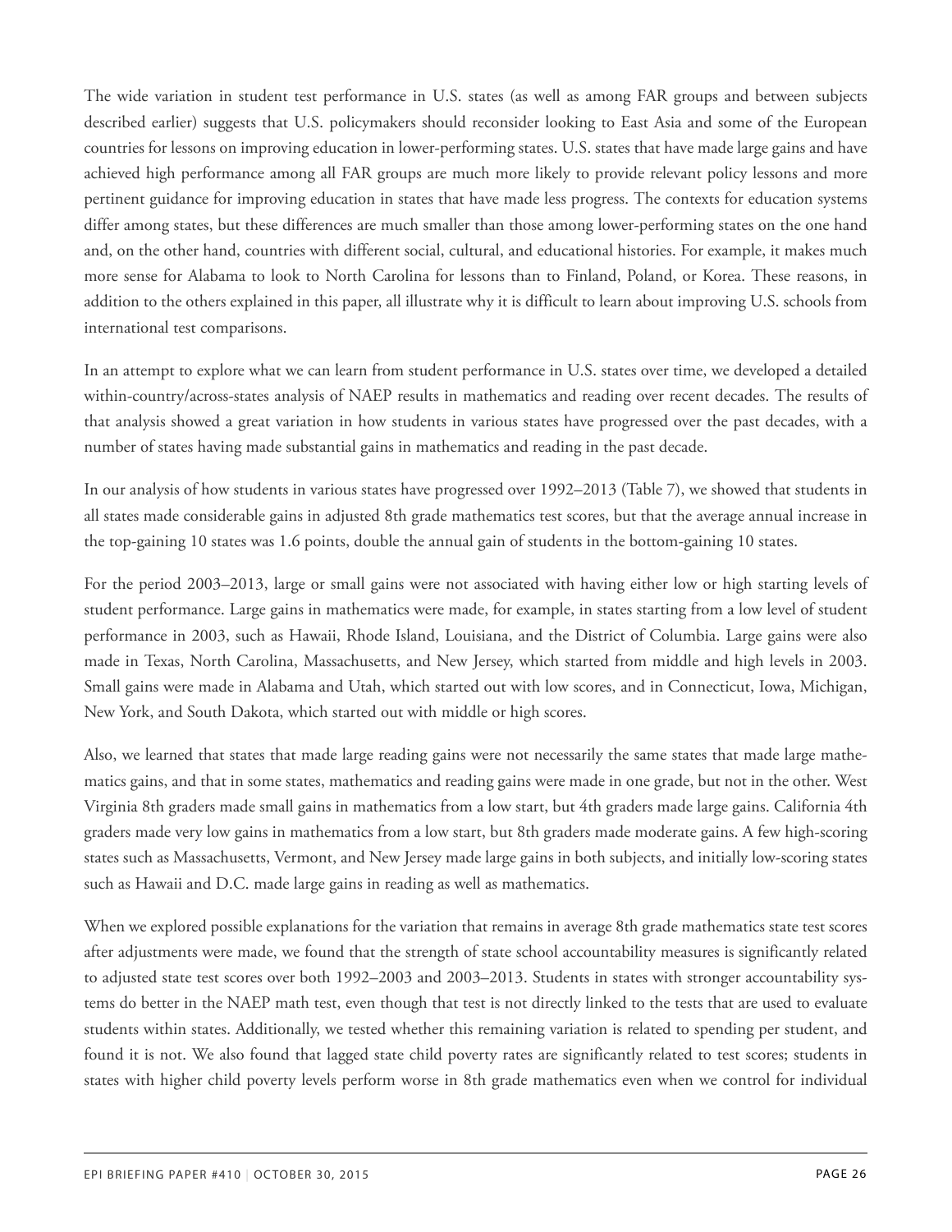The wide variation in student test performance in U.S. states (as well as among FAR groups and between subjects described earlier) suggests that U.S. policymakers should reconsider looking to East Asia and some of the European countries for lessons on improving education in lower-performing states. U.S. states that have made large gains and have achieved high performance among all FAR groups are much more likely to provide relevant policy lessons and more pertinent guidance for improving education in states that have made less progress. The contexts for education systems differ among states, but these differences are much smaller than those among lower-performing states on the one hand and, on the other hand, countries with different social, cultural, and educational histories. For example, it makes much more sense for Alabama to look to North Carolina for lessons than to Finland, Poland, or Korea. These reasons, in addition to the others explained in this paper, all illustrate why it is difficult to learn about improving U.S. schools from international test comparisons.

In an attempt to explore what we can learn from student performance in U.S. states over time, we developed a detailed within-country/across-states analysis of NAEP results in mathematics and reading over recent decades. The results of that analysis showed a great variation in how students in various states have progressed over the past decades, with a number of states having made substantial gains in mathematics and reading in the past decade.

In our analysis of how students in various states have progressed over 1992–2013 (Table 7), we showed that students in all states made considerable gains in adjusted 8th grade mathematics test scores, but that the average annual increase in the top-gaining 10 states was 1.6 points, double the annual gain of students in the bottom-gaining 10 states.

For the period 2003–2013, large or small gains were not associated with having either low or high starting levels of student performance. Large gains in mathematics were made, for example, in states starting from a low level of student performance in 2003, such as Hawaii, Rhode Island, Louisiana, and the District of Columbia. Large gains were also made in Texas, North Carolina, Massachusetts, and New Jersey, which started from middle and high levels in 2003. Small gains were made in Alabama and Utah, which started out with low scores, and in Connecticut, Iowa, Michigan, New York, and South Dakota, which started out with middle or high scores.

Also, we learned that states that made large reading gains were not necessarily the same states that made large mathematics gains, and that in some states, mathematics and reading gains were made in one grade, but not in the other. West Virginia 8th graders made small gains in mathematics from a low start, but 4th graders made large gains. California 4th graders made very low gains in mathematics from a low start, but 8th graders made moderate gains. A few high-scoring states such as Massachusetts, Vermont, and New Jersey made large gains in both subjects, and initially low-scoring states such as Hawaii and D.C. made large gains in reading as well as mathematics.

When we explored possible explanations for the variation that remains in average 8th grade mathematics state test scores after adjustments were made, we found that the strength of state school accountability measures is significantly related to adjusted state test scores over both 1992–2003 and 2003–2013. Students in states with stronger accountability systems do better in the NAEP math test, even though that test is not directly linked to the tests that are used to evaluate students within states. Additionally, we tested whether this remaining variation is related to spending per student, and found it is not. We also found that lagged state child poverty rates are significantly related to test scores; students in states with higher child poverty levels perform worse in 8th grade mathematics even when we control for individual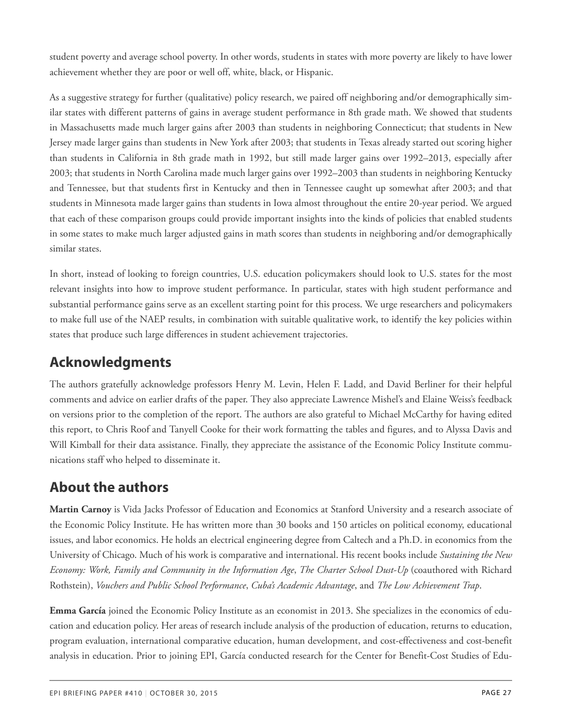student poverty and average school poverty. In other words, students in states with more poverty are likely to have lower achievement whether they are poor or well off, white, black, or Hispanic.

As a suggestive strategy for further (qualitative) policy research, we paired off neighboring and/or demographically similar states with different patterns of gains in average student performance in 8th grade math. We showed that students in Massachusetts made much larger gains after 2003 than students in neighboring Connecticut; that students in New Jersey made larger gains than students in New York after 2003; that students in Texas already started out scoring higher than students in California in 8th grade math in 1992, but still made larger gains over 1992–2013, especially after 2003; that students in North Carolina made much larger gains over 1992–2003 than students in neighboring Kentucky and Tennessee, but that students first in Kentucky and then in Tennessee caught up somewhat after 2003; and that students in Minnesota made larger gains than students in Iowa almost throughout the entire 20-year period. We argued that each of these comparison groups could provide important insights into the kinds of policies that enabled students in some states to make much larger adjusted gains in math scores than students in neighboring and/or demographically similar states.

In short, instead of looking to foreign countries, U.S. education policymakers should look to U.S. states for the most relevant insights into how to improve student performance. In particular, states with high student performance and substantial performance gains serve as an excellent starting point for this process. We urge researchers and policymakers to make full use of the NAEP results, in combination with suitable qualitative work, to identify the key policies within states that produce such large differences in student achievement trajectories.

## Acknowledgments

The authors gratefully acknowledge professors Henry M. Levin, Helen F. Ladd, and David Berliner for their helpful comments and advice on earlier drafts of the paper. They also appreciate Lawrence Mishel's and Elaine Weiss's feedback on versions prior to the completion of the report. The authors are also grateful to Michael McCarthy for having edited this report, to Chris Roof and Tanyell Cooke for their work formatting the tables and figures, and to Alyssa Davis and Will Kimball for their data assistance. Finally, they appreciate the assistance of the Economic Policy Institute communications staff who helped to disseminate it.

## About the authors

**Martin Carnoy** is Vida Jacks Professor of Education and Economics at Stanford University and a research associate of the Economic Policy Institute. He has written more than 30 books and 150 articles on political economy, educational issues, and labor economics. He holds an electrical engineering degree from Caltech and a Ph.D. in economics from the University of Chicago. Much of his work is comparative and international. His recent books include *Sustaining the New Economy: Work, Family and Community in the Information Age*, *The Charter School Dust-Up* (coauthored with Richard Rothstein), *Vouchers and Public School Performance*, *Cuba's Academic Advantage*, and *The Low Achievement Trap*.

**Emma García** joined the Economic Policy Institute as an economist in 2013. She specializes in the economics of education and education policy. Her areas of research include analysis of the production of education, returns to education, program evaluation, international comparative education, human development, and cost-effectiveness and cost-benefit analysis in education. Prior to joining EPI, García conducted research for the Center for Benefit-Cost Studies of Edu-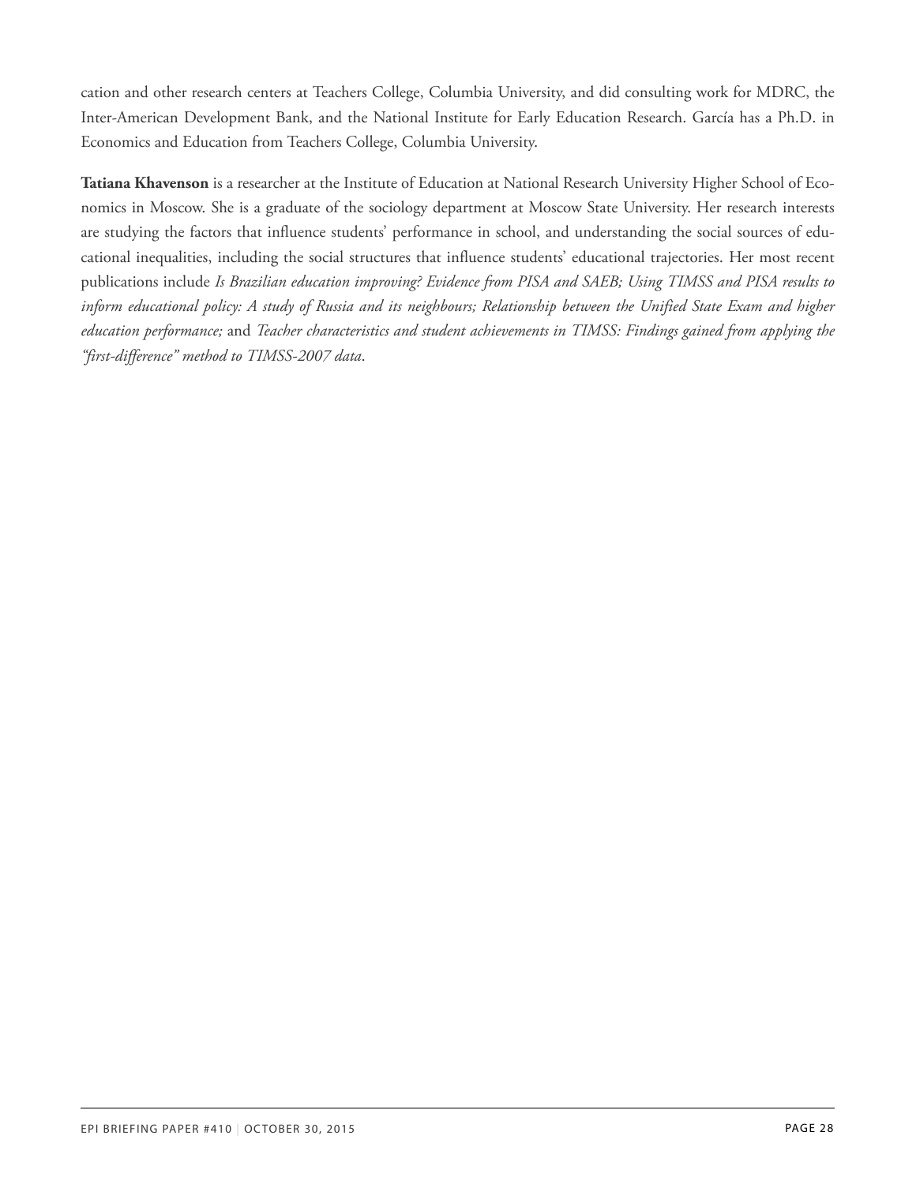cation and other research centers at Teachers College, Columbia University, and did consulting work for MDRC, the Inter-American Development Bank, and the National Institute for Early Education Research. García has a Ph.D. in Economics and Education from Teachers College, Columbia University.

**Tatiana Khavenson** is a researcher at the Institute of Education at National Research University Higher School of Economics in Moscow. She is a graduate of the sociology department at Moscow State University. Her research interests are studying the factors that influence students' performance in school, and understanding the social sources of educational inequalities, including the social structures that influence students' educational trajectories. Her most recent publications include *Is Brazilian education improving? Evidence from PISA and SAEB; Using TIMSS and PISA results to inform educational policy: A study of Russia and its neighbours; Relationship between the Unified State Exam and higher education performance;* and *Teacher characteristics and student achievements in TIMSS: Findings gained from applying the "first-difference" method to TIMSS-2007 data*.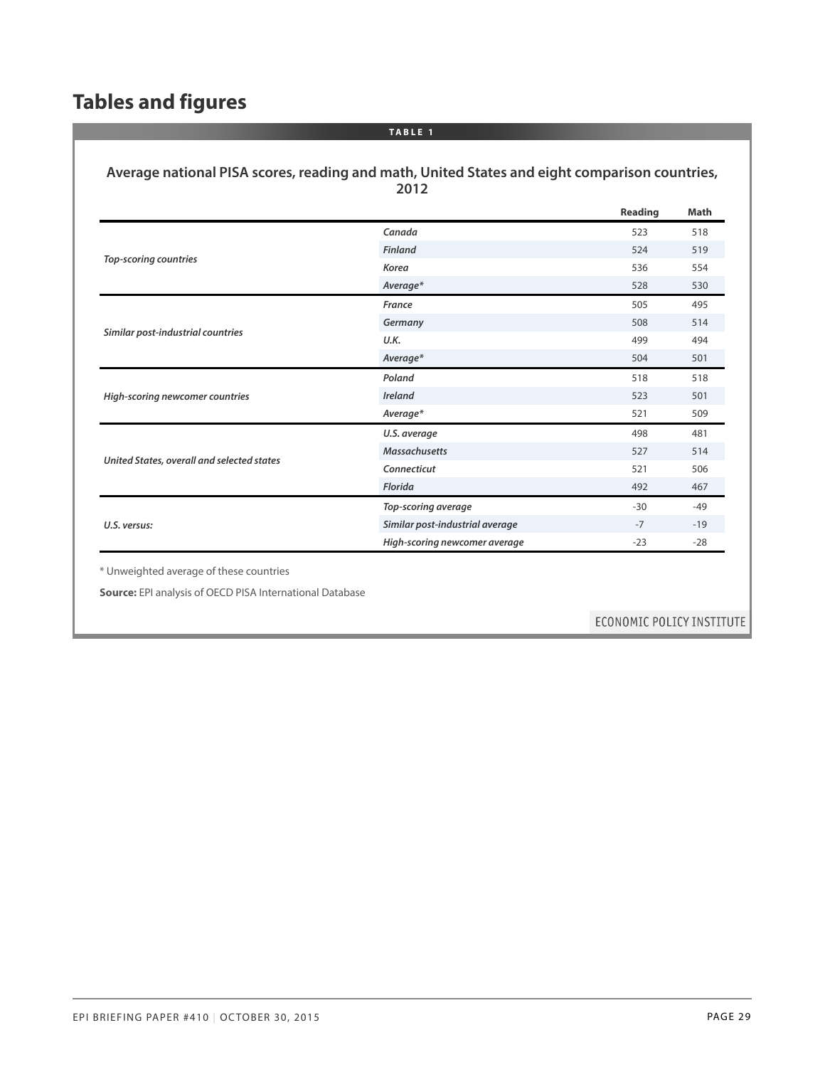## Tables and figures

**TABLE 1**

**Average national PISA scores, reading and math, United States and eight comparison countries, 2012**

| | | Reading | Math |
|---|---|---|---|
| *Top-scoring countries* | *Canada* | 523 | 518 |
| | *Finland* | 524 | 519 |
| | *Korea* | 536 | 554 |
| | *Average** | 528 | 530 |
| *Similar post-industrial countries* | *France* | 505 | 495 |
| | *Germany* | 508 | 514 |
| | *U.K.* | 499 | 494 |
| | *Average** | 504 | 501 |
| *High-scoring newcomer countries* | *Poland* | 518 | 518 |
| | *Ireland* | 523 | 501 |
| | *Average** | 521 | 509 |
| *United States, overall and selected states* | *U.S. average* | 498 | 481 |
| | *Massachusetts* | 527 | 514 |
| | *Connecticut* | 521 | 506 |
| | *Florida* | 492 | 467 |
| *U.S. versus:* | *Top-scoring average* | -30 | -49 |
| | *Similar post-industrial average* | -7 | -19 |
| | *High-scoring newcomer average* | -23 | -28 |

* Unweighted average of these countries

**Source:** EPI analysis of OECD PISA International Database

ECONOMIC POLICY INSTITUTE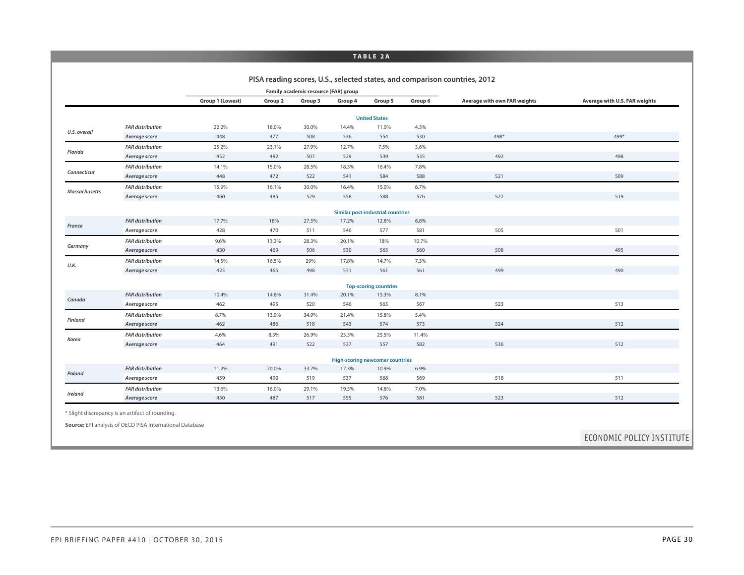**TABLE 2A**

## PISA reading scores, U.S., selected states, and comparison countries, 2012

| | | Family academic resource (FAR) group | | | | | | | |
|---|---|---|---|---|---|---|---|---|---|
| | | Group 1 (Lowest) | Group 2 | Group 3 | Group 4 | Group 5 | Group 6 | Average with own FAR weights | Average with U.S. FAR weights |
| **United States** | | | | | | | | | |
| *U.S. overall* | *FAR distribution* | 22.2% | 18.0% | 30.0% | 14.4% | 11.0% | 4.3% | | |
| | *Average score* | 448 | 477 | 508 | 536 | 554 | 530 | 498* | 499* |
| *Florida* | *FAR distribution* | 25.2% | 23.1% | 27.9% | 12.7% | 7.5% | 3.6% | | |
| | *Average score* | 452 | 482 | 507 | 529 | 539 | 535 | 492 | 498 |
| *Connecticut* | *FAR distribution* | 14.1% | 15.0% | 28.5% | 18.3% | 16.4% | 7.8% | | |
| | *Average score* | 448 | 472 | 522 | 541 | 584 | 588 | 521 | 509 |
| *Massachusetts* | *FAR distribution* | 15.9% | 16.1% | 30.0% | 16.4% | 15.0% | 6.7% | | |
| | *Average score* | 460 | 485 | 529 | 558 | 588 | 576 | 527 | 519 |
| **Similar post-industrial countries** | | | | | | | | | |
| *France* | *FAR distribution* | 17.7% | 18% | 27.5% | 17.2% | 12.8% | 6.8% | | |
| | *Average score* | 428 | 470 | 511 | 546 | 577 | 581 | 505 | 501 |
| *Germany* | *FAR distribution* | 9.6% | 13.3% | 28.3% | 20.1% | 18% | 10.7% | | |
| | *Average score* | 430 | 469 | 506 | 530 | 565 | 560 | 508 | 495 |
| *U.K.* | *FAR distribution* | 14.5% | 16.5% | 29% | 17.8% | 14.7% | 7.3% | | |
| | *Average score* | 425 | 465 | 498 | 531 | 561 | 561 | 499 | 490 |
| **Top-scoring countries** | | | | | | | | | |
| *Canada* | *FAR distribution* | 10.4% | 14.8% | 31.4% | 20.1% | 15.3% | 8.1% | | |
| | *Average score* | 462 | 495 | 520 | 546 | 565 | 567 | 523 | 513 |
| *Finland* | *FAR distribution* | 8.7% | 13.9% | 34.9% | 21.4% | 15.8% | 5.4% | | |
| | *Average score* | 462 | 486 | 518 | 543 | 574 | 573 | 524 | 512 |
| *Korea* | *FAR distribution* | 4.6% | 8.3% | 26.9% | 23.3% | 25.5% | 11.4% | | |
| | *Average score* | 464 | 491 | 522 | 537 | 557 | 582 | 536 | 512 |
| **High-scoring newcomer countries** | | | | | | | | | |
| *Poland* | *FAR distribution* | 11.2% | 20.0% | 33.7% | 17.3% | 10.9% | 6.9% | | |
| | *Average score* | 459 | 490 | 519 | 537 | 568 | 569 | 518 | 511 |
| *Ireland* | *FAR distribution* | 13.6% | 16.0% | 29.1% | 19.5% | 14.8% | 7.0% | | |
| | *Average score* | 450 | 487 | 517 | 555 | 576 | 581 | 523 | 512 |

* Slight discrepancy is an artifact of rounding.

**Source:** EPI analysis of OECD PISA International Database

ECONOMIC POLICY INSTITUTE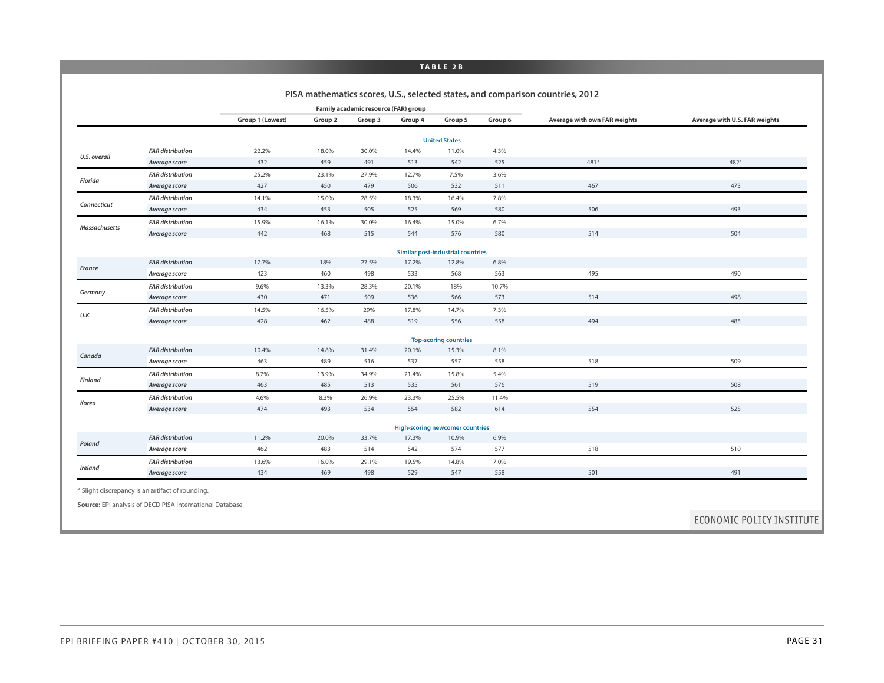**TABLE 2B**

## PISA mathematics scores, U.S., selected states, and comparison countries, 2012

| | | Family academic resource (FAR) group | | | | | | | |
|---|---|---|---|---|---|---|---|---|---|
| | | Group 1 (Lowest) | Group 2 | Group 3 | Group 4 | Group 5 | Group 6 | Average with own FAR weights | Average with U.S. FAR weights |
| **United States** | | | | | | | | | |
| *U.S. overall* | *FAR distribution* | 22.2% | 18.0% | 30.0% | 14.4% | 11.0% | 4.3% | | |
| | *Average score* | 432 | 459 | 491 | 513 | 542 | 525 | 481* | 482* |
| *Florida* | *FAR distribution* | 25.2% | 23.1% | 27.9% | 12.7% | 7.5% | 3.6% | | |
| | *Average score* | 427 | 450 | 479 | 506 | 532 | 511 | 467 | 473 |
| *Connecticut* | *FAR distribution* | 14.1% | 15.0% | 28.5% | 18.3% | 16.4% | 7.8% | | |
| | *Average score* | 434 | 453 | 505 | 525 | 569 | 580 | 506 | 493 |
| *Massachusetts* | *FAR distribution* | 15.9% | 16.1% | 30.0% | 16.4% | 15.0% | 6.7% | | |
| | *Average score* | 442 | 468 | 515 | 544 | 576 | 580 | 514 | 504 |
| **Similar post-industrial countries** | | | | | | | | | |
| *France* | *FAR distribution* | 17.7% | 18% | 27.5% | 17.2% | 12.8% | 6.8% | | |
| | *Average score* | 423 | 460 | 498 | 533 | 568 | 563 | 495 | 490 |
| *Germany* | *FAR distribution* | 9.6% | 13.3% | 28.3% | 20.1% | 18% | 10.7% | | |
| | *Average score* | 430 | 471 | 509 | 536 | 566 | 573 | 514 | 498 |
| *U.K.* | *FAR distribution* | 14.5% | 16.5% | 29% | 17.8% | 14.7% | 7.3% | | |
| | *Average score* | 428 | 462 | 488 | 519 | 556 | 558 | 494 | 485 |
| **Top-scoring countries** | | | | | | | | | |
| *Canada* | *FAR distribution* | 10.4% | 14.8% | 31.4% | 20.1% | 15.3% | 8.1% | | |
| | *Average score* | 463 | 489 | 516 | 537 | 557 | 558 | 518 | 509 |
| *Finland* | *FAR distribution* | 8.7% | 13.9% | 34.9% | 21.4% | 15.8% | 5.4% | | |
| | *Average score* | 463 | 485 | 513 | 535 | 561 | 576 | 519 | 508 |
| *Korea* | *FAR distribution* | 4.6% | 8.3% | 26.9% | 23.3% | 25.5% | 11.4% | | |
| | *Average score* | 474 | 493 | 534 | 554 | 582 | 614 | 554 | 525 |
| **High-scoring newcomer countries** | | | | | | | | | |
| *Poland* | *FAR distribution* | 11.2% | 20.0% | 33.7% | 17.3% | 10.9% | 6.9% | | |
| | *Average score* | 462 | 483 | 514 | 542 | 574 | 577 | 518 | 510 |
| *Ireland* | *FAR distribution* | 13.6% | 16.0% | 29.1% | 19.5% | 14.8% | 7.0% | | |
| | *Average score* | 434 | 469 | 498 | 529 | 547 | 558 | 501 | 491 |

* Slight discrepancy is an artifact of rounding.

**Source:** EPI analysis of OECD PISA International Database

ECONOMIC POLICY INSTITUTE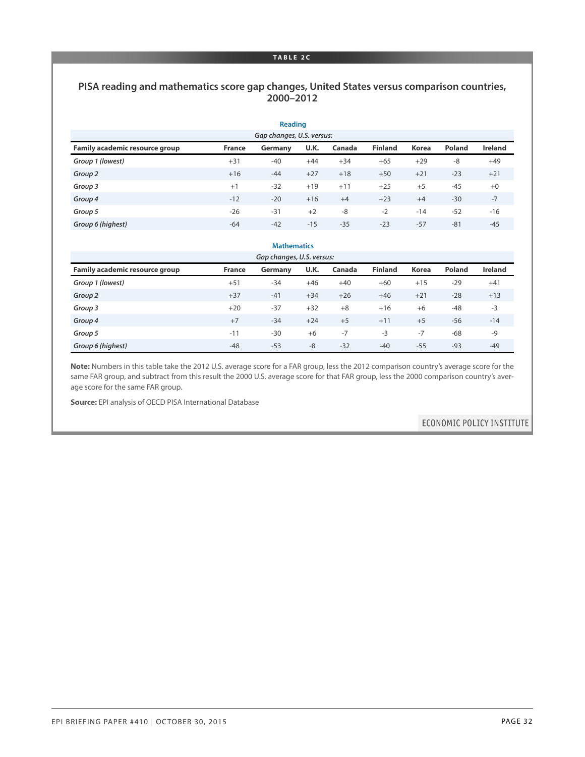**TABLE 2C**

## PISA reading and mathematics score gap changes, United States versus comparison countries, 2000–2012

**Reading**

| | *Gap changes, U.S. versus:* | | | | | | | |
|---|---|---|---|---|---|---|---|---|
| **Family academic resource group** | **France** | **Germany** | **U.K.** | **Canada** | **Finland** | **Korea** | **Poland** | **Ireland** |
| *Group 1 (lowest)* | +31 | -40 | +44 | +34 | +65 | +29 | -8 | +49 |
| *Group 2* | +16 | -44 | +27 | +18 | +50 | +21 | -23 | +21 |
| *Group 3* | +1 | -32 | +19 | +11 | +25 | +5 | -45 | +0 |
| *Group 4* | -12 | -20 | +16 | +4 | +23 | +4 | -30 | -7 |
| *Group 5* | -26 | -31 | +2 | -8 | -2 | -14 | -52 | -16 |
| *Group 6 (highest)* | -64 | -42 | -15 | -35 | -23 | -57 | -81 | -45 |

**Mathematics**

| | *Gap changes, U.S. versus:* | | | | | | | |
|---|---|---|---|---|---|---|---|---|
| **Family academic resource group** | **France** | **Germany** | **U.K.** | **Canada** | **Finland** | **Korea** | **Poland** | **Ireland** |
| *Group 1 (lowest)* | +51 | -34 | +46 | +40 | +60 | +15 | -29 | +41 |
| *Group 2* | +37 | -41 | +34 | +26 | +46 | +21 | -28 | +13 |
| *Group 3* | +20 | -37 | +32 | +8 | +16 | +6 | -48 | -3 |
| *Group 4* | +7 | -34 | +24 | +5 | +11 | +5 | -56 | -14 |
| *Group 5* | -11 | -30 | +6 | -7 | -3 | -7 | -68 | -9 |
| *Group 6 (highest)* | -48 | -53 | -8 | -32 | -40 | -55 | -93 | -49 |

**Note:** Numbers in this table take the 2012 U.S. average score for a FAR group, less the 2012 comparison country's average score for the same FAR group, and subtract from this result the 2000 U.S. average score for that FAR group, less the 2000 comparison country's average score for the same FAR group.

**Source:** EPI analysis of OECD PISA International Database

ECONOMIC POLICY INSTITUTE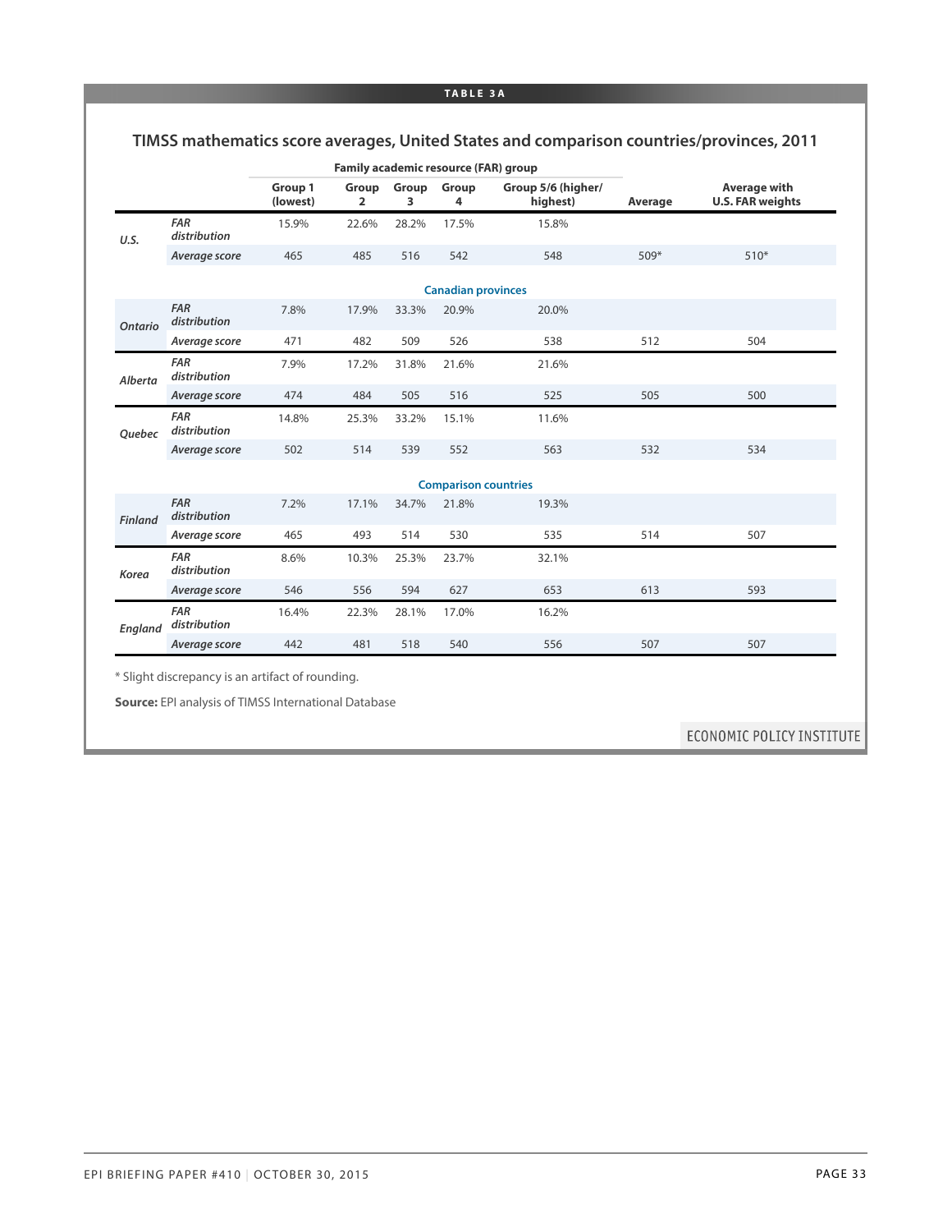**TABLE 3A**

## TIMSS mathematics score averages, United States and comparison countries/provinces, 2011

| | | Family academic resource (FAR) group | | | | | | |
|---|---|---|---|---|---|---|---|---|
| | | Group 1 (lowest) | Group 2 | Group 3 | Group 4 | Group 5/6 (higher/ highest) | Average | Average with U.S. FAR weights |
| **U.S.** | *FAR distribution* | 15.9% | 22.6% | 28.2% | 17.5% | 15.8% | | |
| | *Average score* | 465 | 485 | 516 | 542 | 548 | 509* | 510* |
| | | | | | **Canadian provinces** | | | |
| **Ontario** | *FAR distribution* | 7.8% | 17.9% | 33.3% | 20.9% | 20.0% | | |
| | *Average score* | 471 | 482 | 509 | 526 | 538 | 512 | 504 |
| **Alberta** | *FAR distribution* | 7.9% | 17.2% | 31.8% | 21.6% | 21.6% | | |
| | *Average score* | 474 | 484 | 505 | 516 | 525 | 505 | 500 |
| **Quebec** | *FAR distribution* | 14.8% | 25.3% | 33.2% | 15.1% | 11.6% | | |
| | *Average score* | 502 | 514 | 539 | 552 | 563 | 532 | 534 |
| | | | | | **Comparison countries** | | | |
| **Finland** | *FAR distribution* | 7.2% | 17.1% | 34.7% | 21.8% | 19.3% | | |
| | *Average score* | 465 | 493 | 514 | 530 | 535 | 514 | 507 |
| **Korea** | *FAR distribution* | 8.6% | 10.3% | 25.3% | 23.7% | 32.1% | | |
| | *Average score* | 546 | 556 | 594 | 627 | 653 | 613 | 593 |
| **England** | *FAR distribution* | 16.4% | 22.3% | 28.1% | 17.0% | 16.2% | | |
| | *Average score* | 442 | 481 | 518 | 540 | 556 | 507 | 507 |

* Slight discrepancy is an artifact of rounding.

**Source:** EPI analysis of TIMSS International Database

ECONOMIC POLICY INSTITUTE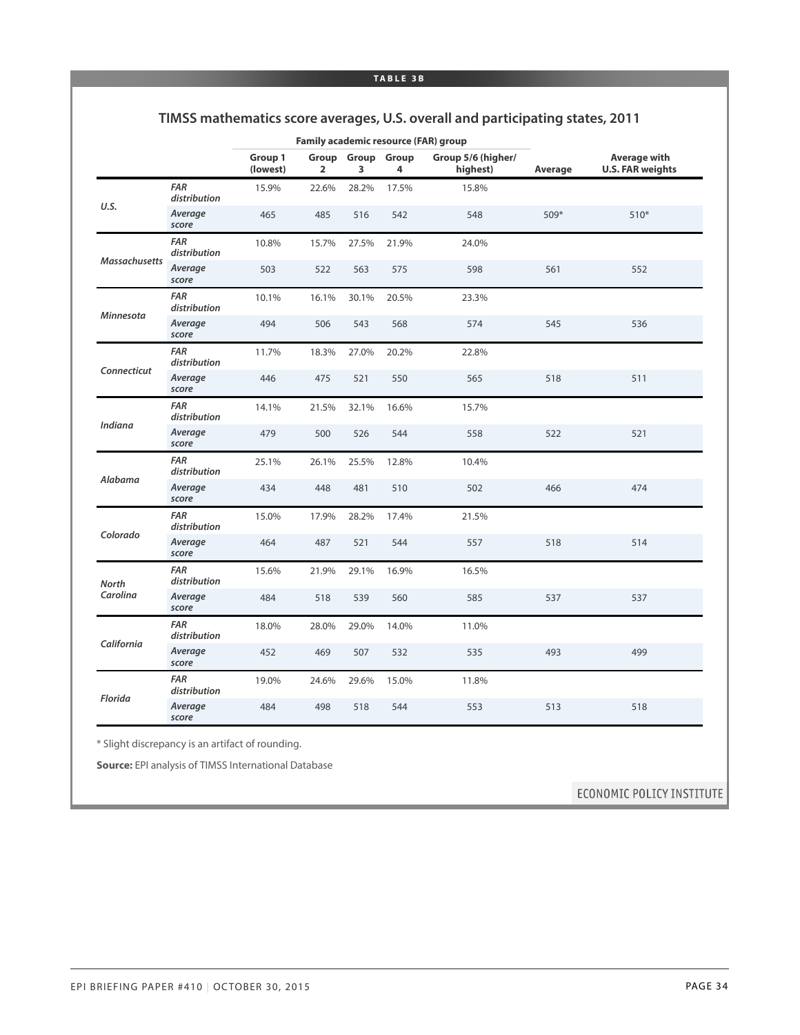TABLE 3B

## TIMSS mathematics score averages, U.S. overall and participating states, 2011

| | | Family academic resource (FAR) group | | | | | | |
|---|---|---|---|---|---|---|---|---|
| | | Group 1 (lowest) | Group 2 | Group 3 | Group 4 | Group 5/6 (higher/ highest) | Average | Average with U.S. FAR weights |
| *U.S.* | *FAR distribution* | 15.9% | 22.6% | 28.2% | 17.5% | 15.8% | | |
| | *Average score* | 465 | 485 | 516 | 542 | 548 | 509* | 510* |
| *Massachusetts* | *FAR distribution* | 10.8% | 15.7% | 27.5% | 21.9% | 24.0% | | |
| | *Average score* | 503 | 522 | 563 | 575 | 598 | 561 | 552 |
| *Minnesota* | *FAR distribution* | 10.1% | 16.1% | 30.1% | 20.5% | 23.3% | | |
| | *Average score* | 494 | 506 | 543 | 568 | 574 | 545 | 536 |
| *Connecticut* | *FAR distribution* | 11.7% | 18.3% | 27.0% | 20.2% | 22.8% | | |
| | *Average score* | 446 | 475 | 521 | 550 | 565 | 518 | 511 |
| *Indiana* | *FAR distribution* | 14.1% | 21.5% | 32.1% | 16.6% | 15.7% | | |
| | *Average score* | 479 | 500 | 526 | 544 | 558 | 522 | 521 |
| *Alabama* | *FAR distribution* | 25.1% | 26.1% | 25.5% | 12.8% | 10.4% | | |
| | *Average score* | 434 | 448 | 481 | 510 | 502 | 466 | 474 |
| *Colorado* | *FAR distribution* | 15.0% | 17.9% | 28.2% | 17.4% | 21.5% | | |
| | *Average score* | 464 | 487 | 521 | 544 | 557 | 518 | 514 |
| *North Carolina* | *FAR distribution* | 15.6% | 21.9% | 29.1% | 16.9% | 16.5% | | |
| | *Average score* | 484 | 518 | 539 | 560 | 585 | 537 | 537 |
| *California* | *FAR distribution* | 18.0% | 28.0% | 29.0% | 14.0% | 11.0% | | |
| | *Average score* | 452 | 469 | 507 | 532 | 535 | 493 | 499 |
| *Florida* | *FAR distribution* | 19.0% | 24.6% | 29.6% | 15.0% | 11.8% | | |
| | *Average score* | 484 | 498 | 518 | 544 | 553 | 513 | 518 |

* Slight discrepancy is an artifact of rounding.

**Source:** EPI analysis of TIMSS International Database

ECONOMIC POLICY INSTITUTE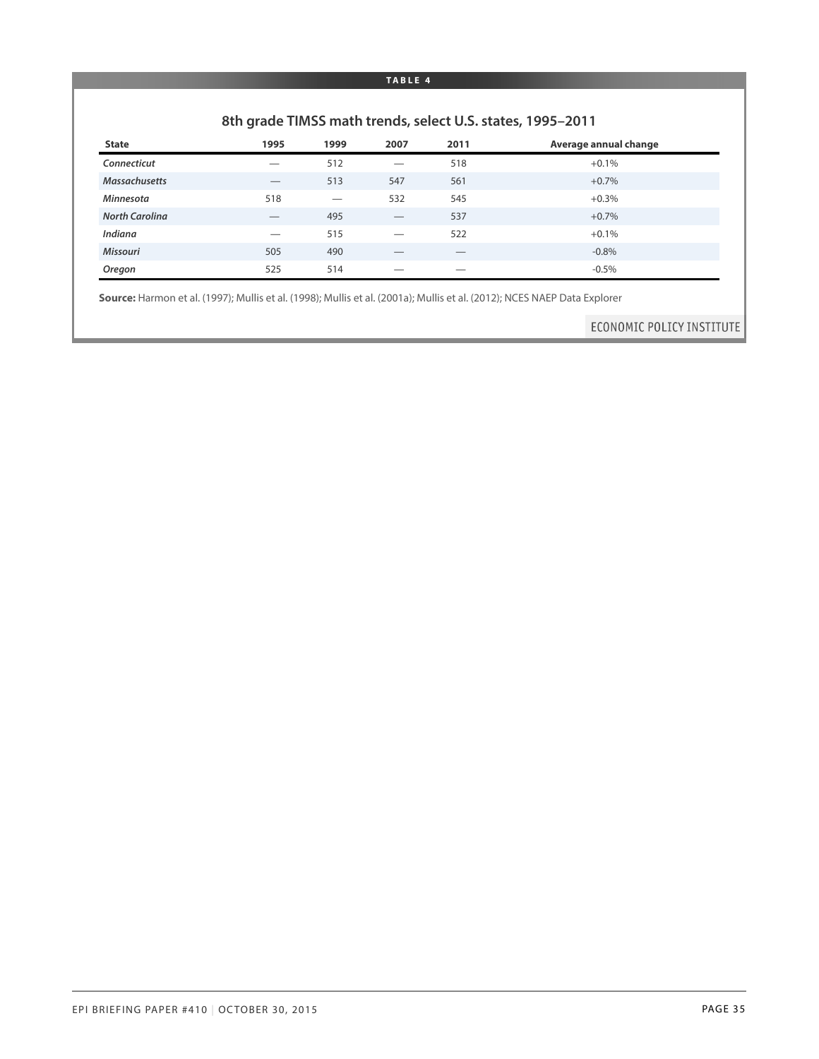**TABLE 4**

## 8th grade TIMSS math trends, select U.S. states, 1995–2011

| State | 1995 | 1999 | 2007 | 2011 | Average annual change |
|---|---|---|---|---|---|
| *Connecticut* | — | 512 | — | 518 | +0.1% |
| *Massachusetts* | — | 513 | 547 | 561 | +0.7% |
| *Minnesota* | 518 | — | 532 | 545 | +0.3% |
| *North Carolina* | — | 495 | — | 537 | +0.7% |
| *Indiana* | — | 515 | — | 522 | +0.1% |
| *Missouri* | 505 | 490 | — | — | -0.8% |
| *Oregon* | 525 | 514 | — | — | -0.5% |

**Source:** Harmon et al. (1997); Mullis et al. (1998); Mullis et al. (2001a); Mullis et al. (2012); NCES NAEP Data Explorer

ECONOMIC POLICY INSTITUTE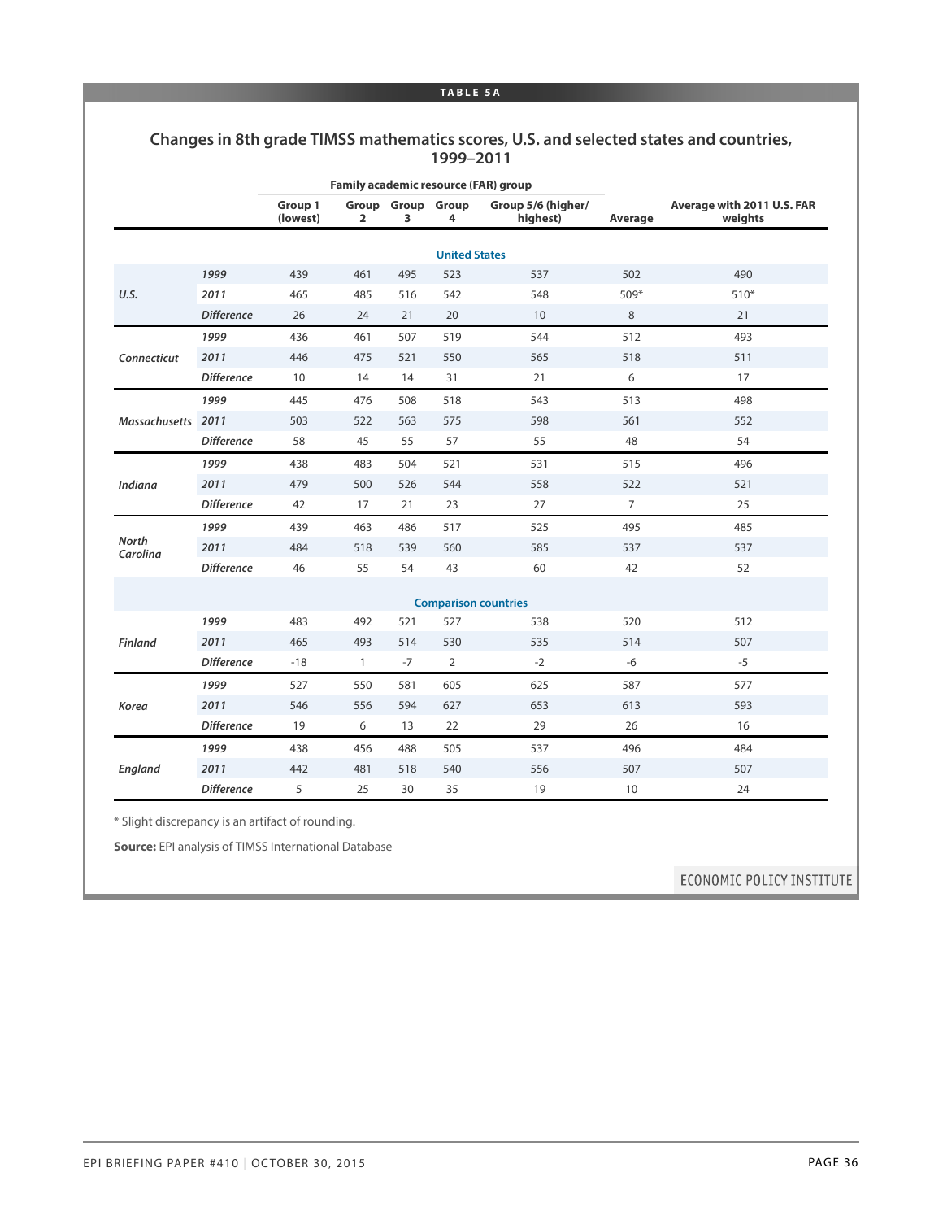**TABLE 5A**

## Changes in 8th grade TIMSS mathematics scores, U.S. and selected states and countries, 1999–2011

| | | Family academic resource (FAR) group | | | | | | |
|---|---|---|---|---|---|---|---|---|
| | | Group 1 (lowest) | Group 2 | Group 3 | Group 4 | Group 5/6 (higher/highest) | Average | Average with 2011 U.S. FAR weights |
| **United States** | | | | | | | | |
| *U.S.* | *1999* | 439 | 461 | 495 | 523 | 537 | 502 | 490 |
| | *2011* | 465 | 485 | 516 | 542 | 548 | 509* | 510* |
| | *Difference* | 26 | 24 | 21 | 20 | 10 | 8 | 21 |
| *Connecticut* | *1999* | 436 | 461 | 507 | 519 | 544 | 512 | 493 |
| | *2011* | 446 | 475 | 521 | 550 | 565 | 518 | 511 |
| | *Difference* | 10 | 14 | 14 | 31 | 21 | 6 | 17 |
| *Massachusetts* | *1999* | 445 | 476 | 508 | 518 | 543 | 513 | 498 |
| | *2011* | 503 | 522 | 563 | 575 | 598 | 561 | 552 |
| | *Difference* | 58 | 45 | 55 | 57 | 55 | 48 | 54 |
| *Indiana* | *1999* | 438 | 483 | 504 | 521 | 531 | 515 | 496 |
| | *2011* | 479 | 500 | 526 | 544 | 558 | 522 | 521 |
| | *Difference* | 42 | 17 | 21 | 23 | 27 | 7 | 25 |
| *North Carolina* | *1999* | 439 | 463 | 486 | 517 | 525 | 495 | 485 |
| | *2011* | 484 | 518 | 539 | 560 | 585 | 537 | 537 |
| | *Difference* | 46 | 55 | 54 | 43 | 60 | 42 | 52 |
| **Comparison countries** | | | | | | | | |
| *Finland* | *1999* | 483 | 492 | 521 | 527 | 538 | 520 | 512 |
| | *2011* | 465 | 493 | 514 | 530 | 535 | 514 | 507 |
| | *Difference* | -18 | 1 | -7 | 2 | -2 | -6 | -5 |
| *Korea* | *1999* | 527 | 550 | 581 | 605 | 625 | 587 | 577 |
| | *2011* | 546 | 556 | 594 | 627 | 653 | 613 | 593 |
| | *Difference* | 19 | 6 | 13 | 22 | 29 | 26 | 16 |
| *England* | *1999* | 438 | 456 | 488 | 505 | 537 | 496 | 484 |
| | *2011* | 442 | 481 | 518 | 540 | 556 | 507 | 507 |
| | *Difference* | 5 | 25 | 30 | 35 | 19 | 10 | 24 |

* Slight discrepancy is an artifact of rounding.

**Source:** EPI analysis of TIMSS International Database

ECONOMIC POLICY INSTITUTE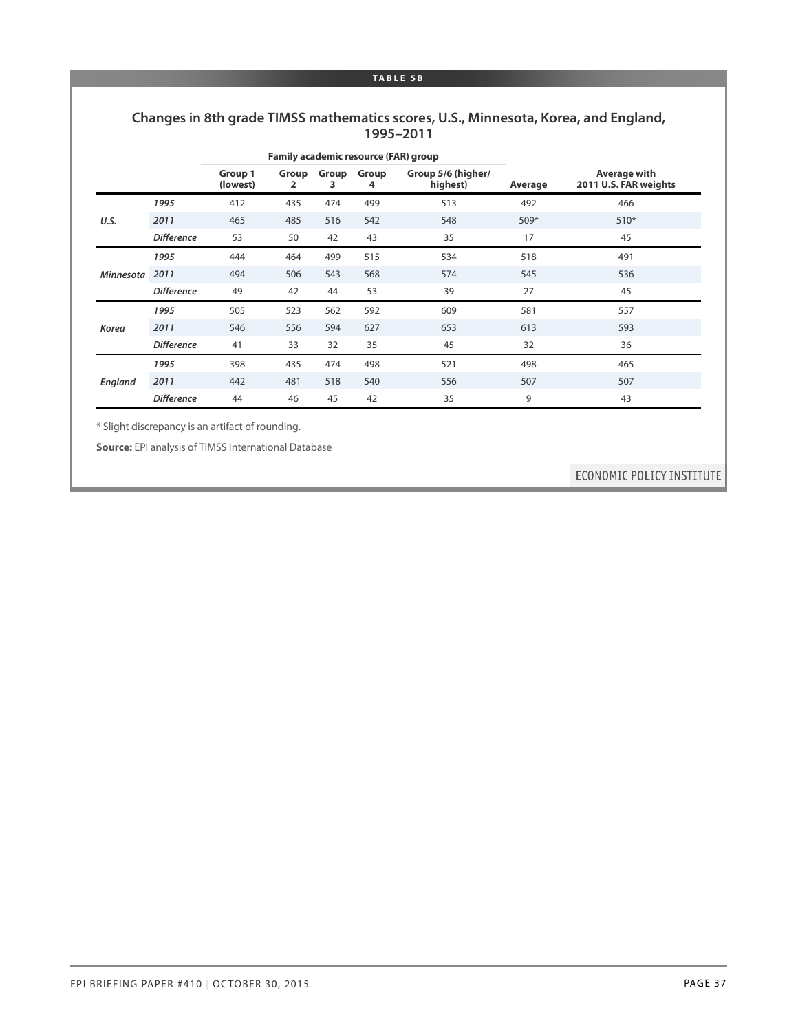**TABLE 5B**

## Changes in 8th grade TIMSS mathematics scores, U.S., Minnesota, Korea, and England, 1995–2011

| | | Family academic resource (FAR) group | | | | | | |
|---|---|---|---|---|---|---|---|---|
| | | Group 1 (lowest) | Group 2 | Group 3 | Group 4 | Group 5/6 (higher/ highest) | Average | Average with 2011 U.S. FAR weights |
| **U.S.** | ***1995*** | 412 | 435 | 474 | 499 | 513 | 492 | 466 |
| | ***2011*** | 465 | 485 | 516 | 542 | 548 | 509* | 510* |
| | ***Difference*** | 53 | 50 | 42 | 43 | 35 | 17 | 45 |
| **Minnesota** | ***1995*** | 444 | 464 | 499 | 515 | 534 | 518 | 491 |
| | ***2011*** | 494 | 506 | 543 | 568 | 574 | 545 | 536 |
| | ***Difference*** | 49 | 42 | 44 | 53 | 39 | 27 | 45 |
| **Korea** | ***1995*** | 505 | 523 | 562 | 592 | 609 | 581 | 557 |
| | ***2011*** | 546 | 556 | 594 | 627 | 653 | 613 | 593 |
| | ***Difference*** | 41 | 33 | 32 | 35 | 45 | 32 | 36 |
| **England** | ***1995*** | 398 | 435 | 474 | 498 | 521 | 498 | 465 |
| | ***2011*** | 442 | 481 | 518 | 540 | 556 | 507 | 507 |
| | ***Difference*** | 44 | 46 | 45 | 42 | 35 | 9 | 43 |

* Slight discrepancy is an artifact of rounding.

**Source:** EPI analysis of TIMSS International Database

ECONOMIC POLICY INSTITUTE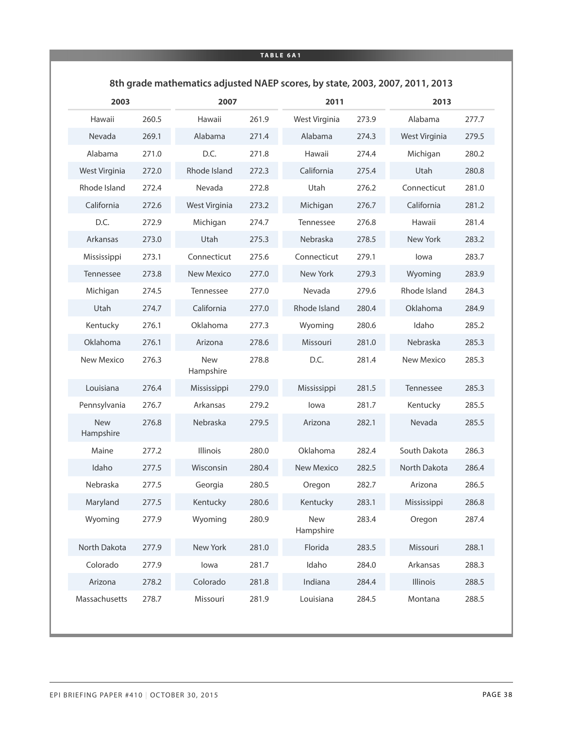**TABLE 6A1**

## 8th grade mathematics adjusted NAEP scores, by state, 2003, 2007, 2011, 2013

| 2003 | | 2007 | | 2011 | | 2013 | |
|---|---|---|---|---|---|---|---|
| Hawaii | 260.5 | Hawaii | 261.9 | West Virginia | 273.9 | Alabama | 277.7 |
| Nevada | 269.1 | Alabama | 271.4 | Alabama | 274.3 | West Virginia | 279.5 |
| Alabama | 271.0 | D.C. | 271.8 | Hawaii | 274.4 | Michigan | 280.2 |
| West Virginia | 272.0 | Rhode Island | 272.3 | California | 275.4 | Utah | 280.8 |
| Rhode Island | 272.4 | Nevada | 272.8 | Utah | 276.2 | Connecticut | 281.0 |
| California | 272.6 | West Virginia | 273.2 | Michigan | 276.7 | California | 281.2 |
| D.C. | 272.9 | Michigan | 274.7 | Tennessee | 276.8 | Hawaii | 281.4 |
| Arkansas | 273.0 | Utah | 275.3 | Nebraska | 278.5 | New York | 283.2 |
| Mississippi | 273.1 | Connecticut | 275.6 | Connecticut | 279.1 | Iowa | 283.7 |
| Tennessee | 273.8 | New Mexico | 277.0 | New York | 279.3 | Wyoming | 283.9 |
| Michigan | 274.5 | Tennessee | 277.0 | Nevada | 279.6 | Rhode Island | 284.3 |
| Utah | 274.7 | California | 277.0 | Rhode Island | 280.4 | Oklahoma | 284.9 |
| Kentucky | 276.1 | Oklahoma | 277.3 | Wyoming | 280.6 | Idaho | 285.2 |
| Oklahoma | 276.1 | Arizona | 278.6 | Missouri | 281.0 | Nebraska | 285.3 |
| New Mexico | 276.3 | New Hampshire | 278.8 | D.C. | 281.4 | New Mexico | 285.3 |
| Louisiana | 276.4 | Mississippi | 279.0 | Mississippi | 281.5 | Tennessee | 285.3 |
| Pennsylvania | 276.7 | Arkansas | 279.2 | Iowa | 281.7 | Kentucky | 285.5 |
| New Hampshire | 276.8 | Nebraska | 279.5 | Arizona | 282.1 | Nevada | 285.5 |
| Maine | 277.2 | Illinois | 280.0 | Oklahoma | 282.4 | South Dakota | 286.3 |
| Idaho | 277.5 | Wisconsin | 280.4 | New Mexico | 282.5 | North Dakota | 286.4 |
| Nebraska | 277.5 | Georgia | 280.5 | Oregon | 282.7 | Arizona | 286.5 |
| Maryland | 277.5 | Kentucky | 280.6 | Kentucky | 283.1 | Mississippi | 286.8 |
| Wyoming | 277.9 | Wyoming | 280.9 | New Hampshire | 283.4 | Oregon | 287.4 |
| North Dakota | 277.9 | New York | 281.0 | Florida | 283.5 | Missouri | 288.1 |
| Colorado | 277.9 | Iowa | 281.7 | Idaho | 284.0 | Arkansas | 288.3 |
| Arizona | 278.2 | Colorado | 281.8 | Indiana | 284.4 | Illinois | 288.5 |
| Massachusetts | 278.7 | Missouri | 281.9 | Louisiana | 284.5 | Montana | 288.5 |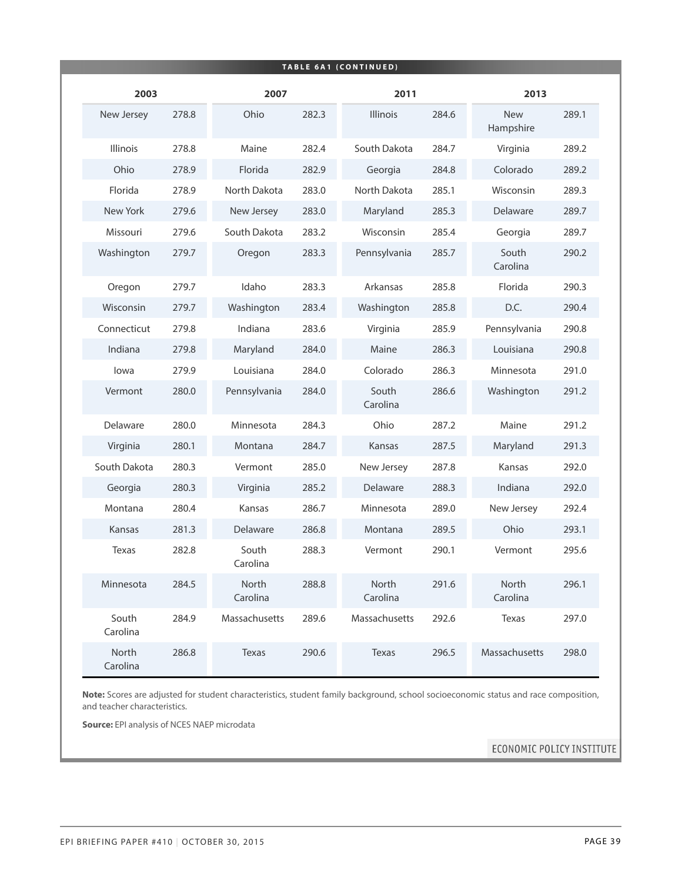**TABLE 6A1 (CONTINUED)**

| 2003 | | 2007 | | 2011 | | 2013 | |
|---|---|---|---|---|---|---|---|
| New Jersey | 278.8 | Ohio | 282.3 | Illinois | 284.6 | New Hampshire | 289.1 |
| Illinois | 278.8 | Maine | 282.4 | South Dakota | 284.7 | Virginia | 289.2 |
| Ohio | 278.9 | Florida | 282.9 | Georgia | 284.8 | Colorado | 289.2 |
| Florida | 278.9 | North Dakota | 283.0 | North Dakota | 285.1 | Wisconsin | 289.3 |
| New York | 279.6 | New Jersey | 283.0 | Maryland | 285.3 | Delaware | 289.7 |
| Missouri | 279.6 | South Dakota | 283.2 | Wisconsin | 285.4 | Georgia | 289.7 |
| Washington | 279.7 | Oregon | 283.3 | Pennsylvania | 285.7 | South Carolina | 290.2 |
| Oregon | 279.7 | Idaho | 283.3 | Arkansas | 285.8 | Florida | 290.3 |
| Wisconsin | 279.7 | Washington | 283.4 | Washington | 285.8 | D.C. | 290.4 |
| Connecticut | 279.8 | Indiana | 283.6 | Virginia | 285.9 | Pennsylvania | 290.8 |
| Indiana | 279.8 | Maryland | 284.0 | Maine | 286.3 | Louisiana | 290.8 |
| Iowa | 279.9 | Louisiana | 284.0 | Colorado | 286.3 | Minnesota | 291.0 |
| Vermont | 280.0 | Pennsylvania | 284.0 | South Carolina | 286.6 | Washington | 291.2 |
| Delaware | 280.0 | Minnesota | 284.3 | Ohio | 287.2 | Maine | 291.2 |
| Virginia | 280.1 | Montana | 284.7 | Kansas | 287.5 | Maryland | 291.3 |
| South Dakota | 280.3 | Vermont | 285.0 | New Jersey | 287.8 | Kansas | 292.0 |
| Georgia | 280.3 | Virginia | 285.2 | Delaware | 288.3 | Indiana | 292.0 |
| Montana | 280.4 | Kansas | 286.7 | Minnesota | 289.0 | New Jersey | 292.4 |
| Kansas | 281.3 | Delaware | 286.8 | Montana | 289.5 | Ohio | 293.1 |
| Texas | 282.8 | South Carolina | 288.3 | Vermont | 290.1 | Vermont | 295.6 |
| Minnesota | 284.5 | North Carolina | 288.8 | North Carolina | 291.6 | North Carolina | 296.1 |
| South Carolina | 284.9 | Massachusetts | 289.6 | Massachusetts | 292.6 | Texas | 297.0 |
| North Carolina | 286.8 | Texas | 290.6 | Texas | 296.5 | Massachusetts | 298.0 |

**Note:** Scores are adjusted for student characteristics, student family background, school socioeconomic status and race composition, and teacher characteristics.

**Source:** EPI analysis of NCES NAEP microdata

ECONOMIC POLICY INSTITUTE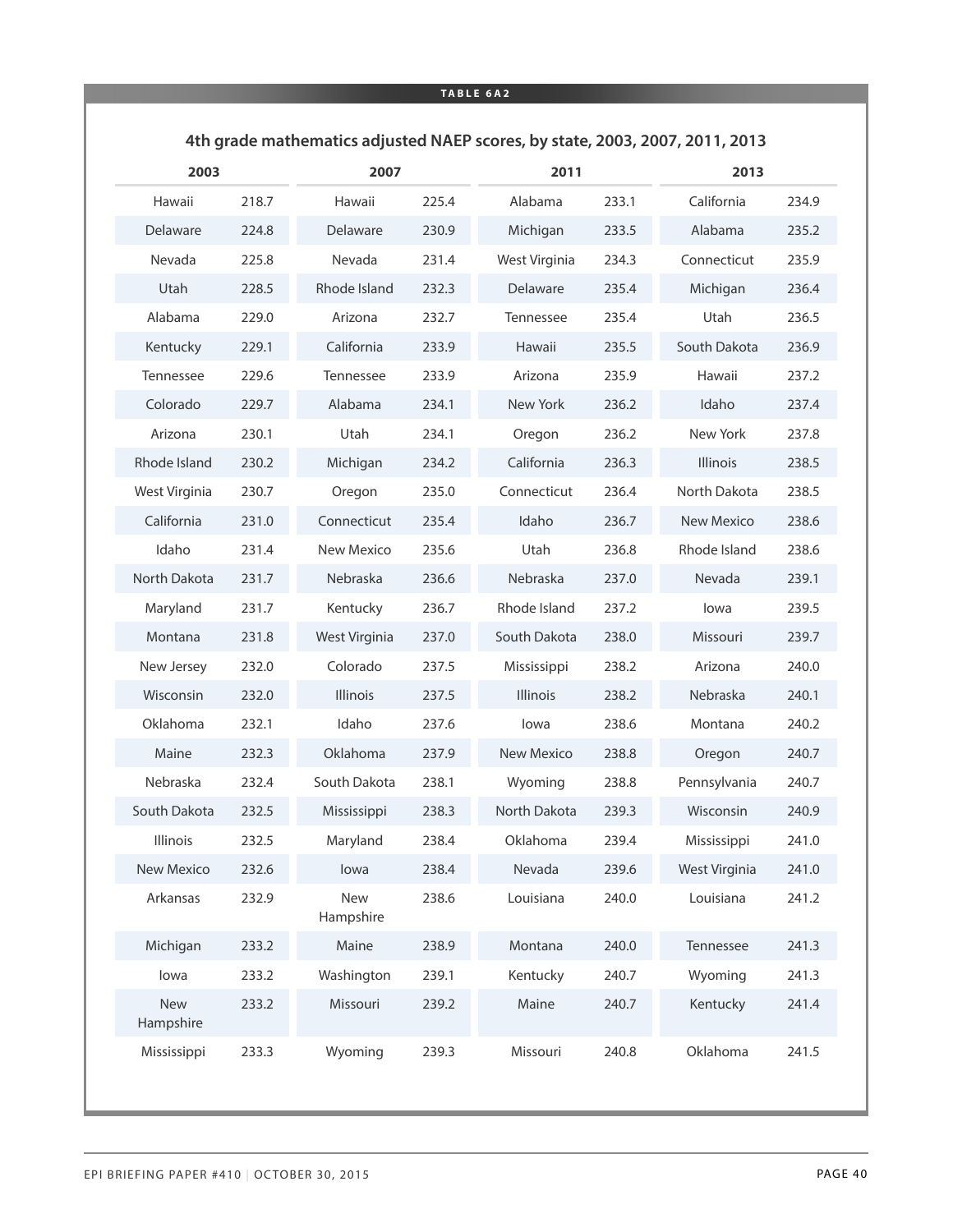**TABLE 6A2**

## 4th grade mathematics adjusted NAEP scores, by state, 2003, 2007, 2011, 2013

| 2003 | | 2007 | | 2011 | | 2013 | |
|---|---|---|---|---|---|---|---|
| Hawaii | 218.7 | Hawaii | 225.4 | Alabama | 233.1 | California | 234.9 |
| Delaware | 224.8 | Delaware | 230.9 | Michigan | 233.5 | Alabama | 235.2 |
| Nevada | 225.8 | Nevada | 231.4 | West Virginia | 234.3 | Connecticut | 235.9 |
| Utah | 228.5 | Rhode Island | 232.3 | Delaware | 235.4 | Michigan | 236.4 |
| Alabama | 229.0 | Arizona | 232.7 | Tennessee | 235.4 | Utah | 236.5 |
| Kentucky | 229.1 | California | 233.9 | Hawaii | 235.5 | South Dakota | 236.9 |
| Tennessee | 229.6 | Tennessee | 233.9 | Arizona | 235.9 | Hawaii | 237.2 |
| Colorado | 229.7 | Alabama | 234.1 | New York | 236.2 | Idaho | 237.4 |
| Arizona | 230.1 | Utah | 234.1 | Oregon | 236.2 | New York | 237.8 |
| Rhode Island | 230.2 | Michigan | 234.2 | California | 236.3 | Illinois | 238.5 |
| West Virginia | 230.7 | Oregon | 235.0 | Connecticut | 236.4 | North Dakota | 238.5 |
| California | 231.0 | Connecticut | 235.4 | Idaho | 236.7 | New Mexico | 238.6 |
| Idaho | 231.4 | New Mexico | 235.6 | Utah | 236.8 | Rhode Island | 238.6 |
| North Dakota | 231.7 | Nebraska | 236.6 | Nebraska | 237.0 | Nevada | 239.1 |
| Maryland | 231.7 | Kentucky | 236.7 | Rhode Island | 237.2 | Iowa | 239.5 |
| Montana | 231.8 | West Virginia | 237.0 | South Dakota | 238.0 | Missouri | 239.7 |
| New Jersey | 232.0 | Colorado | 237.5 | Mississippi | 238.2 | Arizona | 240.0 |
| Wisconsin | 232.0 | Illinois | 237.5 | Illinois | 238.2 | Nebraska | 240.1 |
| Oklahoma | 232.1 | Idaho | 237.6 | Iowa | 238.6 | Montana | 240.2 |
| Maine | 232.3 | Oklahoma | 237.9 | New Mexico | 238.8 | Oregon | 240.7 |
| Nebraska | 232.4 | South Dakota | 238.1 | Wyoming | 238.8 | Pennsylvania | 240.7 |
| South Dakota | 232.5 | Mississippi | 238.3 | North Dakota | 239.3 | Wisconsin | 240.9 |
| Illinois | 232.5 | Maryland | 238.4 | Oklahoma | 239.4 | Mississippi | 241.0 |
| New Mexico | 232.6 | Iowa | 238.4 | Nevada | 239.6 | West Virginia | 241.0 |
| Arkansas | 232.9 | New Hampshire | 238.6 | Louisiana | 240.0 | Louisiana | 241.2 |
| Michigan | 233.2 | Maine | 238.9 | Montana | 240.0 | Tennessee | 241.3 |
| Iowa | 233.2 | Washington | 239.1 | Kentucky | 240.7 | Wyoming | 241.3 |
| New Hampshire | 233.2 | Missouri | 239.2 | Maine | 240.7 | Kentucky | 241.4 |
| Mississippi | 233.3 | Wyoming | 239.3 | Missouri | 240.8 | Oklahoma | 241.5 |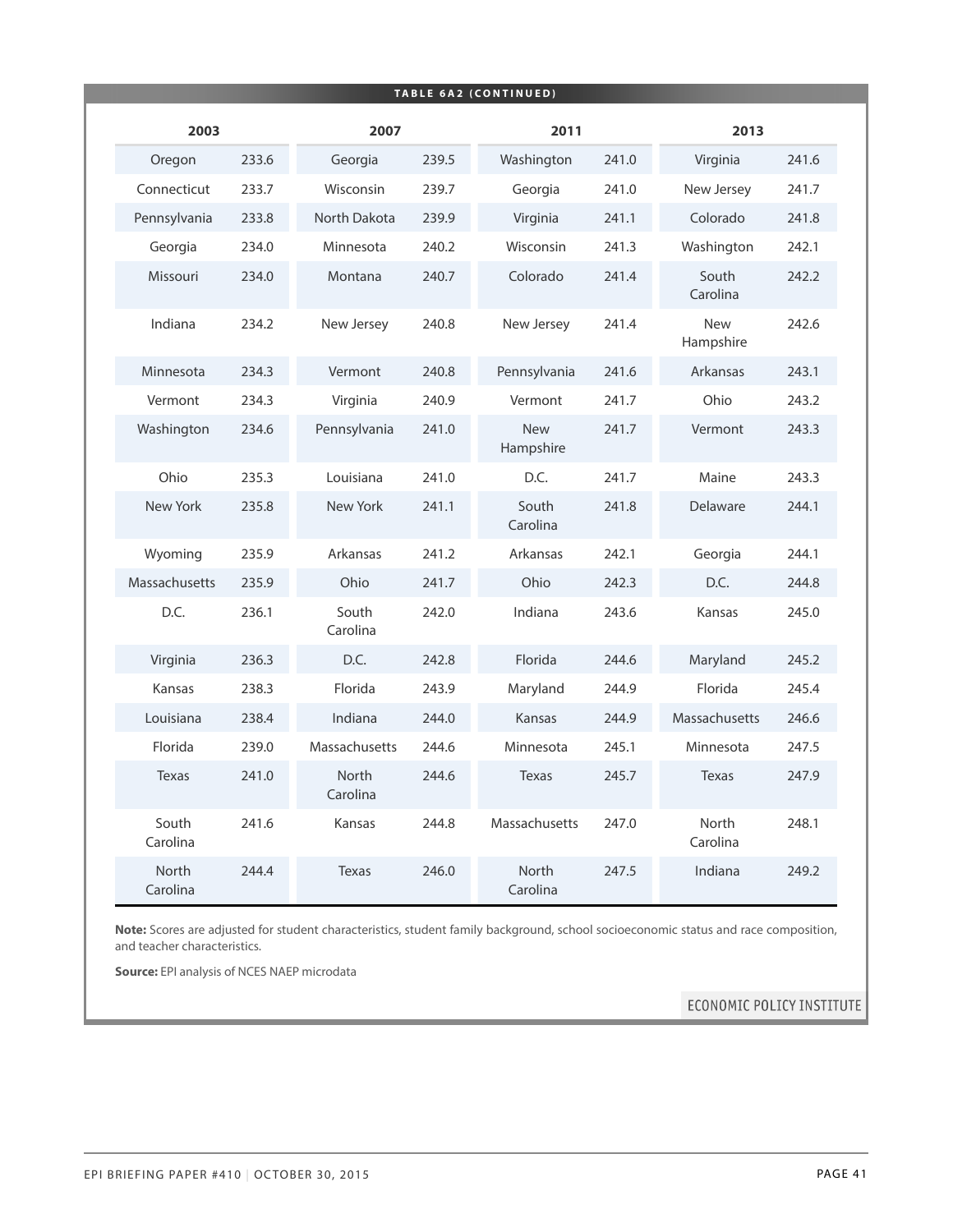**TABLE 6A2 (CONTINUED)**

| 2003 | | 2007 | | 2011 | | 2013 | |
|---|---|---|---|---|---|---|---|
| Oregon | 233.6 | Georgia | 239.5 | Washington | 241.0 | Virginia | 241.6 |
| Connecticut | 233.7 | Wisconsin | 239.7 | Georgia | 241.0 | New Jersey | 241.7 |
| Pennsylvania | 233.8 | North Dakota | 239.9 | Virginia | 241.1 | Colorado | 241.8 |
| Georgia | 234.0 | Minnesota | 240.2 | Wisconsin | 241.3 | Washington | 242.1 |
| Missouri | 234.0 | Montana | 240.7 | Colorado | 241.4 | South Carolina | 242.2 |
| Indiana | 234.2 | New Jersey | 240.8 | New Jersey | 241.4 | New Hampshire | 242.6 |
| Minnesota | 234.3 | Vermont | 240.8 | Pennsylvania | 241.6 | Arkansas | 243.1 |
| Vermont | 234.3 | Virginia | 240.9 | Vermont | 241.7 | Ohio | 243.2 |
| Washington | 234.6 | Pennsylvania | 241.0 | New Hampshire | 241.7 | Vermont | 243.3 |
| Ohio | 235.3 | Louisiana | 241.0 | D.C. | 241.7 | Maine | 243.3 |
| New York | 235.8 | New York | 241.1 | South Carolina | 241.8 | Delaware | 244.1 |
| Wyoming | 235.9 | Arkansas | 241.2 | Arkansas | 242.1 | Georgia | 244.1 |
| Massachusetts | 235.9 | Ohio | 241.7 | Ohio | 242.3 | D.C. | 244.8 |
| D.C. | 236.1 | South Carolina | 242.0 | Indiana | 243.6 | Kansas | 245.0 |
| Virginia | 236.3 | D.C. | 242.8 | Florida | 244.6 | Maryland | 245.2 |
| Kansas | 238.3 | Florida | 243.9 | Maryland | 244.9 | Florida | 245.4 |
| Louisiana | 238.4 | Indiana | 244.0 | Kansas | 244.9 | Massachusetts | 246.6 |
| Florida | 239.0 | Massachusetts | 244.6 | Minnesota | 245.1 | Minnesota | 247.5 |
| Texas | 241.0 | North Carolina | 244.6 | Texas | 245.7 | Texas | 247.9 |
| South Carolina | 241.6 | Kansas | 244.8 | Massachusetts | 247.0 | North Carolina | 248.1 |
| North Carolina | 244.4 | Texas | 246.0 | North Carolina | 247.5 | Indiana | 249.2 |

**Note:** Scores are adjusted for student characteristics, student family background, school socioeconomic status and race composition, and teacher characteristics.

**Source:** EPI analysis of NCES NAEP microdata

ECONOMIC POLICY INSTITUTE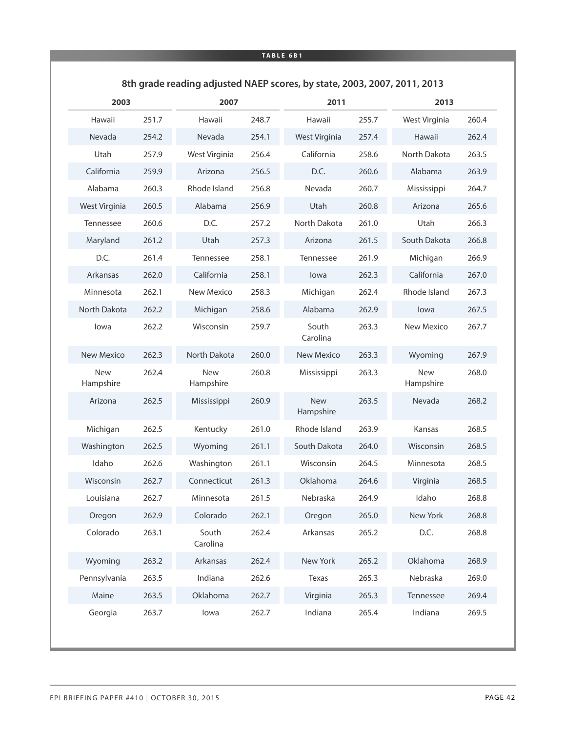**TABLE 6B1**

## 8th grade reading adjusted NAEP scores, by state, 2003, 2007, 2011, 2013

| 2003 | | 2007 | | 2011 | | 2013 | |
|---|---|---|---|---|---|---|---|
| Hawaii | 251.7 | Hawaii | 248.7 | Hawaii | 255.7 | West Virginia | 260.4 |
| Nevada | 254.2 | Nevada | 254.1 | West Virginia | 257.4 | Hawaii | 262.4 |
| Utah | 257.9 | West Virginia | 256.4 | California | 258.6 | North Dakota | 263.5 |
| California | 259.9 | Arizona | 256.5 | D.C. | 260.6 | Alabama | 263.9 |
| Alabama | 260.3 | Rhode Island | 256.8 | Nevada | 260.7 | Mississippi | 264.7 |
| West Virginia | 260.5 | Alabama | 256.9 | Utah | 260.8 | Arizona | 265.6 |
| Tennessee | 260.6 | D.C. | 257.2 | North Dakota | 261.0 | Utah | 266.3 |
| Maryland | 261.2 | Utah | 257.3 | Arizona | 261.5 | South Dakota | 266.8 |
| D.C. | 261.4 | Tennessee | 258.1 | Tennessee | 261.9 | Michigan | 266.9 |
| Arkansas | 262.0 | California | 258.1 | Iowa | 262.3 | California | 267.0 |
| Minnesota | 262.1 | New Mexico | 258.3 | Michigan | 262.4 | Rhode Island | 267.3 |
| North Dakota | 262.2 | Michigan | 258.6 | Alabama | 262.9 | Iowa | 267.5 |
| Iowa | 262.2 | Wisconsin | 259.7 | South Carolina | 263.3 | New Mexico | 267.7 |
| New Mexico | 262.3 | North Dakota | 260.0 | New Mexico | 263.3 | Wyoming | 267.9 |
| New Hampshire | 262.4 | New Hampshire | 260.8 | Mississippi | 263.3 | New Hampshire | 268.0 |
| Arizona | 262.5 | Mississippi | 260.9 | New Hampshire | 263.5 | Nevada | 268.2 |
| Michigan | 262.5 | Kentucky | 261.0 | Rhode Island | 263.9 | Kansas | 268.5 |
| Washington | 262.5 | Wyoming | 261.1 | South Dakota | 264.0 | Wisconsin | 268.5 |
| Idaho | 262.6 | Washington | 261.1 | Wisconsin | 264.5 | Minnesota | 268.5 |
| Wisconsin | 262.7 | Connecticut | 261.3 | Oklahoma | 264.6 | Virginia | 268.5 |
| Louisiana | 262.7 | Minnesota | 261.5 | Nebraska | 264.9 | Idaho | 268.8 |
| Oregon | 262.9 | Colorado | 262.1 | Oregon | 265.0 | New York | 268.8 |
| Colorado | 263.1 | South Carolina | 262.4 | Arkansas | 265.2 | D.C. | 268.8 |
| Wyoming | 263.2 | Arkansas | 262.4 | New York | 265.2 | Oklahoma | 268.9 |
| Pennsylvania | 263.5 | Indiana | 262.6 | Texas | 265.3 | Nebraska | 269.0 |
| Maine | 263.5 | Oklahoma | 262.7 | Virginia | 265.3 | Tennessee | 269.4 |
| Georgia | 263.7 | Iowa | 262.7 | Indiana | 265.4 | Indiana | 269.5 |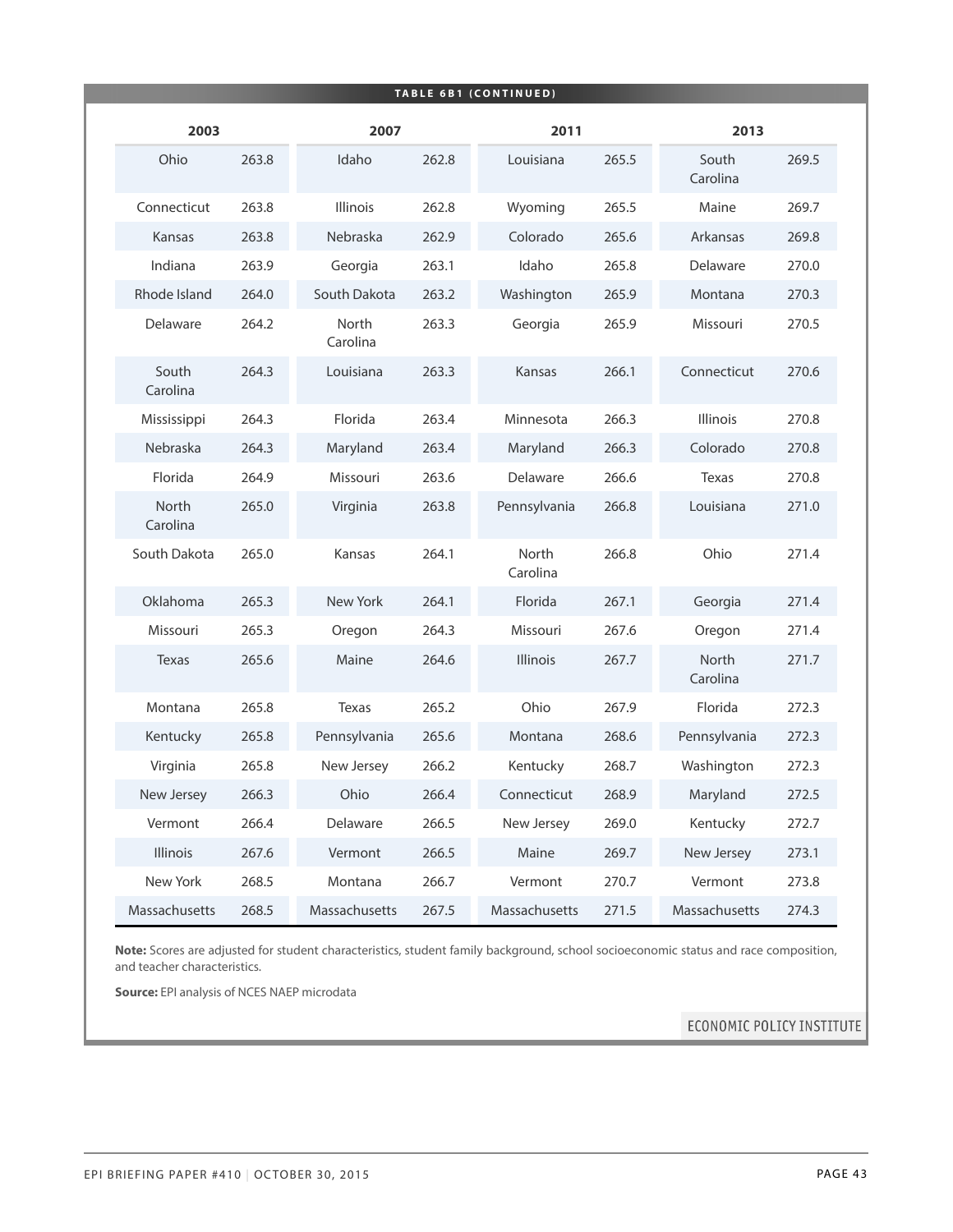**TABLE 6B1 (CONTINUED)**

| 2003 | | 2007 | | 2011 | | 2013 | |
|---|---|---|---|---|---|---|---|
| Ohio | 263.8 | Idaho | 262.8 | Louisiana | 265.5 | South Carolina | 269.5 |
| Connecticut | 263.8 | Illinois | 262.8 | Wyoming | 265.5 | Maine | 269.7 |
| Kansas | 263.8 | Nebraska | 262.9 | Colorado | 265.6 | Arkansas | 269.8 |
| Indiana | 263.9 | Georgia | 263.1 | Idaho | 265.8 | Delaware | 270.0 |
| Rhode Island | 264.0 | South Dakota | 263.2 | Washington | 265.9 | Montana | 270.3 |
| Delaware | 264.2 | North Carolina | 263.3 | Georgia | 265.9 | Missouri | 270.5 |
| South Carolina | 264.3 | Louisiana | 263.3 | Kansas | 266.1 | Connecticut | 270.6 |
| Mississippi | 264.3 | Florida | 263.4 | Minnesota | 266.3 | Illinois | 270.8 |
| Nebraska | 264.3 | Maryland | 263.4 | Maryland | 266.3 | Colorado | 270.8 |
| Florida | 264.9 | Missouri | 263.6 | Delaware | 266.6 | Texas | 270.8 |
| North Carolina | 265.0 | Virginia | 263.8 | Pennsylvania | 266.8 | Louisiana | 271.0 |
| South Dakota | 265.0 | Kansas | 264.1 | North Carolina | 266.8 | Ohio | 271.4 |
| Oklahoma | 265.3 | New York | 264.1 | Florida | 267.1 | Georgia | 271.4 |
| Missouri | 265.3 | Oregon | 264.3 | Missouri | 267.6 | Oregon | 271.4 |
| Texas | 265.6 | Maine | 264.6 | Illinois | 267.7 | North Carolina | 271.7 |
| Montana | 265.8 | Texas | 265.2 | Ohio | 267.9 | Florida | 272.3 |
| Kentucky | 265.8 | Pennsylvania | 265.6 | Montana | 268.6 | Pennsylvania | 272.3 |
| Virginia | 265.8 | New Jersey | 266.2 | Kentucky | 268.7 | Washington | 272.3 |
| New Jersey | 266.3 | Ohio | 266.4 | Connecticut | 268.9 | Maryland | 272.5 |
| Vermont | 266.4 | Delaware | 266.5 | New Jersey | 269.0 | Kentucky | 272.7 |
| Illinois | 267.6 | Vermont | 266.5 | Maine | 269.7 | New Jersey | 273.1 |
| New York | 268.5 | Montana | 266.7 | Vermont | 270.7 | Vermont | 273.8 |
| Massachusetts | 268.5 | Massachusetts | 267.5 | Massachusetts | 271.5 | Massachusetts | 274.3 |

**Note:** Scores are adjusted for student characteristics, student family background, school socioeconomic status and race composition, and teacher characteristics.

**Source:** EPI analysis of NCES NAEP microdata

ECONOMIC POLICY INSTITUTE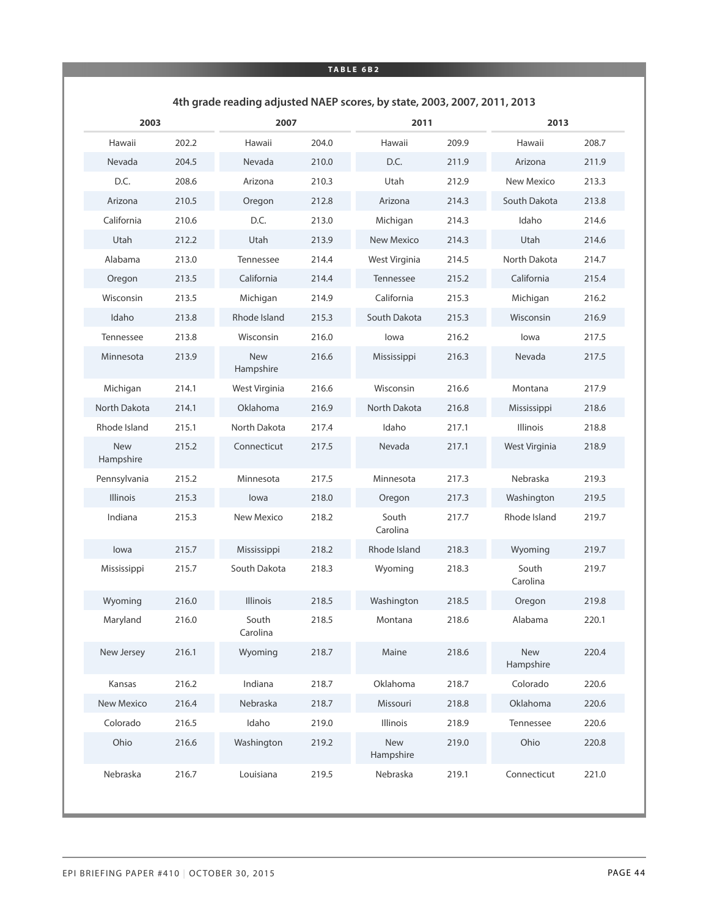**TABLE 6B2**

## 4th grade reading adjusted NAEP scores, by state, 2003, 2007, 2011, 2013

| 2003 | | 2007 | | 2011 | | 2013 | |
|---|---|---|---|---|---|---|---|
| Hawaii | 202.2 | Hawaii | 204.0 | Hawaii | 209.9 | Hawaii | 208.7 |
| Nevada | 204.5 | Nevada | 210.0 | D.C. | 211.9 | Arizona | 211.9 |
| D.C. | 208.6 | Arizona | 210.3 | Utah | 212.9 | New Mexico | 213.3 |
| Arizona | 210.5 | Oregon | 212.8 | Arizona | 214.3 | South Dakota | 213.8 |
| California | 210.6 | D.C. | 213.0 | Michigan | 214.3 | Idaho | 214.6 |
| Utah | 212.2 | Utah | 213.9 | New Mexico | 214.3 | Utah | 214.6 |
| Alabama | 213.0 | Tennessee | 214.4 | West Virginia | 214.5 | North Dakota | 214.7 |
| Oregon | 213.5 | California | 214.4 | Tennessee | 215.2 | California | 215.4 |
| Wisconsin | 213.5 | Michigan | 214.9 | California | 215.3 | Michigan | 216.2 |
| Idaho | 213.8 | Rhode Island | 215.3 | South Dakota | 215.3 | Wisconsin | 216.9 |
| Tennessee | 213.8 | Wisconsin | 216.0 | Iowa | 216.2 | Iowa | 217.5 |
| Minnesota | 213.9 | New Hampshire | 216.6 | Mississippi | 216.3 | Nevada | 217.5 |
| Michigan | 214.1 | West Virginia | 216.6 | Wisconsin | 216.6 | Montana | 217.9 |
| North Dakota | 214.1 | Oklahoma | 216.9 | North Dakota | 216.8 | Mississippi | 218.6 |
| Rhode Island | 215.1 | North Dakota | 217.4 | Idaho | 217.1 | Illinois | 218.8 |
| New Hampshire | 215.2 | Connecticut | 217.5 | Nevada | 217.1 | West Virginia | 218.9 |
| Pennsylvania | 215.2 | Minnesota | 217.5 | Minnesota | 217.3 | Nebraska | 219.3 |
| Illinois | 215.3 | Iowa | 218.0 | Oregon | 217.3 | Washington | 219.5 |
| Indiana | 215.3 | New Mexico | 218.2 | South Carolina | 217.7 | Rhode Island | 219.7 |
| Iowa | 215.7 | Mississippi | 218.2 | Rhode Island | 218.3 | Wyoming | 219.7 |
| Mississippi | 215.7 | South Dakota | 218.3 | Wyoming | 218.3 | South Carolina | 219.7 |
| Wyoming | 216.0 | Illinois | 218.5 | Washington | 218.5 | Oregon | 219.8 |
| Maryland | 216.0 | South Carolina | 218.5 | Montana | 218.6 | Alabama | 220.1 |
| New Jersey | 216.1 | Wyoming | 218.7 | Maine | 218.6 | New Hampshire | 220.4 |
| Kansas | 216.2 | Indiana | 218.7 | Oklahoma | 218.7 | Colorado | 220.6 |
| New Mexico | 216.4 | Nebraska | 218.7 | Missouri | 218.8 | Oklahoma | 220.6 |
| Colorado | 216.5 | Idaho | 219.0 | Illinois | 218.9 | Tennessee | 220.6 |
| Ohio | 216.6 | Washington | 219.2 | New Hampshire | 219.0 | Ohio | 220.8 |
| Nebraska | 216.7 | Louisiana | 219.5 | Nebraska | 219.1 | Connecticut | 221.0 |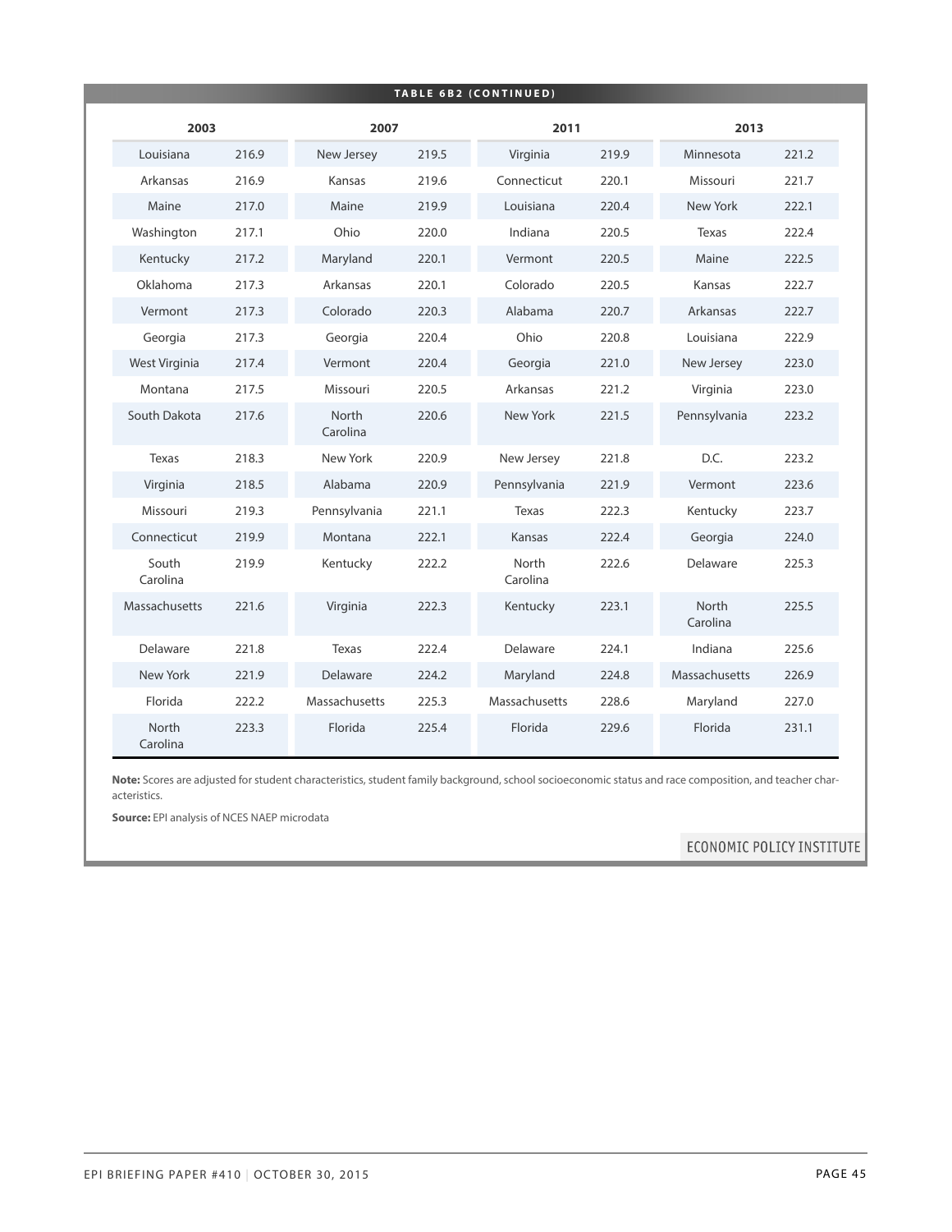**TABLE 6B2 (CONTINUED)**

| 2003 | | 2007 | | 2011 | | 2013 | |
|---|---|---|---|---|---|---|---|
| Louisiana | 216.9 | New Jersey | 219.5 | Virginia | 219.9 | Minnesota | 221.2 |
| Arkansas | 216.9 | Kansas | 219.6 | Connecticut | 220.1 | Missouri | 221.7 |
| Maine | 217.0 | Maine | 219.9 | Louisiana | 220.4 | New York | 222.1 |
| Washington | 217.1 | Ohio | 220.0 | Indiana | 220.5 | Texas | 222.4 |
| Kentucky | 217.2 | Maryland | 220.1 | Vermont | 220.5 | Maine | 222.5 |
| Oklahoma | 217.3 | Arkansas | 220.1 | Colorado | 220.5 | Kansas | 222.7 |
| Vermont | 217.3 | Colorado | 220.3 | Alabama | 220.7 | Arkansas | 222.7 |
| Georgia | 217.3 | Georgia | 220.4 | Ohio | 220.8 | Louisiana | 222.9 |
| West Virginia | 217.4 | Vermont | 220.4 | Georgia | 221.0 | New Jersey | 223.0 |
| Montana | 217.5 | Missouri | 220.5 | Arkansas | 221.2 | Virginia | 223.0 |
| South Dakota | 217.6 | North Carolina | 220.6 | New York | 221.5 | Pennsylvania | 223.2 |
| Texas | 218.3 | New York | 220.9 | New Jersey | 221.8 | D.C. | 223.2 |
| Virginia | 218.5 | Alabama | 220.9 | Pennsylvania | 221.9 | Vermont | 223.6 |
| Missouri | 219.3 | Pennsylvania | 221.1 | Texas | 222.3 | Kentucky | 223.7 |
| Connecticut | 219.9 | Montana | 222.1 | Kansas | 222.4 | Georgia | 224.0 |
| South Carolina | 219.9 | Kentucky | 222.2 | North Carolina | 222.6 | Delaware | 225.3 |
| Massachusetts | 221.6 | Virginia | 222.3 | Kentucky | 223.1 | North Carolina | 225.5 |
| Delaware | 221.8 | Texas | 222.4 | Delaware | 224.1 | Indiana | 225.6 |
| New York | 221.9 | Delaware | 224.2 | Maryland | 224.8 | Massachusetts | 226.9 |
| Florida | 222.2 | Massachusetts | 225.3 | Massachusetts | 228.6 | Maryland | 227.0 |
| North Carolina | 223.3 | Florida | 225.4 | Florida | 229.6 | Florida | 231.1 |

**Note:** Scores are adjusted for student characteristics, student family background, school socioeconomic status and race composition, and teacher characteristics.

**Source:** EPI analysis of NCES NAEP microdata

ECONOMIC POLICY INSTITUTE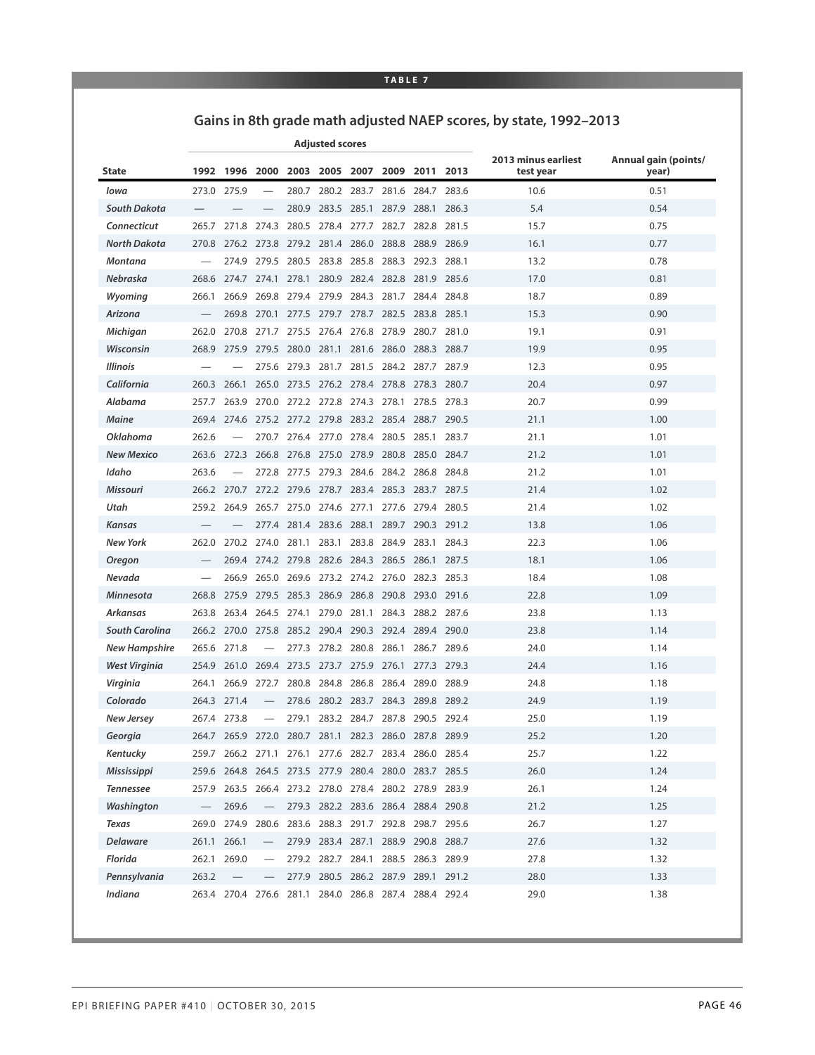**TABLE 7**

## Gains in 8th grade math adjusted NAEP scores, by state, 1992–2013

| | Adjusted scores | | | | | | | | | | |
|---|---|---|---|---|---|---|---|---|---|---|---|
| State | 1992 | 1996 | 2000 | 2003 | 2005 | 2007 | 2009 | 2011 | 2013 | 2013 minus earliest test year | Annual gain (points/ year) |
| *Iowa* | 273.0 | 275.9 | — | 280.7 | 280.2 | 283.7 | 281.6 | 284.7 | 283.6 | 10.6 | 0.51 |
| *South Dakota* | — | — | — | 280.9 | 283.5 | 285.1 | 287.9 | 288.1 | 286.3 | 5.4 | 0.54 |
| *Connecticut* | 265.7 | 271.8 | 274.3 | 280.5 | 278.4 | 277.7 | 282.7 | 282.8 | 281.5 | 15.7 | 0.75 |
| *North Dakota* | 270.8 | 276.2 | 273.8 | 279.2 | 281.4 | 286.0 | 288.8 | 288.9 | 286.9 | 16.1 | 0.77 |
| *Montana* | — | 274.9 | 279.5 | 280.5 | 283.8 | 285.8 | 288.3 | 292.3 | 288.1 | 13.2 | 0.78 |
| *Nebraska* | 268.6 | 274.7 | 274.1 | 278.1 | 280.9 | 282.4 | 282.8 | 281.9 | 285.6 | 17.0 | 0.81 |
| *Wyoming* | 266.1 | 266.9 | 269.8 | 279.4 | 279.9 | 284.3 | 281.7 | 284.4 | 284.8 | 18.7 | 0.89 |
| *Arizona* | — | 269.8 | 270.1 | 277.5 | 279.7 | 278.7 | 282.5 | 283.8 | 285.1 | 15.3 | 0.90 |
| *Michigan* | 262.0 | 270.8 | 271.7 | 275.5 | 276.4 | 276.8 | 278.9 | 280.7 | 281.0 | 19.1 | 0.91 |
| *Wisconsin* | 268.9 | 275.9 | 279.5 | 280.0 | 281.1 | 281.6 | 286.0 | 288.3 | 288.7 | 19.9 | 0.95 |
| *Illinois* | — | — | 275.6 | 279.3 | 281.7 | 281.5 | 284.2 | 287.7 | 287.9 | 12.3 | 0.95 |
| *California* | 260.3 | 266.1 | 265.0 | 273.5 | 276.2 | 278.4 | 278.8 | 278.3 | 280.7 | 20.4 | 0.97 |
| *Alabama* | 257.7 | 263.9 | 270.0 | 272.2 | 272.8 | 274.3 | 278.1 | 278.5 | 278.3 | 20.7 | 0.99 |
| *Maine* | 269.4 | 274.6 | 275.2 | 277.2 | 279.8 | 283.2 | 285.4 | 288.7 | 290.5 | 21.1 | 1.00 |
| *Oklahoma* | 262.6 | — | 270.7 | 276.4 | 277.0 | 278.4 | 280.5 | 285.1 | 283.7 | 21.1 | 1.01 |
| *New Mexico* | 263.6 | 272.3 | 266.8 | 276.8 | 275.0 | 278.9 | 280.8 | 285.0 | 284.7 | 21.2 | 1.01 |
| *Idaho* | 263.6 | — | 272.8 | 277.5 | 279.3 | 284.6 | 284.2 | 286.8 | 284.8 | 21.2 | 1.01 |
| *Missouri* | 266.2 | 270.7 | 272.2 | 279.6 | 278.7 | 283.4 | 285.3 | 283.7 | 287.5 | 21.4 | 1.02 |
| *Utah* | 259.2 | 264.9 | 265.7 | 275.0 | 274.6 | 277.1 | 277.6 | 279.4 | 280.5 | 21.4 | 1.02 |
| *Kansas* | — | — | 277.4 | 281.4 | 283.6 | 288.1 | 289.7 | 290.3 | 291.2 | 13.8 | 1.06 |
| *New York* | 262.0 | 270.2 | 274.0 | 281.1 | 283.1 | 283.8 | 284.9 | 283.1 | 284.3 | 22.3 | 1.06 |
| *Oregon* | — | 269.4 | 274.2 | 279.8 | 282.6 | 284.3 | 286.5 | 286.1 | 287.5 | 18.1 | 1.06 |
| *Nevada* | — | 266.9 | 265.0 | 269.6 | 273.2 | 274.2 | 276.0 | 282.3 | 285.3 | 18.4 | 1.08 |
| *Minnesota* | 268.8 | 275.9 | 279.5 | 285.3 | 286.9 | 286.8 | 290.8 | 293.0 | 291.6 | 22.8 | 1.09 |
| *Arkansas* | 263.8 | 263.4 | 264.5 | 274.1 | 279.0 | 281.1 | 284.3 | 288.2 | 287.6 | 23.8 | 1.13 |
| *South Carolina* | 266.2 | 270.0 | 275.8 | 285.2 | 290.4 | 290.3 | 292.4 | 289.4 | 290.0 | 23.8 | 1.14 |
| *New Hampshire* | 265.6 | 271.8 | — | 277.3 | 278.2 | 280.8 | 286.1 | 286.7 | 289.6 | 24.0 | 1.14 |
| *West Virginia* | 254.9 | 261.0 | 269.4 | 273.5 | 273.7 | 275.9 | 276.1 | 277.3 | 279.3 | 24.4 | 1.16 |
| *Virginia* | 264.1 | 266.9 | 272.7 | 280.8 | 284.8 | 286.8 | 286.4 | 289.0 | 288.9 | 24.8 | 1.18 |
| *Colorado* | 264.3 | 271.4 | — | 278.6 | 280.2 | 283.7 | 284.3 | 289.8 | 289.2 | 24.9 | 1.19 |
| *New Jersey* | 267.4 | 273.8 | — | 279.1 | 283.2 | 284.7 | 287.8 | 290.5 | 292.4 | 25.0 | 1.19 |
| *Georgia* | 264.7 | 265.9 | 272.0 | 280.7 | 281.1 | 282.3 | 286.0 | 287.8 | 289.9 | 25.2 | 1.20 |
| *Kentucky* | 259.7 | 266.2 | 271.1 | 276.1 | 277.6 | 282.7 | 283.4 | 286.0 | 285.4 | 25.7 | 1.22 |
| *Mississippi* | 259.6 | 264.8 | 264.5 | 273.5 | 277.9 | 280.4 | 280.0 | 283.7 | 285.5 | 26.0 | 1.24 |
| *Tennessee* | 257.9 | 263.5 | 266.4 | 273.2 | 278.0 | 278.4 | 280.2 | 278.9 | 283.9 | 26.1 | 1.24 |
| *Washington* | — | 269.6 | — | 279.3 | 282.2 | 283.6 | 286.4 | 288.4 | 290.8 | 21.2 | 1.25 |
| *Texas* | 269.0 | 274.9 | 280.6 | 283.6 | 288.3 | 291.7 | 292.8 | 298.7 | 295.6 | 26.7 | 1.27 |
| *Delaware* | 261.1 | 266.1 | — | 279.9 | 283.4 | 287.1 | 288.9 | 290.8 | 288.7 | 27.6 | 1.32 |
| *Florida* | 262.1 | 269.0 | — | 279.2 | 282.7 | 284.1 | 288.5 | 286.3 | 289.9 | 27.8 | 1.32 |
| *Pennsylvania* | 263.2 | — | — | 277.9 | 280.5 | 286.2 | 287.9 | 289.1 | 291.2 | 28.0 | 1.33 |
| *Indiana* | 263.4 | 270.4 | 276.6 | 281.1 | 284.0 | 286.8 | 287.4 | 288.4 | 292.4 | 29.0 | 1.38 |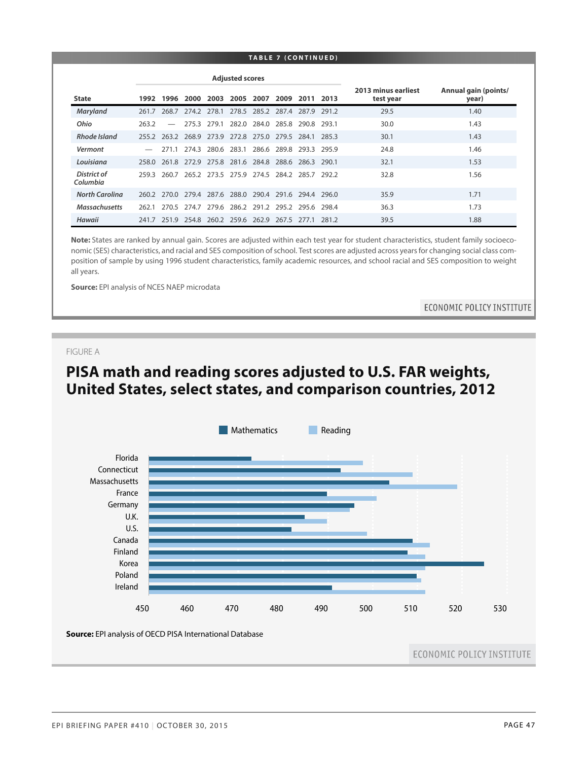**TABLE 7 (CONTINUED)**

| State | Adjusted scores | | | | | | | | | 2013 minus earliest test year | Annual gain (points/ year) |
|---|---|---|---|---|---|---|---|---|---|---|---|
| | 1992 | 1996 | 2000 | 2003 | 2005 | 2007 | 2009 | 2011 | 2013 | | |
| *Maryland* | 261.7 | 268.7 | 274.2 | 278.1 | 278.5 | 285.2 | 287.4 | 287.9 | 291.2 | 29.5 | 1.40 |
| *Ohio* | 263.2 | — | 275.3 | 279.1 | 282.0 | 284.0 | 285.8 | 290.8 | 293.1 | 30.0 | 1.43 |
| *Rhode Island* | 255.2 | 263.2 | 268.9 | 273.9 | 272.8 | 275.0 | 279.5 | 284.1 | 285.3 | 30.1 | 1.43 |
| *Vermont* | — | 271.1 | 274.3 | 280.6 | 283.1 | 286.6 | 289.8 | 293.3 | 295.9 | 24.8 | 1.46 |
| *Louisiana* | 258.0 | 261.8 | 272.9 | 275.8 | 281.6 | 284.8 | 288.6 | 286.3 | 290.1 | 32.1 | 1.53 |
| *District of Columbia* | 259.3 | 260.7 | 265.2 | 273.5 | 275.9 | 274.5 | 284.2 | 285.7 | 292.2 | 32.8 | 1.56 |
| *North Carolina* | 260.2 | 270.0 | 279.4 | 287.6 | 288.0 | 290.4 | 291.6 | 294.4 | 296.0 | 35.9 | 1.71 |
| *Massachusetts* | 262.1 | 270.5 | 274.7 | 279.6 | 286.2 | 291.2 | 295.2 | 295.6 | 298.4 | 36.3 | 1.73 |
| *Hawaii* | 241.7 | 251.9 | 254.8 | 260.2 | 259.6 | 262.9 | 267.5 | 277.1 | 281.2 | 39.5 | 1.88 |

**Note:** States are ranked by annual gain. Scores are adjusted within each test year for student characteristics, student family socioeconomic (SES) characteristics, and racial and SES composition of school. Test scores are adjusted across years for changing social class composition of sample by using 1996 student characteristics, family academic resources, and school racial and SES composition to weight all years.

**Source:** EPI analysis of NCES NAEP microdata

ECONOMIC POLICY INSTITUTE

FIGURE A

## PISA math and reading scores adjusted to U.S. FAR weights, United States, select states, and comparison countries, 2012

**Source:** EPI analysis of OECD PISA International Database

ECONOMIC POLICY INSTITUTE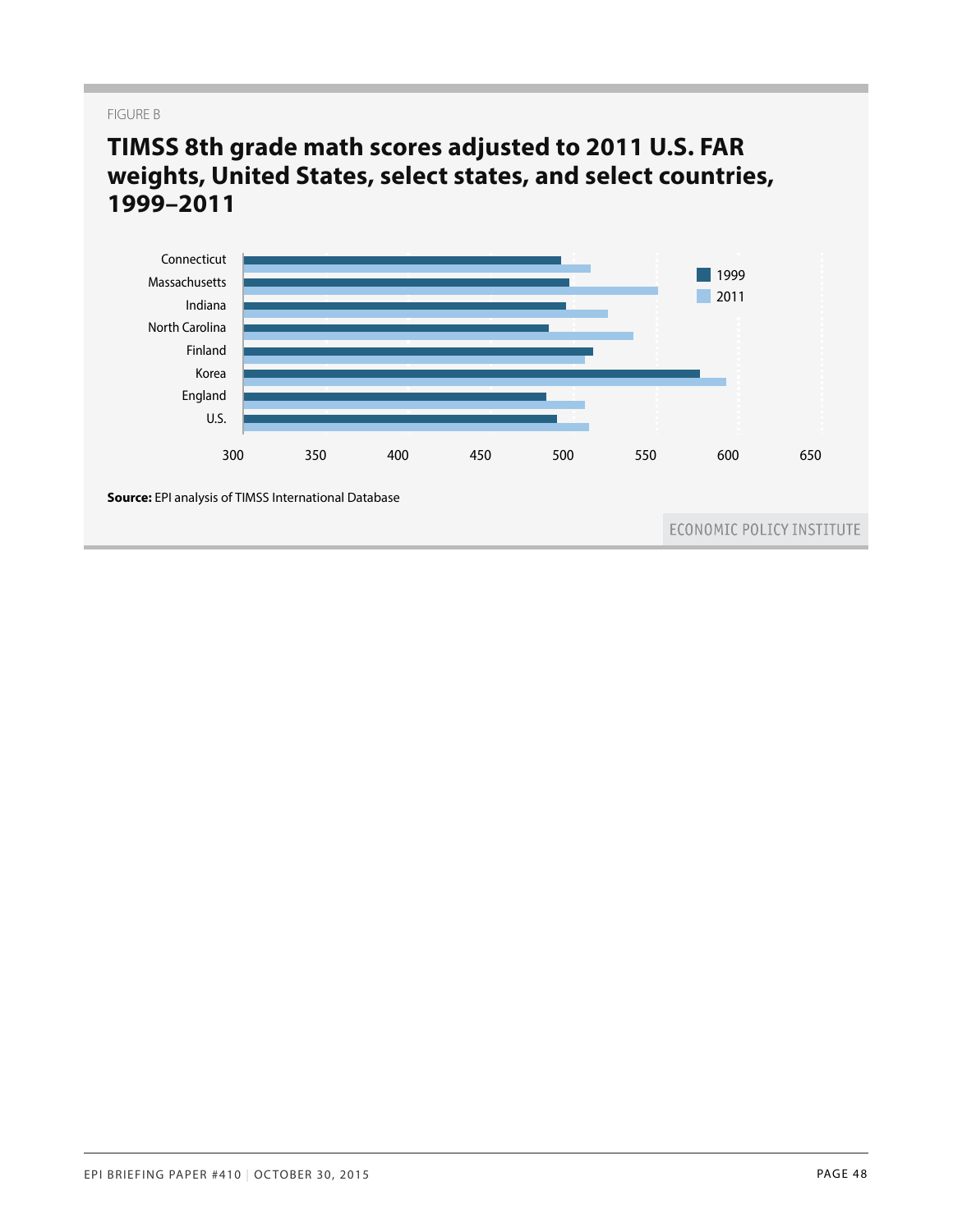FIGURE B

## TIMSS 8th grade math scores adjusted to 2011 U.S. FAR weights, United States, select states, and select countries, 1999–2011

| | 1999 | 2011 |
|---|---|---|
| Connecticut | | |
| Massachusetts | | |
| Indiana | | |
| North Carolina | | |
| Finland | | |
| Korea | | |
| England | | |
| U.S. | | |

**Source:** EPI analysis of TIMSS International Database

ECONOMIC POLICY INSTITUTE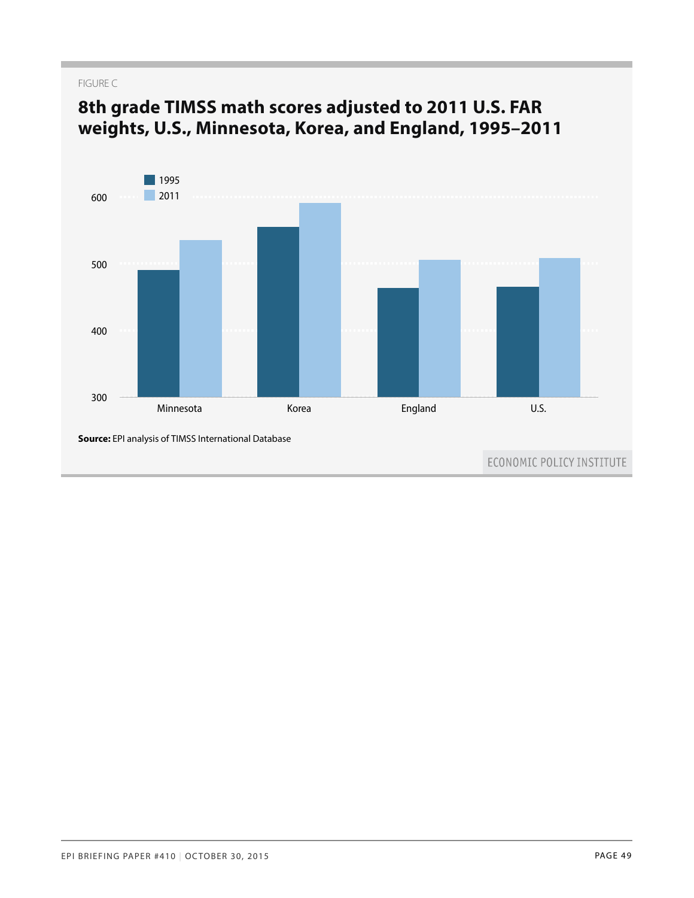FIGURE C

## 8th grade TIMSS math scores adjusted to 2011 U.S. FAR weights, U.S., Minnesota, Korea, and England, 1995–2011

**Source:** EPI analysis of TIMSS International Database

ECONOMIC POLICY INSTITUTE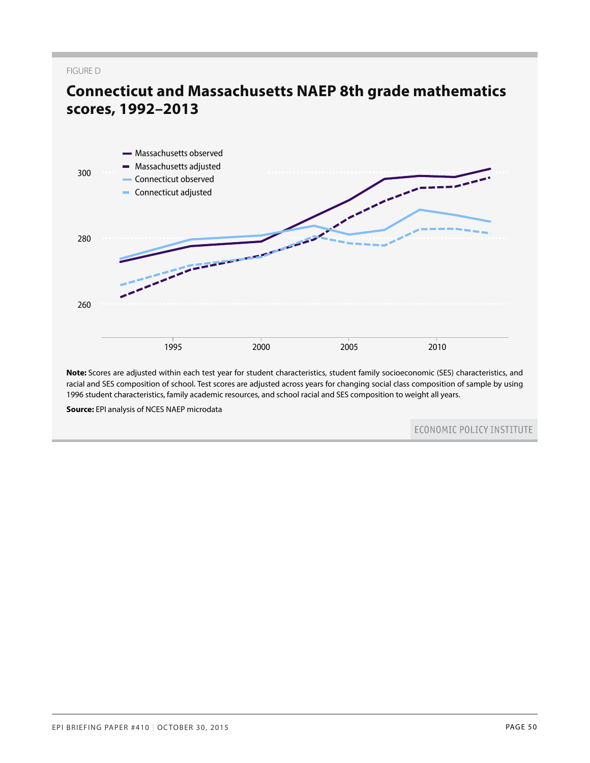FIGURE D

## Connecticut and Massachusetts NAEP 8th grade mathematics scores, 1992–2013

**Note:** Scores are adjusted within each test year for student characteristics, student family socioeconomic (SES) characteristics, and racial and SES composition of school. Test scores are adjusted across years for changing social class composition of sample by using 1996 student characteristics, family academic resources, and school racial and SES composition to weight all years.

**Source:** EPI analysis of NCES NAEP microdata

ECONOMIC POLICY INSTITUTE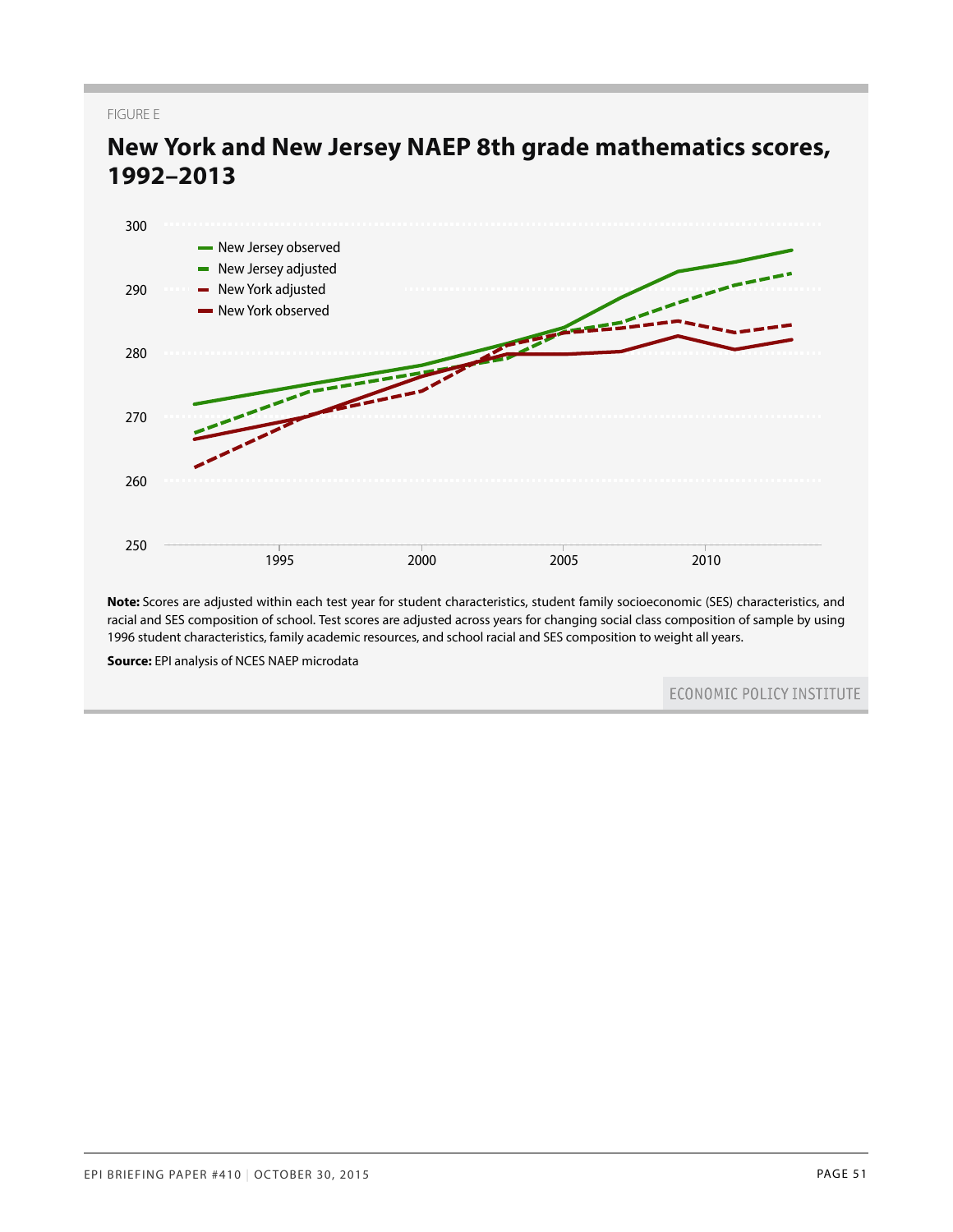FIGURE E

## New York and New Jersey NAEP 8th grade mathematics scores, 1992–2013

**Note:** Scores are adjusted within each test year for student characteristics, student family socioeconomic (SES) characteristics, and racial and SES composition of school. Test scores are adjusted across years for changing social class composition of sample by using 1996 student characteristics, family academic resources, and school racial and SES composition to weight all years.

**Source:** EPI analysis of NCES NAEP microdata

ECONOMIC POLICY INSTITUTE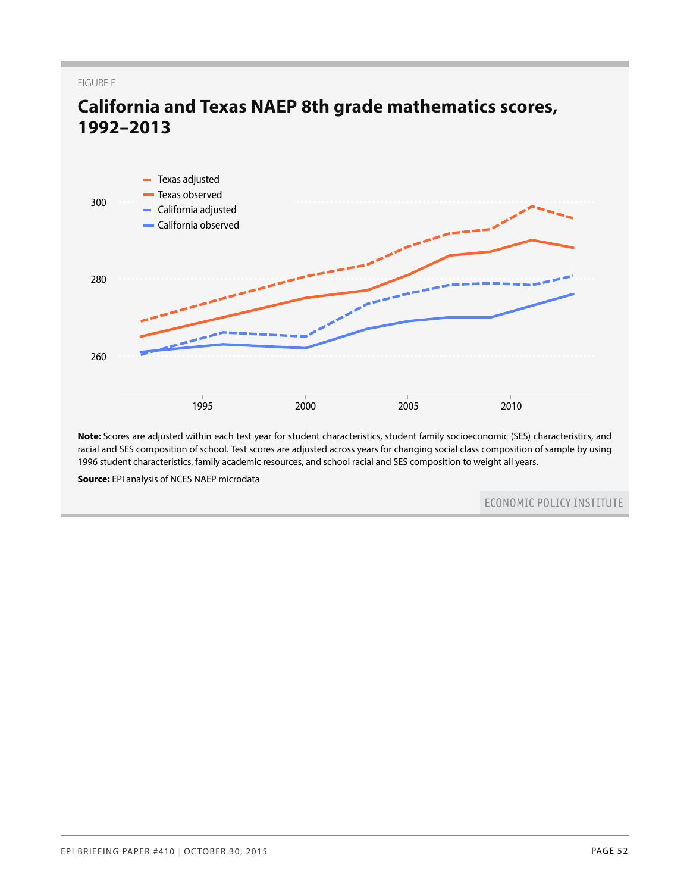FIGURE F

## California and Texas NAEP 8th grade mathematics scores, 1992–2013

**Note:** Scores are adjusted within each test year for student characteristics, student family socioeconomic (SES) characteristics, and racial and SES composition of school. Test scores are adjusted across years for changing social class composition of sample by using 1996 student characteristics, family academic resources, and school racial and SES composition to weight all years.

**Source:** EPI analysis of NCES NAEP microdata

ECONOMIC POLICY INSTITUTE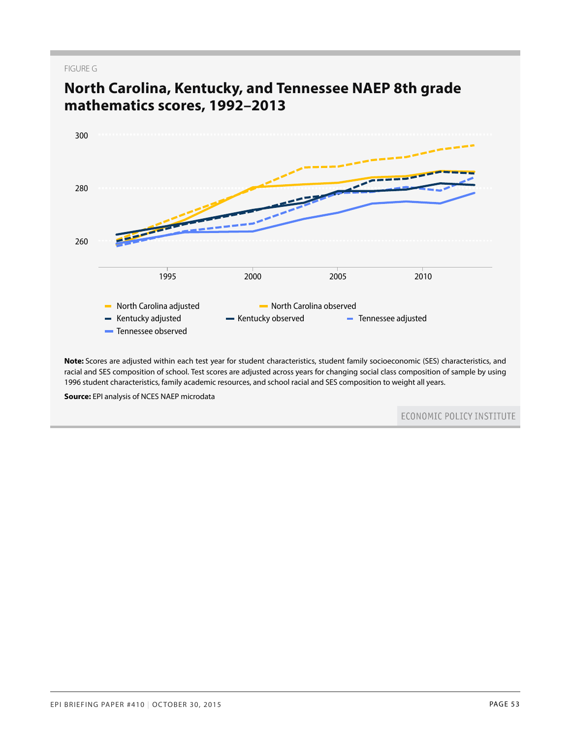FIGURE G

## North Carolina, Kentucky, and Tennessee NAEP 8th grade mathematics scores, 1992–2013

**Note:** Scores are adjusted within each test year for student characteristics, student family socioeconomic (SES) characteristics, and racial and SES composition of school. Test scores are adjusted across years for changing social class composition of sample by using 1996 student characteristics, family academic resources, and school racial and SES composition to weight all years.

**Source:** EPI analysis of NCES NAEP microdata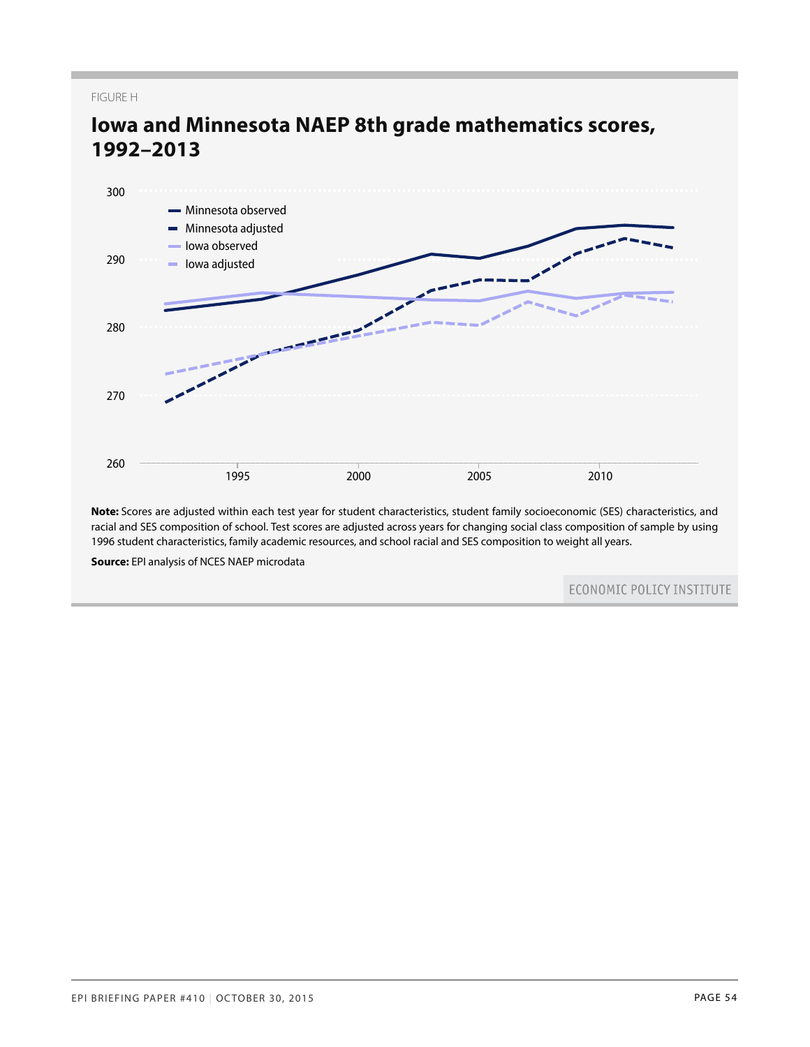FIGURE H

## Iowa and Minnesota NAEP 8th grade mathematics scores, 1992–2013

**Note:** Scores are adjusted within each test year for student characteristics, student family socioeconomic (SES) characteristics, and racial and SES composition of school. Test scores are adjusted across years for changing social class composition of sample by using 1996 student characteristics, family academic resources, and school racial and SES composition to weight all years.

**Source:** EPI analysis of NCES NAEP microdata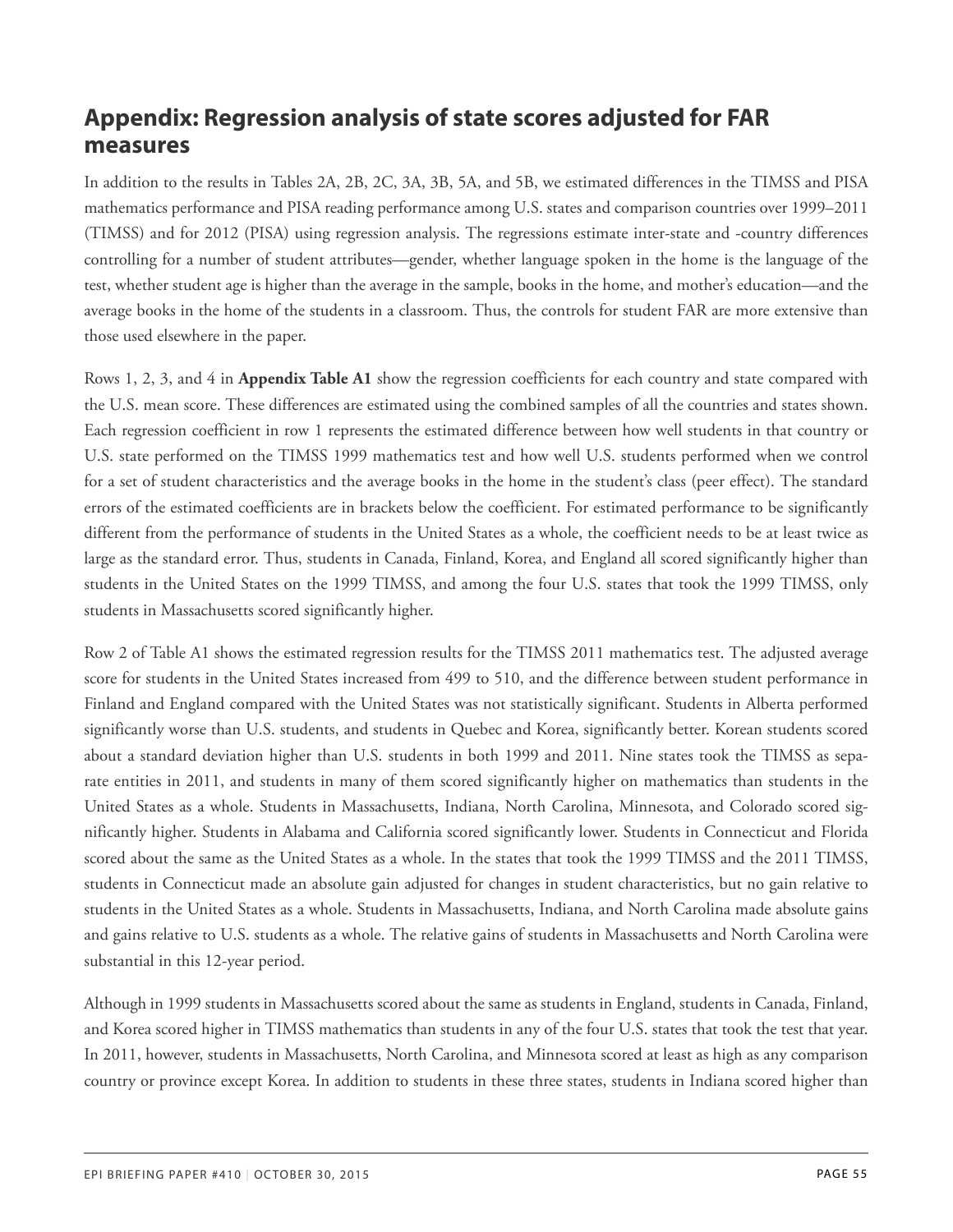## Appendix: Regression analysis of state scores adjusted for FAR measures

In addition to the results in Tables 2A, 2B, 2C, 3A, 3B, 5A, and 5B, we estimated differences in the TIMSS and PISA mathematics performance and PISA reading performance among U.S. states and comparison countries over 1999–2011 (TIMSS) and for 2012 (PISA) using regression analysis. The regressions estimate inter-state and -country differences controlling for a number of student attributes—gender, whether language spoken in the home is the language of the test, whether student age is higher than the average in the sample, books in the home, and mother's education—and the average books in the home of the students in a classroom. Thus, the controls for student FAR are more extensive than those used elsewhere in the paper.

Rows 1, 2, 3, and 4 in **Appendix Table A1** show the regression coefficients for each country and state compared with the U.S. mean score. These differences are estimated using the combined samples of all the countries and states shown. Each regression coefficient in row 1 represents the estimated difference between how well students in that country or U.S. state performed on the TIMSS 1999 mathematics test and how well U.S. students performed when we control for a set of student characteristics and the average books in the home in the student's class (peer effect). The standard errors of the estimated coefficients are in brackets below the coefficient. For estimated performance to be significantly different from the performance of students in the United States as a whole, the coefficient needs to be at least twice as large as the standard error. Thus, students in Canada, Finland, Korea, and England all scored significantly higher than students in the United States on the 1999 TIMSS, and among the four U.S. states that took the 1999 TIMSS, only students in Massachusetts scored significantly higher.

Row 2 of Table A1 shows the estimated regression results for the TIMSS 2011 mathematics test. The adjusted average score for students in the United States increased from 499 to 510, and the difference between student performance in Finland and England compared with the United States was not statistically significant. Students in Alberta performed significantly worse than U.S. students, and students in Quebec and Korea, significantly better. Korean students scored about a standard deviation higher than U.S. students in both 1999 and 2011. Nine states took the TIMSS as separate entities in 2011, and students in many of them scored significantly higher on mathematics than students in the United States as a whole. Students in Massachusetts, Indiana, North Carolina, Minnesota, and Colorado scored significantly higher. Students in Alabama and California scored significantly lower. Students in Connecticut and Florida scored about the same as the United States as a whole. In the states that took the 1999 TIMSS and the 2011 TIMSS, students in Connecticut made an absolute gain adjusted for changes in student characteristics, but no gain relative to students in the United States as a whole. Students in Massachusetts, Indiana, and North Carolina made absolute gains and gains relative to U.S. students as a whole. The relative gains of students in Massachusetts and North Carolina were substantial in this 12-year period.

Although in 1999 students in Massachusetts scored about the same as students in England, students in Canada, Finland, and Korea scored higher in TIMSS mathematics than students in any of the four U.S. states that took the test that year. In 2011, however, students in Massachusetts, North Carolina, and Minnesota scored at least as high as any comparison country or province except Korea. In addition to students in these three states, students in Indiana scored higher than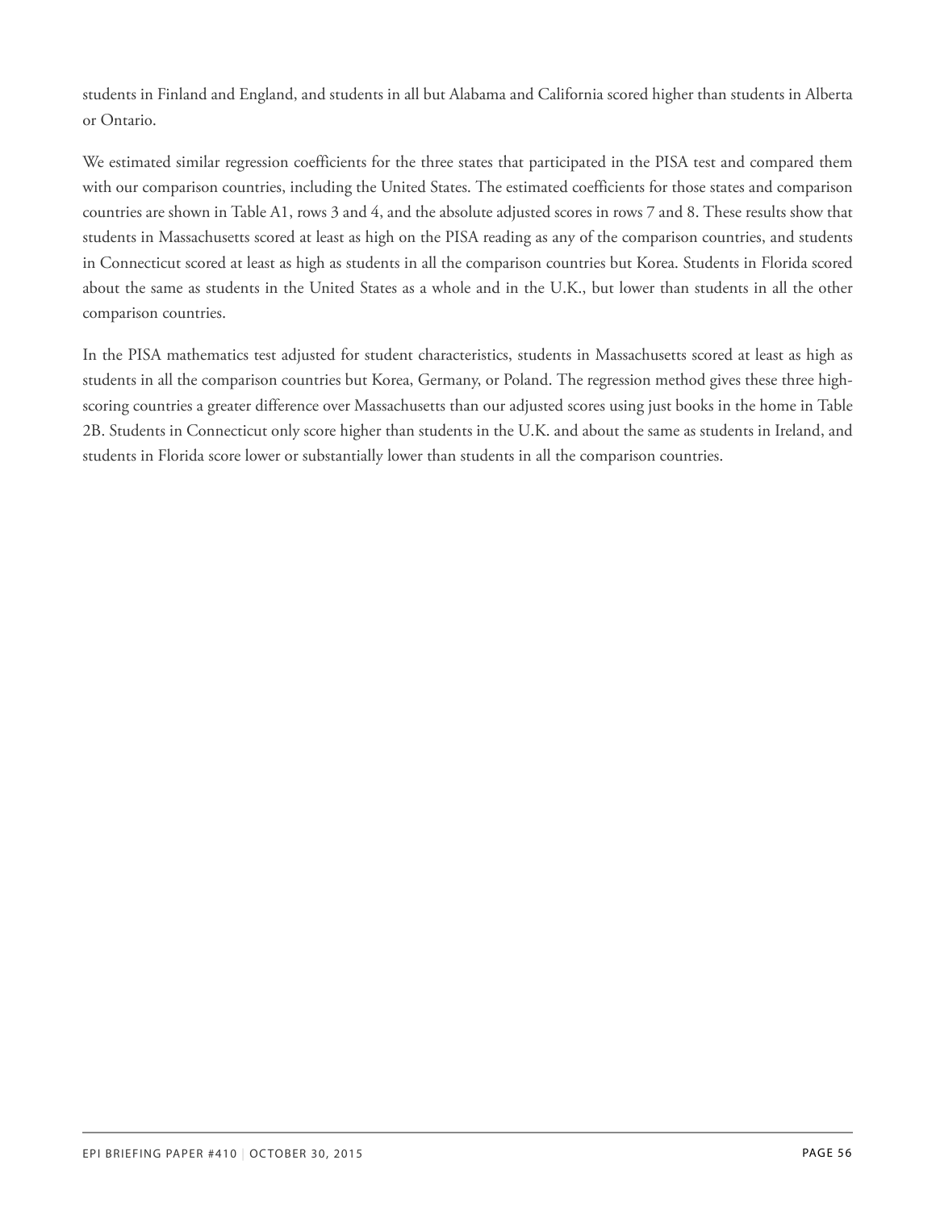students in Finland and England, and students in all but Alabama and California scored higher than students in Alberta or Ontario.

We estimated similar regression coefficients for the three states that participated in the PISA test and compared them with our comparison countries, including the United States. The estimated coefficients for those states and comparison countries are shown in Table A1, rows 3 and 4, and the absolute adjusted scores in rows 7 and 8. These results show that students in Massachusetts scored at least as high on the PISA reading as any of the comparison countries, and students in Connecticut scored at least as high as students in all the comparison countries but Korea. Students in Florida scored about the same as students in the United States as a whole and in the U.K., but lower than students in all the other comparison countries.

In the PISA mathematics test adjusted for student characteristics, students in Massachusetts scored at least as high as students in all the comparison countries but Korea, Germany, or Poland. The regression method gives these three high-scoring countries a greater difference over Massachusetts than our adjusted scores using just books in the home in Table 2B. Students in Connecticut only score higher than students in the U.K. and about the same as students in Ireland, and students in Florida score lower or substantially lower than students in all the comparison countries.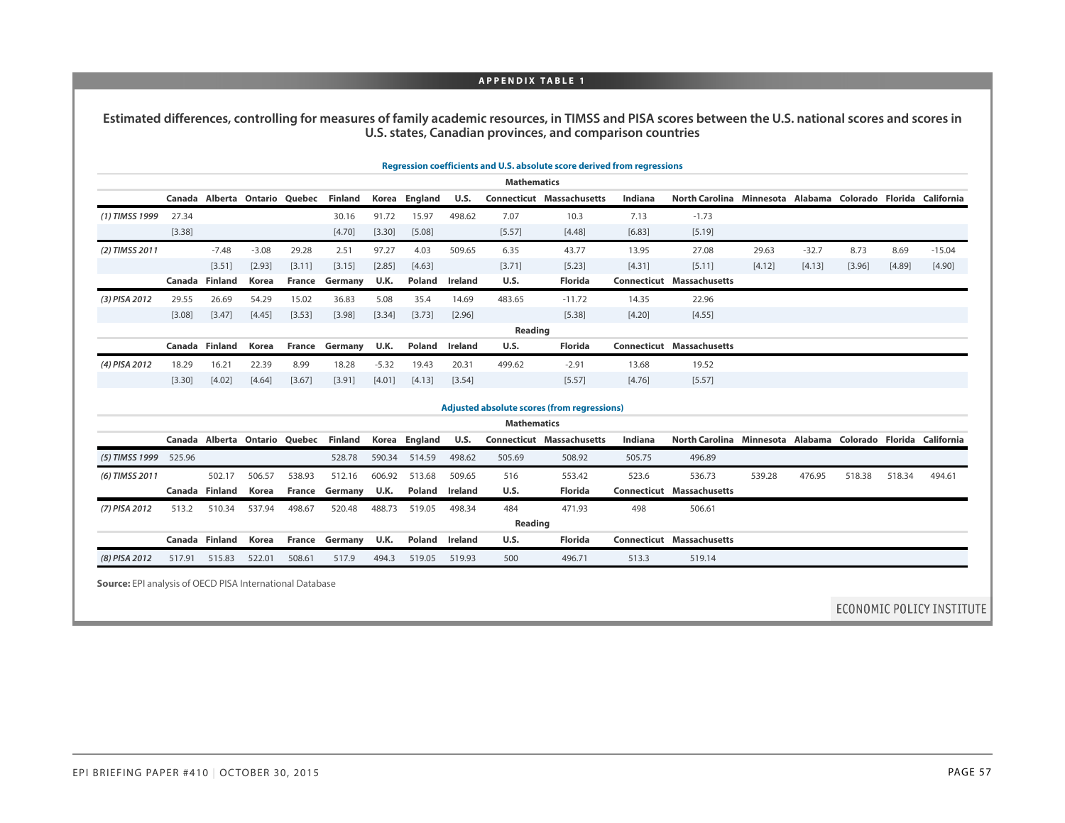## APPENDIX TABLE 1

### Estimated differences, controlling for measures of family academic resources, in TIMSS and PISA scores between the U.S. national scores and scores in U.S. states, Canadian provinces, and comparison countries

**Regression coefficients and U.S. absolute score derived from regressions**

| | | | | | | | | | | | | | | | | |
|---|---|---|---|---|---|---|---|---|---|---|---|---|---|---|---|---|
| | **Mathematics** | | | | | | | | | | | | | | | |
| | **Canada** | **Alberta** | **Ontario** | **Quebec** | **Finland** | **Korea** | **England** | **U.S.** | **Connecticut** | **Massachusetts** | **Indiana** | **North Carolina** | **Minnesota** | **Alabama** | **Colorado** | **Florida** | **California** |
| *(1) TIMSS 1999* | 27.34 | | | | 30.16 | 91.72 | 15.97 | 498.62 | 7.07 | 10.3 | 7.13 | -1.73 | | | | | |
| | [3.38] | | | | [4.70] | [3.30] | [5.08] | | [5.57] | [4.48] | [6.83] | [5.19] | | | | | |
| *(2) TIMSS 2011* | | -7.48 | -3.08 | 29.28 | 2.51 | 97.27 | 4.03 | 509.65 | 6.35 | 43.77 | 13.95 | 27.08 | 29.63 | -32.7 | 8.73 | 8.69 | -15.04 |
| | | [3.51] | [2.93] | [3.11] | [3.15] | [2.85] | [4.63] | | [3.71] | [5.23] | [4.31] | [5.11] | [4.12] | [4.13] | [3.96] | [4.89] | [4.90] |
| | **Canada** | **Finland** | **Korea** | **France** | **Germany** | **U.K.** | **Poland** | **Ireland** | **U.S.** | **Florida** | **Connecticut** | **Massachusetts** | | | | | |
| *(3) PISA 2012* | 29.55 | 26.69 | 54.29 | 15.02 | 36.83 | 5.08 | 35.4 | 14.69 | 483.65 | -11.72 | 14.35 | 22.96 | | | | | |
| | [3.08] | [3.47] | [4.45] | [3.53] | [3.98] | [3.34] | [3.73] | [2.96] | | [5.38] | [4.20] | [4.55] | | | | | |
| | **Reading** | | | | | | | | | | | | | | | | |
| | **Canada** | **Finland** | **Korea** | **France** | **Germany** | **U.K.** | **Poland** | **Ireland** | **U.S.** | **Florida** | **Connecticut** | **Massachusetts** | | | | | |
| *(4) PISA 2012* | 18.29 | 16.21 | 22.39 | 8.99 | 18.28 | -5.32 | 19.43 | 20.31 | 499.62 | -2.91 | 13.68 | 19.52 | | | | | |
| | [3.30] | [4.02] | [4.64] | [3.67] | [3.91] | [4.01] | [4.13] | [3.54] | | [5.57] | [4.76] | [5.57] | | | | | |

**Adjusted absolute scores (from regressions)**

| | | | | | | | | | | | | | | | | | |
|---|---|---|---|---|---|---|---|---|---|---|---|---|---|---|---|---|---|
| | **Mathematics** | | | | | | | | | | | | | | | | |
| | **Canada** | **Alberta** | **Ontario** | **Quebec** | **Finland** | **Korea** | **England** | **U.S.** | **Connecticut** | **Massachusetts** | **Indiana** | **North Carolina** | **Minnesota** | **Alabama** | **Colorado** | **Florida** | **California** |
| *(5) TIMSS 1999* | 525.96 | | | | 528.78 | 590.34 | 514.59 | 498.62 | 505.69 | 508.92 | 505.75 | 496.89 | | | | | |
| *(6) TIMSS 2011* | | 502.17 | 506.57 | 538.93 | 512.16 | 606.92 | 513.68 | 509.65 | 516 | 553.42 | 523.6 | 536.73 | 539.28 | 476.95 | 518.38 | 518.34 | 494.61 |
| | **Canada** | **Finland** | **Korea** | **France** | **Germany** | **U.K.** | **Poland** | **Ireland** | **U.S.** | **Florida** | **Connecticut** | **Massachusetts** | | | | | |
| *(7) PISA 2012* | 513.2 | 510.34 | 537.94 | 498.67 | 520.48 | 488.73 | 519.05 | 498.34 | 484 | 471.93 | 498 | 506.61 | | | | | |
| | **Reading** | | | | | | | | | | | | | | | | |
| | **Canada** | **Finland** | **Korea** | **France** | **Germany** | **U.K.** | **Poland** | **Ireland** | **U.S.** | **Florida** | **Connecticut** | **Massachusetts** | | | | | |
| *(8) PISA 2012* | 517.91 | 515.83 | 522.01 | 508.61 | 517.9 | 494.3 | 519.05 | 519.93 | 500 | 496.71 | 513.3 | 519.14 | | | | | |

**Source:** EPI analysis of OECD PISA International Database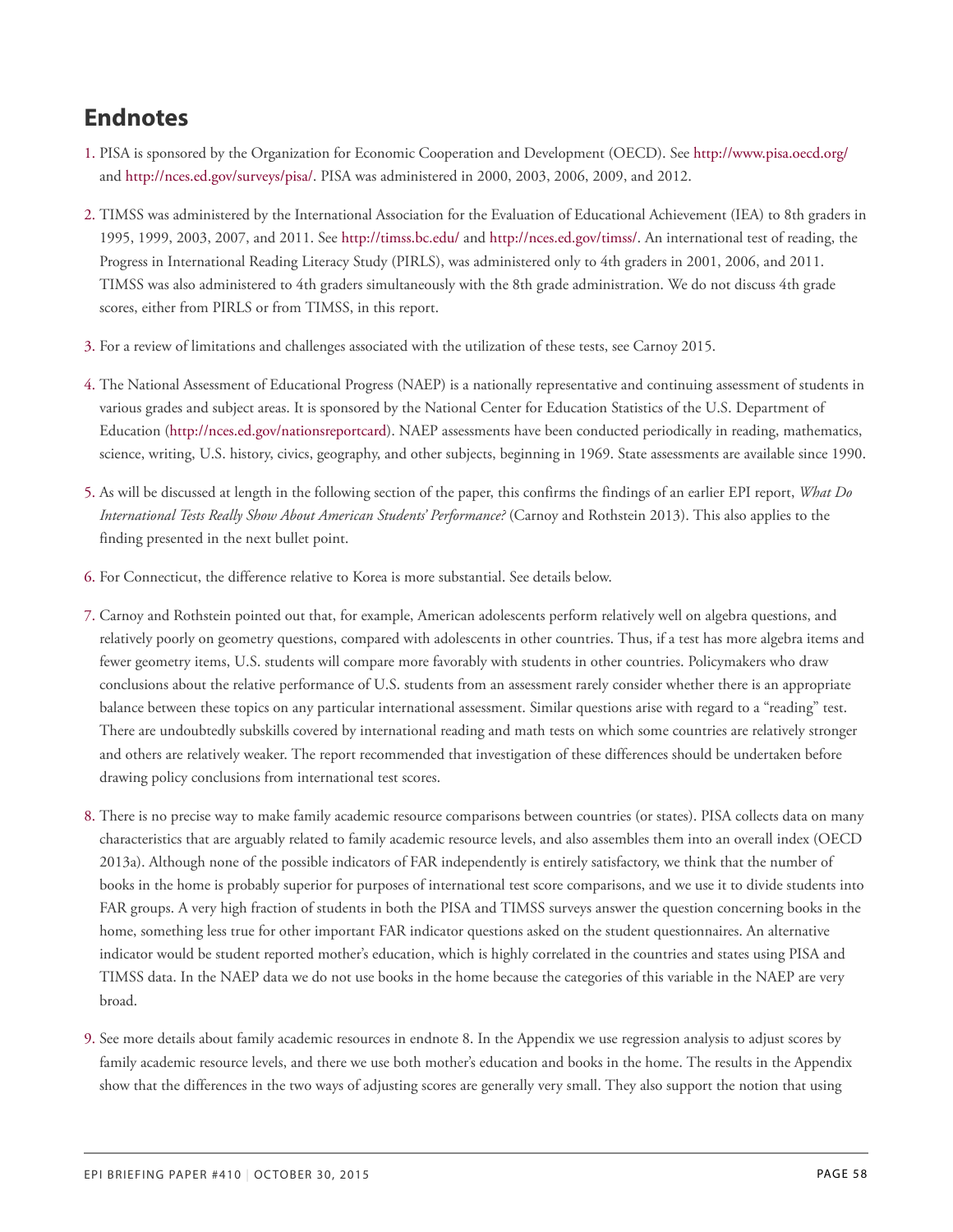## Endnotes

1. PISA is sponsored by the Organization for Economic Cooperation and Development (OECD). See http://www.pisa.oecd.org/ and http://nces.ed.gov/surveys/pisa/. PISA was administered in 2000, 2003, 2006, 2009, and 2012.

2. TIMSS was administered by the International Association for the Evaluation of Educational Achievement (IEA) to 8th graders in 1995, 1999, 2003, 2007, and 2011. See http://timss.bc.edu/ and http://nces.ed.gov/timss/. An international test of reading, the Progress in International Reading Literacy Study (PIRLS), was administered only to 4th graders in 2001, 2006, and 2011. TIMSS was also administered to 4th graders simultaneously with the 8th grade administration. We do not discuss 4th grade scores, either from PIRLS or from TIMSS, in this report.

3. For a review of limitations and challenges associated with the utilization of these tests, see Carnoy 2015.

4. The National Assessment of Educational Progress (NAEP) is a nationally representative and continuing assessment of students in various grades and subject areas. It is sponsored by the National Center for Education Statistics of the U.S. Department of Education (http://nces.ed.gov/nationsreportcard). NAEP assessments have been conducted periodically in reading, mathematics, science, writing, U.S. history, civics, geography, and other subjects, beginning in 1969. State assessments are available since 1990.

5. As will be discussed at length in the following section of the paper, this confirms the findings of an earlier EPI report, *What Do International Tests Really Show About American Students' Performance?* (Carnoy and Rothstein 2013). This also applies to the finding presented in the next bullet point.

6. For Connecticut, the difference relative to Korea is more substantial. See details below.

7. Carnoy and Rothstein pointed out that, for example, American adolescents perform relatively well on algebra questions, and relatively poorly on geometry questions, compared with adolescents in other countries. Thus, if a test has more algebra items and fewer geometry items, U.S. students will compare more favorably with students in other countries. Policymakers who draw conclusions about the relative performance of U.S. students from an assessment rarely consider whether there is an appropriate balance between these topics on any particular international assessment. Similar questions arise with regard to a "reading" test. There are undoubtedly subskills covered by international reading and math tests on which some countries are relatively stronger and others are relatively weaker. The report recommended that investigation of these differences should be undertaken before drawing policy conclusions from international test scores.

8. There is no precise way to make family academic resource comparisons between countries (or states). PISA collects data on many characteristics that are arguably related to family academic resource levels, and also assembles them into an overall index (OECD 2013a). Although none of the possible indicators of FAR independently is entirely satisfactory, we think that the number of books in the home is probably superior for purposes of international test score comparisons, and we use it to divide students into FAR groups. A very high fraction of students in both the PISA and TIMSS surveys answer the question concerning books in the home, something less true for other important FAR indicator questions asked on the student questionnaires. An alternative indicator would be student reported mother's education, which is highly correlated in the countries and states using PISA and TIMSS data. In the NAEP data we do not use books in the home because the categories of this variable in the NAEP are very broad.

9. See more details about family academic resources in endnote 8. In the Appendix we use regression analysis to adjust scores by family academic resource levels, and there we use both mother's education and books in the home. The results in the Appendix show that the differences in the two ways of adjusting scores are generally very small. They also support the notion that using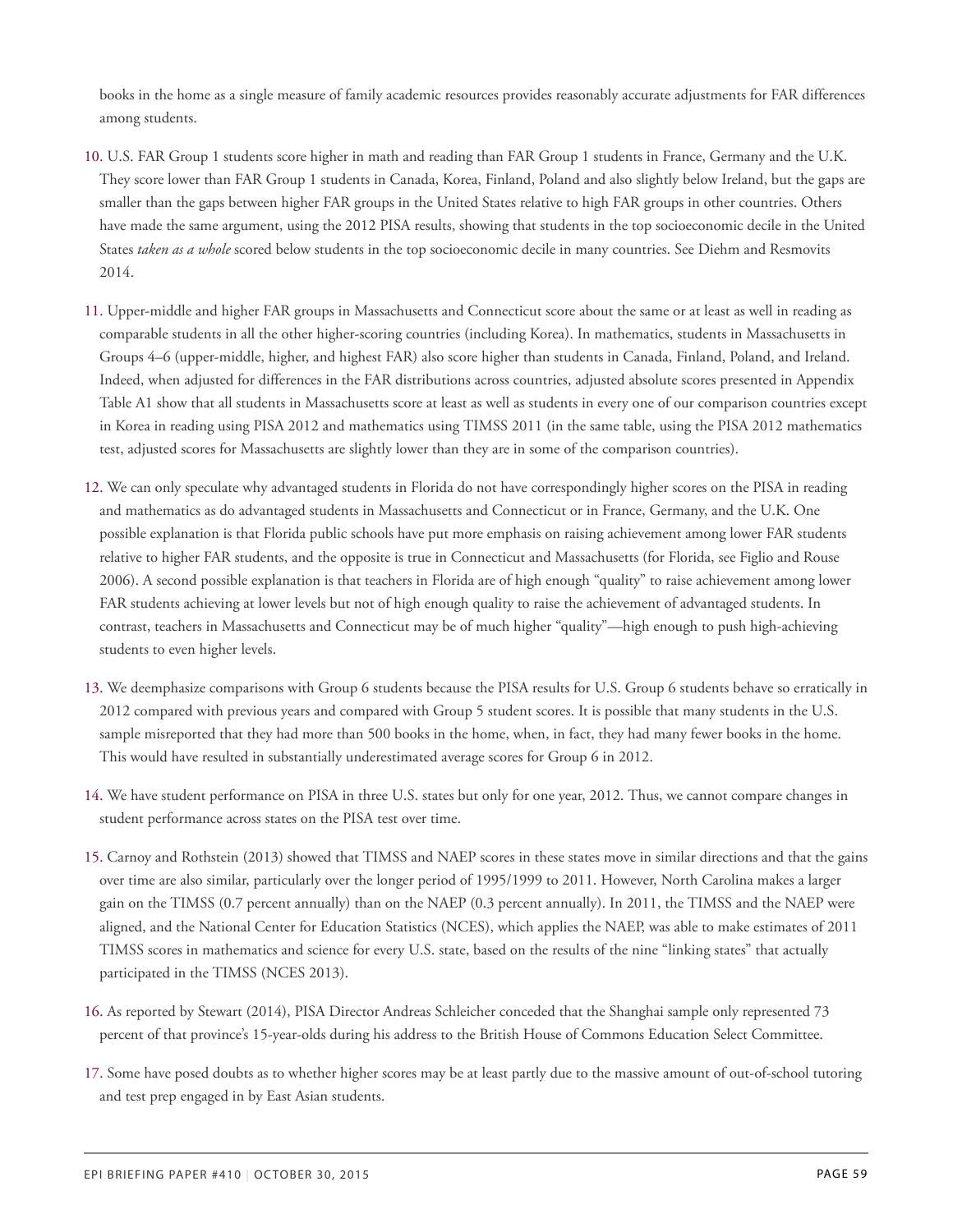books in the home as a single measure of family academic resources provides reasonably accurate adjustments for FAR differences among students.

10. U.S. FAR Group 1 students score higher in math and reading than FAR Group 1 students in France, Germany and the U.K. They score lower than FAR Group 1 students in Canada, Korea, Finland, Poland and also slightly below Ireland, but the gaps are smaller than the gaps between higher FAR groups in the United States relative to high FAR groups in other countries. Others have made the same argument, using the 2012 PISA results, showing that students in the top socioeconomic decile in the United States *taken as a whole* scored below students in the top socioeconomic decile in many countries. See Diehm and Resmovits 2014.

11. Upper-middle and higher FAR groups in Massachusetts and Connecticut score about the same or at least as well in reading as comparable students in all the other higher-scoring countries (including Korea). In mathematics, students in Massachusetts in Groups 4–6 (upper-middle, higher, and highest FAR) also score higher than students in Canada, Finland, Poland, and Ireland. Indeed, when adjusted for differences in the FAR distributions across countries, adjusted absolute scores presented in Appendix Table A1 show that all students in Massachusetts score at least as well as students in every one of our comparison countries except in Korea in reading using PISA 2012 and mathematics using TIMSS 2011 (in the same table, using the PISA 2012 mathematics test, adjusted scores for Massachusetts are slightly lower than they are in some of the comparison countries).

12. We can only speculate why advantaged students in Florida do not have correspondingly higher scores on the PISA in reading and mathematics as do advantaged students in Massachusetts and Connecticut or in France, Germany, and the U.K. One possible explanation is that Florida public schools have put more emphasis on raising achievement among lower FAR students relative to higher FAR students, and the opposite is true in Connecticut and Massachusetts (for Florida, see Figlio and Rouse 2006). A second possible explanation is that teachers in Florida are of high enough "quality" to raise achievement among lower FAR students achieving at lower levels but not of high enough quality to raise the achievement of advantaged students. In contrast, teachers in Massachusetts and Connecticut may be of much higher "quality"—high enough to push high-achieving students to even higher levels.

13. We deemphasize comparisons with Group 6 students because the PISA results for U.S. Group 6 students behave so erratically in 2012 compared with previous years and compared with Group 5 student scores. It is possible that many students in the U.S. sample misreported that they had more than 500 books in the home, when, in fact, they had many fewer books in the home. This would have resulted in substantially underestimated average scores for Group 6 in 2012.

14. We have student performance on PISA in three U.S. states but only for one year, 2012. Thus, we cannot compare changes in student performance across states on the PISA test over time.

15. Carnoy and Rothstein (2013) showed that TIMSS and NAEP scores in these states move in similar directions and that the gains over time are also similar, particularly over the longer period of 1995/1999 to 2011. However, North Carolina makes a larger gain on the TIMSS (0.7 percent annually) than on the NAEP (0.3 percent annually). In 2011, the TIMSS and the NAEP were aligned, and the National Center for Education Statistics (NCES), which applies the NAEP, was able to make estimates of 2011 TIMSS scores in mathematics and science for every U.S. state, based on the results of the nine "linking states" that actually participated in the TIMSS (NCES 2013).

16. As reported by Stewart (2014), PISA Director Andreas Schleicher conceded that the Shanghai sample only represented 73 percent of that province's 15-year-olds during his address to the British House of Commons Education Select Committee.

17. Some have posed doubts as to whether higher scores may be at least partly due to the massive amount of out-of-school tutoring and test prep engaged in by East Asian students.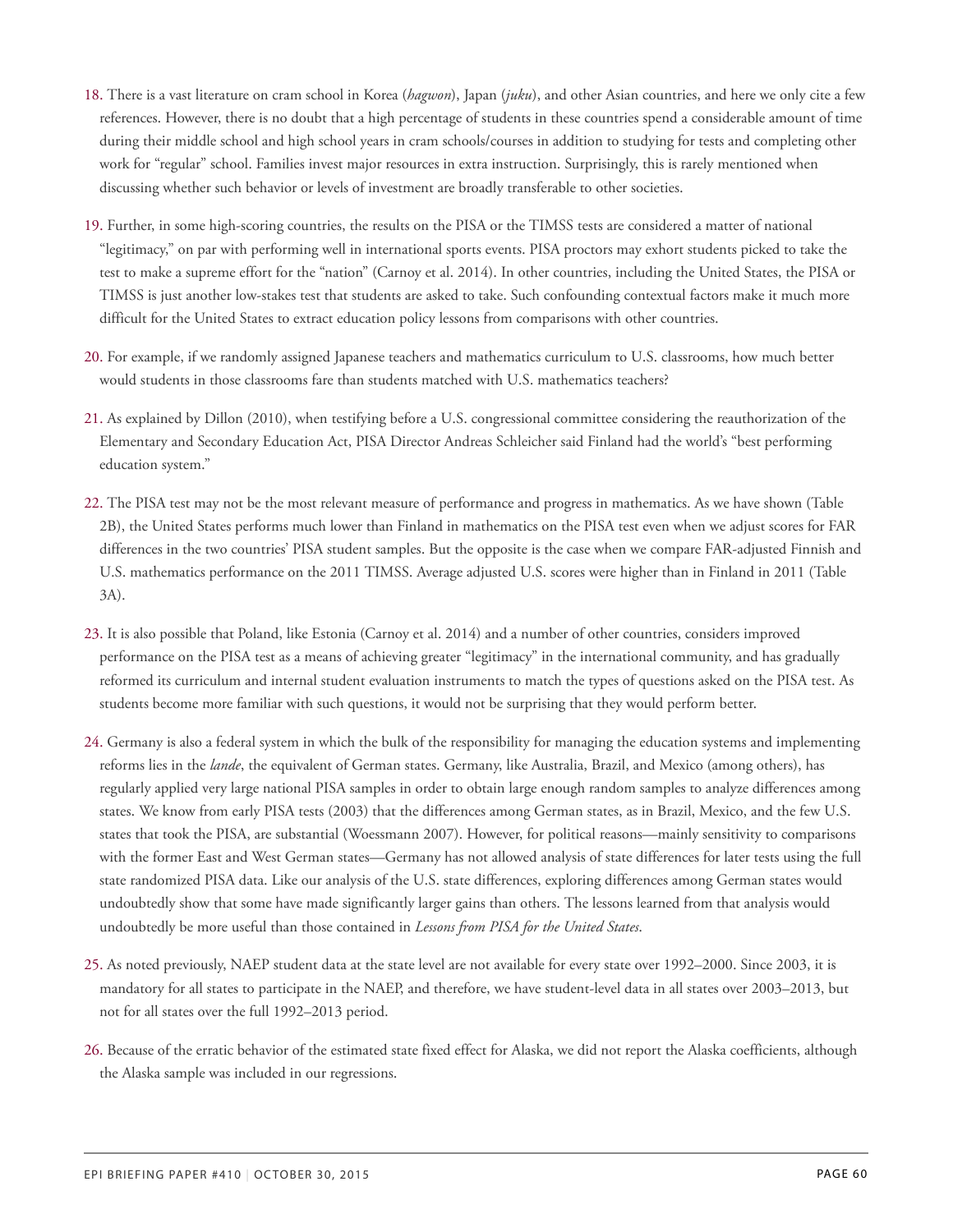18. There is a vast literature on cram school in Korea (*hagwon*), Japan (*juku*), and other Asian countries, and here we only cite a few references. However, there is no doubt that a high percentage of students in these countries spend a considerable amount of time during their middle school and high school years in cram schools/courses in addition to studying for tests and completing other work for "regular" school. Families invest major resources in extra instruction. Surprisingly, this is rarely mentioned when discussing whether such behavior or levels of investment are broadly transferable to other societies.

19. Further, in some high-scoring countries, the results on the PISA or the TIMSS tests are considered a matter of national "legitimacy," on par with performing well in international sports events. PISA proctors may exhort students picked to take the test to make a supreme effort for the "nation" (Carnoy et al. 2014). In other countries, including the United States, the PISA or TIMSS is just another low-stakes test that students are asked to take. Such confounding contextual factors make it much more difficult for the United States to extract education policy lessons from comparisons with other countries.

20. For example, if we randomly assigned Japanese teachers and mathematics curriculum to U.S. classrooms, how much better would students in those classrooms fare than students matched with U.S. mathematics teachers?

21. As explained by Dillon (2010), when testifying before a U.S. congressional committee considering the reauthorization of the Elementary and Secondary Education Act, PISA Director Andreas Schleicher said Finland had the world's "best performing education system."

22. The PISA test may not be the most relevant measure of performance and progress in mathematics. As we have shown (Table 2B), the United States performs much lower than Finland in mathematics on the PISA test even when we adjust scores for FAR differences in the two countries' PISA student samples. But the opposite is the case when we compare FAR-adjusted Finnish and U.S. mathematics performance on the 2011 TIMSS. Average adjusted U.S. scores were higher than in Finland in 2011 (Table 3A).

23. It is also possible that Poland, like Estonia (Carnoy et al. 2014) and a number of other countries, considers improved performance on the PISA test as a means of achieving greater "legitimacy" in the international community, and has gradually reformed its curriculum and internal student evaluation instruments to match the types of questions asked on the PISA test. As students become more familiar with such questions, it would not be surprising that they would perform better.

24. Germany is also a federal system in which the bulk of the responsibility for managing the education systems and implementing reforms lies in the *lande*, the equivalent of German states. Germany, like Australia, Brazil, and Mexico (among others), has regularly applied very large national PISA samples in order to obtain large enough random samples to analyze differences among states. We know from early PISA tests (2003) that the differences among German states, as in Brazil, Mexico, and the few U.S. states that took the PISA, are substantial (Woessmann 2007). However, for political reasons—mainly sensitivity to comparisons with the former East and West German states—Germany has not allowed analysis of state differences for later tests using the full state randomized PISA data. Like our analysis of the U.S. state differences, exploring differences among German states would undoubtedly show that some have made significantly larger gains than others. The lessons learned from that analysis would undoubtedly be more useful than those contained in *Lessons from PISA for the United States*.

25. As noted previously, NAEP student data at the state level are not available for every state over 1992–2000. Since 2003, it is mandatory for all states to participate in the NAEP, and therefore, we have student-level data in all states over 2003–2013, but not for all states over the full 1992–2013 period.

26. Because of the erratic behavior of the estimated state fixed effect for Alaska, we did not report the Alaska coefficients, although the Alaska sample was included in our regressions.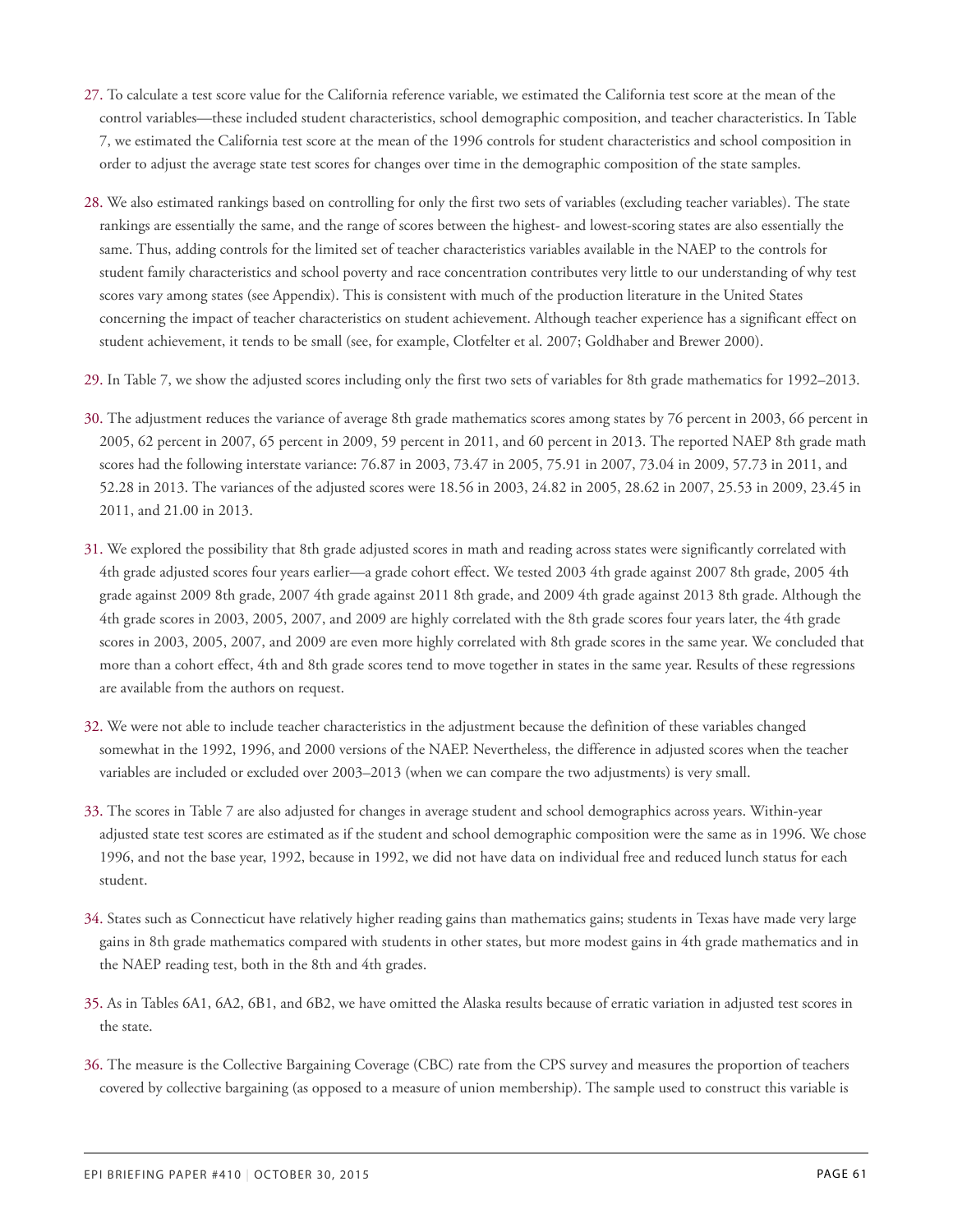27. To calculate a test score value for the California reference variable, we estimated the California test score at the mean of the control variables—these included student characteristics, school demographic composition, and teacher characteristics. In Table 7, we estimated the California test score at the mean of the 1996 controls for student characteristics and school composition in order to adjust the average state test scores for changes over time in the demographic composition of the state samples.

28. We also estimated rankings based on controlling for only the first two sets of variables (excluding teacher variables). The state rankings are essentially the same, and the range of scores between the highest- and lowest-scoring states are also essentially the same. Thus, adding controls for the limited set of teacher characteristics variables available in the NAEP to the controls for student family characteristics and school poverty and race concentration contributes very little to our understanding of why test scores vary among states (see Appendix). This is consistent with much of the production literature in the United States concerning the impact of teacher characteristics on student achievement. Although teacher experience has a significant effect on student achievement, it tends to be small (see, for example, Clotfelter et al. 2007; Goldhaber and Brewer 2000).

29. In Table 7, we show the adjusted scores including only the first two sets of variables for 8th grade mathematics for 1992–2013.

30. The adjustment reduces the variance of average 8th grade mathematics scores among states by 76 percent in 2003, 66 percent in 2005, 62 percent in 2007, 65 percent in 2009, 59 percent in 2011, and 60 percent in 2013. The reported NAEP 8th grade math scores had the following interstate variance: 76.87 in 2003, 73.47 in 2005, 75.91 in 2007, 73.04 in 2009, 57.73 in 2011, and 52.28 in 2013. The variances of the adjusted scores were 18.56 in 2003, 24.82 in 2005, 28.62 in 2007, 25.53 in 2009, 23.45 in 2011, and 21.00 in 2013.

31. We explored the possibility that 8th grade adjusted scores in math and reading across states were significantly correlated with 4th grade adjusted scores four years earlier—a grade cohort effect. We tested 2003 4th grade against 2007 8th grade, 2005 4th grade against 2009 8th grade, 2007 4th grade against 2011 8th grade, and 2009 4th grade against 2013 8th grade. Although the 4th grade scores in 2003, 2005, 2007, and 2009 are highly correlated with the 8th grade scores four years later, the 4th grade scores in 2003, 2005, 2007, and 2009 are even more highly correlated with 8th grade scores in the same year. We concluded that more than a cohort effect, 4th and 8th grade scores tend to move together in states in the same year. Results of these regressions are available from the authors on request.

32. We were not able to include teacher characteristics in the adjustment because the definition of these variables changed somewhat in the 1992, 1996, and 2000 versions of the NAEP. Nevertheless, the difference in adjusted scores when the teacher variables are included or excluded over 2003–2013 (when we can compare the two adjustments) is very small.

33. The scores in Table 7 are also adjusted for changes in average student and school demographics across years. Within-year adjusted state test scores are estimated as if the student and school demographic composition were the same as in 1996. We chose 1996, and not the base year, 1992, because in 1992, we did not have data on individual free and reduced lunch status for each student.

34. States such as Connecticut have relatively higher reading gains than mathematics gains; students in Texas have made very large gains in 8th grade mathematics compared with students in other states, but more modest gains in 4th grade mathematics and in the NAEP reading test, both in the 8th and 4th grades.

35. As in Tables 6A1, 6A2, 6B1, and 6B2, we have omitted the Alaska results because of erratic variation in adjusted test scores in the state.

36. The measure is the Collective Bargaining Coverage (CBC) rate from the CPS survey and measures the proportion of teachers covered by collective bargaining (as opposed to a measure of union membership). The sample used to construct this variable is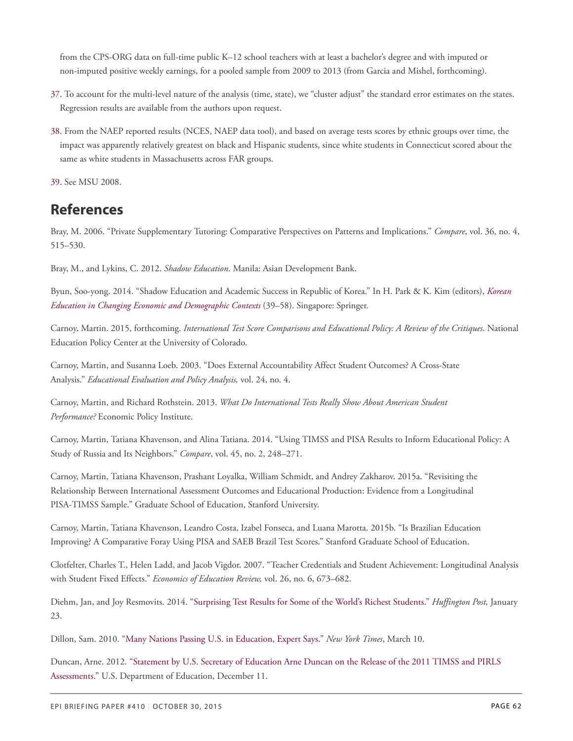from the CPS-ORG data on full-time public K–12 school teachers with at least a bachelor's degree and with imputed or non-imputed positive weekly earnings, for a pooled sample from 2009 to 2013 (from Garcia and Mishel, forthcoming).

37. To account for the multi-level nature of the analysis (time, state), we "cluster adjust" the standard error estimates on the states. Regression results are available from the authors upon request.

38. From the NAEP reported results (NCES, NAEP data tool), and based on average tests scores by ethnic groups over time, the impact was apparently relatively greatest on black and Hispanic students, since white students in Connecticut scored about the same as white students in Massachusetts across FAR groups.

39. See MSU 2008.

## References

Bray, M. 2006. "Private Supplementary Tutoring: Comparative Perspectives on Patterns and Implications." *Compare*, vol. 36, no. 4, 515–530.

Bray, M., and Lykins, C. 2012. *Shadow Education*. Manila: Asian Development Bank.

Byun, Soo-yong. 2014. "Shadow Education and Academic Success in Republic of Korea." In H. Park & K. Kim (editors), *Korean Education in Changing Economic and Demographic Contexts* (39–58). Singapore: Springer.

Carnoy, Martin. 2015, forthcoming. *International Test Score Comparisons and Educational Policy: A Review of the Critiques*. National Education Policy Center at the University of Colorado.

Carnoy, Martin, and Susanna Loeb. 2003. "Does External Accountability Affect Student Outcomes? A Cross-State Analysis." *Educational Evaluation and Policy Analysis,* vol. 24, no. 4.

Carnoy, Martin, and Richard Rothstein. 2013. *What Do International Tests Really Show About American Student Performance?* Economic Policy Institute.

Carnoy, Martin, Tatiana Khavenson, and Alina Tatiana. 2014. "Using TIMSS and PISA Results to Inform Educational Policy: A Study of Russia and Its Neighbors." *Compare*, vol. 45, no. 2, 248–271.

Carnoy, Martin, Tatiana Khavenson, Prashant Loyalka, William Schmidt, and Andrey Zakharov. 2015a. "Revisiting the Relationship Between International Assessment Outcomes and Educational Production: Evidence from a Longitudinal PISA-TIMSS Sample." Graduate School of Education, Stanford University.

Carnoy, Martin, Tatiana Khavenson, Leandro Costa, Izabel Fonseca, and Luana Marotta. 2015b. "Is Brazilian Education Improving? A Comparative Foray Using PISA and SAEB Brazil Test Scores." Stanford Graduate School of Education.

Clotfelter, Charles T., Helen Ladd, and Jacob Vigdor. 2007. "Teacher Credentials and Student Achievement: Longitudinal Analysis with Student Fixed Effects." *Economics of Education Review,* vol. 26, no. 6, 673–682.

Diehm, Jan, and Joy Resmovits. 2014. "Surprising Test Results for Some of the World's Richest Students." *Huffington Post,* January 23.

Dillon, Sam. 2010. "Many Nations Passing U.S. in Education, Expert Says." *New York Times*, March 10.

Duncan, Arne. 2012. "Statement by U.S. Secretary of Education Arne Duncan on the Release of the 2011 TIMSS and PIRLS Assessments." U.S. Department of Education, December 11.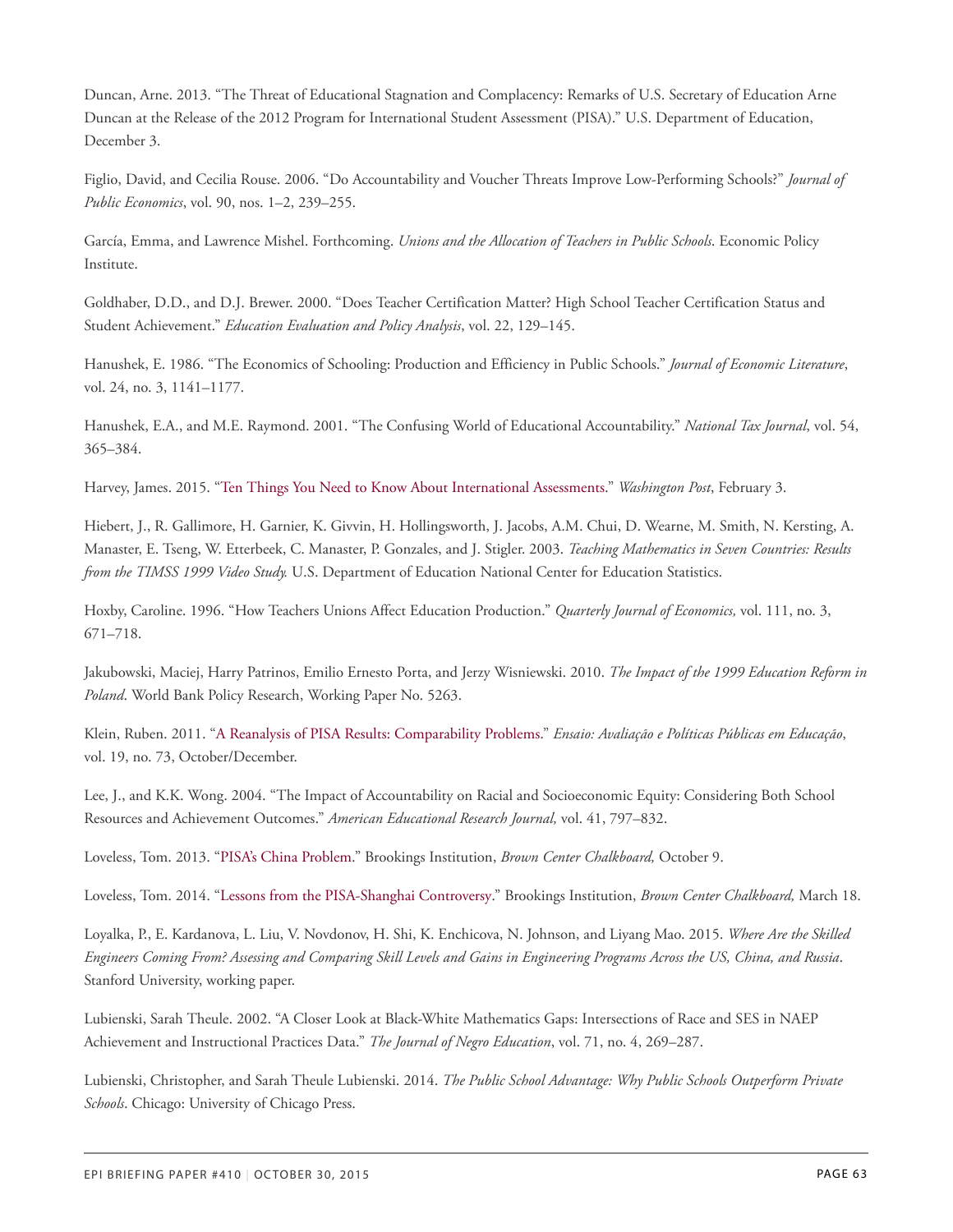Duncan, Arne. 2013. "The Threat of Educational Stagnation and Complacency: Remarks of U.S. Secretary of Education Arne Duncan at the Release of the 2012 Program for International Student Assessment (PISA)." U.S. Department of Education, December 3.

Figlio, David, and Cecilia Rouse. 2006. "Do Accountability and Voucher Threats Improve Low-Performing Schools?" *Journal of Public Economics*, vol. 90, nos. 1–2, 239–255.

García, Emma, and Lawrence Mishel. Forthcoming. *Unions and the Allocation of Teachers in Public Schools*. Economic Policy Institute.

Goldhaber, D.D., and D.J. Brewer. 2000. "Does Teacher Certification Matter? High School Teacher Certification Status and Student Achievement." *Education Evaluation and Policy Analysis*, vol. 22, 129–145.

Hanushek, E. 1986. "The Economics of Schooling: Production and Efficiency in Public Schools." *Journal of Economic Literature*, vol. 24, no. 3, 1141–1177.

Hanushek, E.A., and M.E. Raymond. 2001. "The Confusing World of Educational Accountability." *National Tax Journal*, vol. 54, 365–384.

Harvey, James. 2015. "Ten Things You Need to Know About International Assessments." *Washington Post*, February 3.

Hiebert, J., R. Gallimore, H. Garnier, K. Givvin, H. Hollingsworth, J. Jacobs, A.M. Chui, D. Wearne, M. Smith, N. Kersting, A. Manaster, E. Tseng, W. Etterbeek, C. Manaster, P. Gonzales, and J. Stigler. 2003. *Teaching Mathematics in Seven Countries: Results from the TIMSS 1999 Video Study.* U.S. Department of Education National Center for Education Statistics.

Hoxby, Caroline. 1996. "How Teachers Unions Affect Education Production." *Quarterly Journal of Economics,* vol. 111, no. 3, 671–718.

Jakubowski, Maciej, Harry Patrinos, Emilio Ernesto Porta, and Jerzy Wisniewski. 2010. *The Impact of the 1999 Education Reform in Poland*. World Bank Policy Research, Working Paper No. 5263.

Klein, Ruben. 2011. "A Reanalysis of PISA Results: Comparability Problems." *Ensaio: Avaliação e Políticas Públicas em Educação*, vol. 19, no. 73, October/December.

Lee, J., and K.K. Wong. 2004. "The Impact of Accountability on Racial and Socioeconomic Equity: Considering Both School Resources and Achievement Outcomes." *American Educational Research Journal,* vol. 41, 797–832.

Loveless, Tom. 2013. "PISA's China Problem." Brookings Institution, *Brown Center Chalkboard,* October 9.

Loveless, Tom. 2014. "Lessons from the PISA-Shanghai Controversy." Brookings Institution, *Brown Center Chalkboard,* March 18.

Loyalka, P., E. Kardanova, L. Liu, V. Novdonov, H. Shi, K. Enchicova, N. Johnson, and Liyang Mao. 2015. *Where Are the Skilled Engineers Coming From? Assessing and Comparing Skill Levels and Gains in Engineering Programs Across the US, China, and Russia*. Stanford University, working paper.

Lubienski, Sarah Theule. 2002. "A Closer Look at Black-White Mathematics Gaps: Intersections of Race and SES in NAEP Achievement and Instructional Practices Data." *The Journal of Negro Education*, vol. 71, no. 4, 269–287.

Lubienski, Christopher, and Sarah Theule Lubienski. 2014. *The Public School Advantage: Why Public Schools Outperform Private Schools*. Chicago: University of Chicago Press.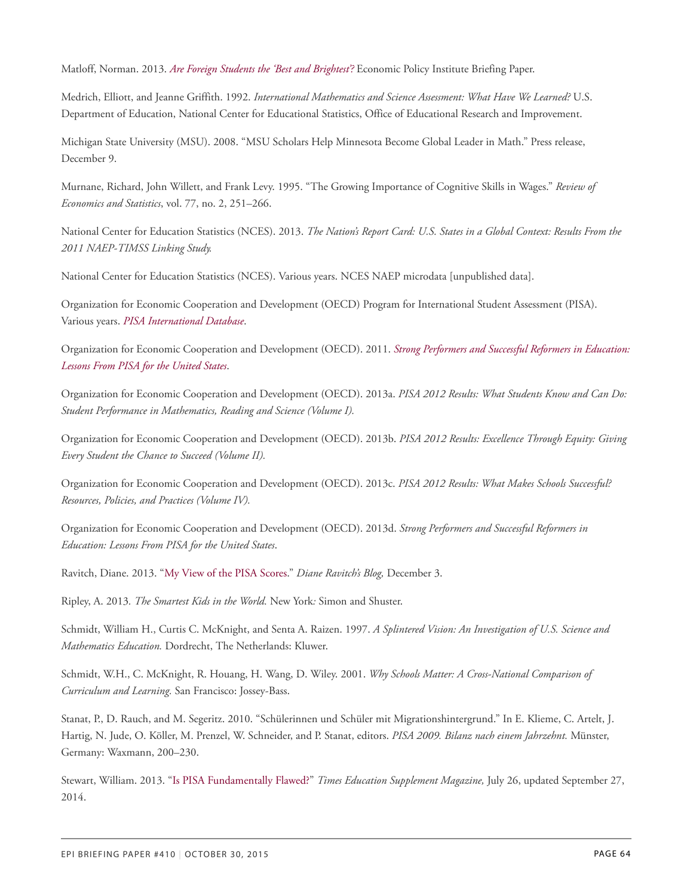Matloff, Norman. 2013. *Are Foreign Students the 'Best and Brightest'?* Economic Policy Institute Briefing Paper.

Medrich, Elliott, and Jeanne Griffith. 1992. *International Mathematics and Science Assessment: What Have We Learned?* U.S. Department of Education, National Center for Educational Statistics, Office of Educational Research and Improvement.

Michigan State University (MSU). 2008. "MSU Scholars Help Minnesota Become Global Leader in Math." Press release, December 9.

Murnane, Richard, John Willett, and Frank Levy. 1995. "The Growing Importance of Cognitive Skills in Wages." *Review of Economics and Statistics*, vol. 77, no. 2, 251–266.

National Center for Education Statistics (NCES). 2013. *The Nation's Report Card: U.S. States in a Global Context: Results From the 2011 NAEP-TIMSS Linking Study.*

National Center for Education Statistics (NCES). Various years. NCES NAEP microdata [unpublished data].

Organization for Economic Cooperation and Development (OECD) Program for International Student Assessment (PISA). Various years. *PISA International Database*.

Organization for Economic Cooperation and Development (OECD). 2011. *Strong Performers and Successful Reformers in Education: Lessons From PISA for the United States*.

Organization for Economic Cooperation and Development (OECD). 2013a. *PISA 2012 Results: What Students Know and Can Do: Student Performance in Mathematics, Reading and Science (Volume I).*

Organization for Economic Cooperation and Development (OECD). 2013b. *PISA 2012 Results: Excellence Through Equity: Giving Every Student the Chance to Succeed (Volume II).*

Organization for Economic Cooperation and Development (OECD). 2013c. *PISA 2012 Results: What Makes Schools Successful? Resources, Policies, and Practices (Volume IV).*

Organization for Economic Cooperation and Development (OECD). 2013d. *Strong Performers and Successful Reformers in Education: Lessons From PISA for the United States*.

Ravitch, Diane. 2013. "My View of the PISA Scores." *Diane Ravitch's Blog,* December 3.

Ripley, A. 2013*. The Smartest Kids in the World.* New York*:* Simon and Shuster.

Schmidt, William H., Curtis C. McKnight, and Senta A. Raizen. 1997. *A Splintered Vision: An Investigation of U.S. Science and Mathematics Education.* Dordrecht, The Netherlands: Kluwer.

Schmidt, W.H., C. McKnight, R. Houang, H. Wang, D. Wiley. 2001. *Why Schools Matter: A Cross-National Comparison of Curriculum and Learning.* San Francisco: Jossey-Bass.

Stanat, P., D. Rauch, and M. Segeritz. 2010. "Schülerinnen und Schüler mit Migrationshintergrund." In E. Klieme, C. Artelt, J. Hartig, N. Jude, O. Köller, M. Prenzel, W. Schneider, and P. Stanat, editors. *PISA 2009. Bilanz nach einem Jahrzehnt.* Münster, Germany: Waxmann, 200–230.

Stewart, William. 2013. "Is PISA Fundamentally Flawed?" *Times Education Supplement Magazine,* July 26, updated September 27, 2014.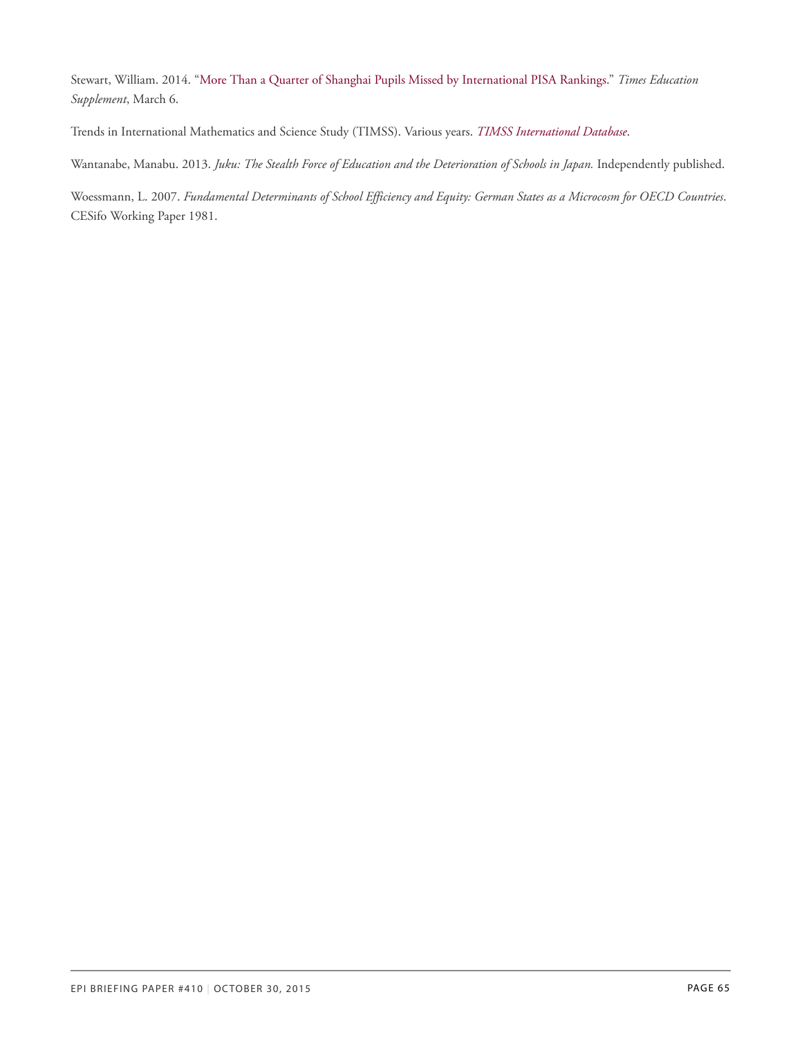Stewart, William. 2014. "More Than a Quarter of Shanghai Pupils Missed by International PISA Rankings." *Times Education Supplement*, March 6.

Trends in International Mathematics and Science Study (TIMSS). Various years. *TIMSS International Database*.

Wantanabe, Manabu. 2013. *Juku: The Stealth Force of Education and the Deterioration of Schools in Japan.* Independently published.

Woessmann, L. 2007. *Fundamental Determinants of School Efficiency and Equity: German States as a Microcosm for OECD Countries*. CESifo Working Paper 1981.